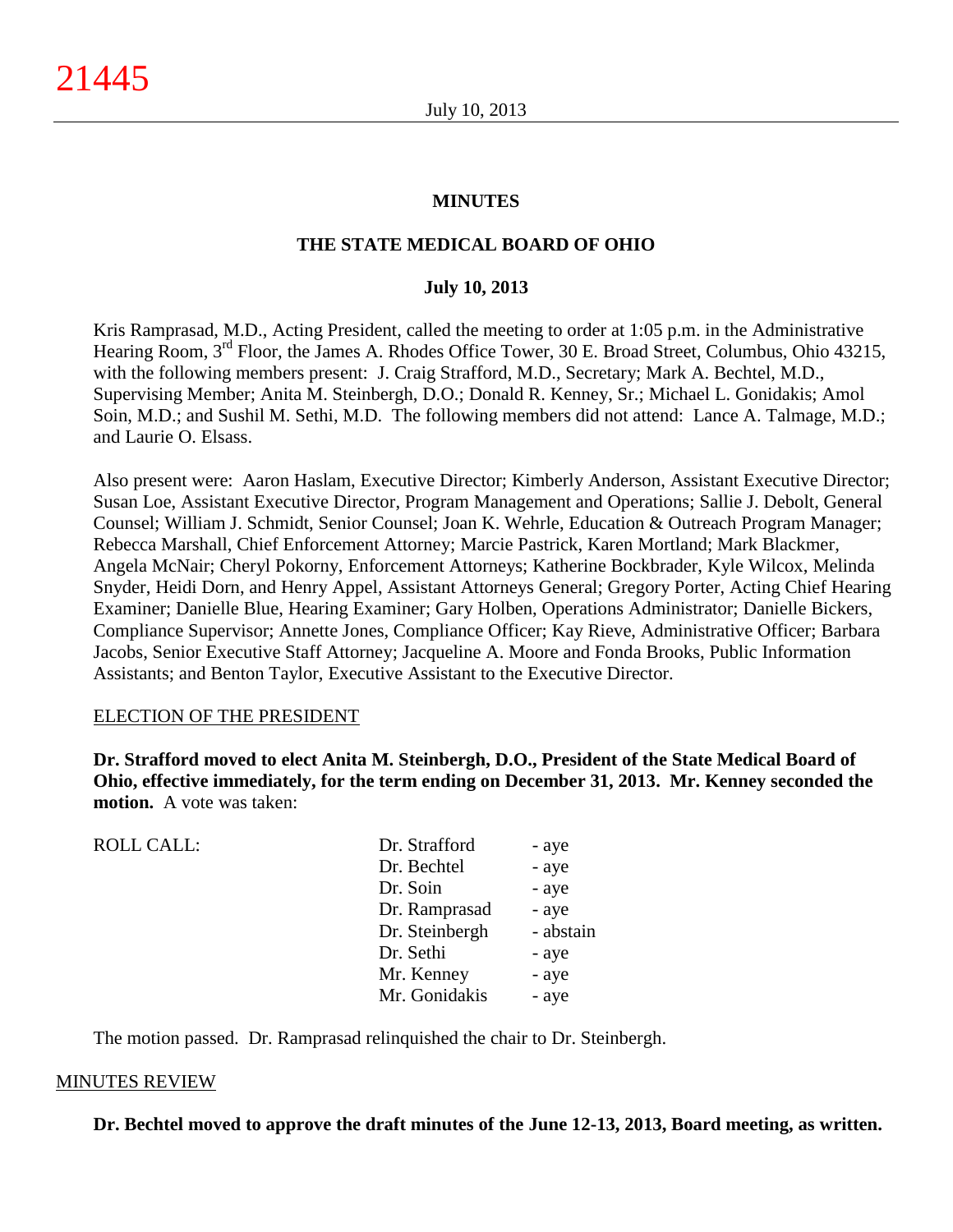## MINUTES

## THE STATE MEDICAL BOARD OF OHIO

### July 10, 2013

Kris Ramprasad, M.D., Acting President, called the meeting to order at 1:05 p.m. in the Administrative Hearing Room, 3rd Floor, the James A. Rhodes Office Tower, 30 E. Broad Street, Columbus, Ohio 43215, with the following members present: J. Craig Strafford, M.D., Secretary; Mark A. Bechtel, M.D., Supervising Member; Anita M. Steinbergh, D.O.; Donald R. Kenney, Sr.; Michael L. Gonidakis; Amol Soin, M.D.; and Sushil M. Sethi, M.D. The following members did not attend: Lance A. Talmage, M.D.; and Laurie O. Elsass.

Also present were: Aaron Haslam, Executive Director; Kimberly Anderson, Assistant Executive Director; Susan Loe, Assistant Executive Director, Program Management and Operations; Sallie J. Debolt, General Counsel; William J. Schmidt, Senior Counsel; Joan K. Wehrle, Education & Outreach Program Manager; Rebecca Marshall, Chief Enforcement Attorney; Marcie Pastrick, Karen Mortland; Mark Blackmer, Angela McNair; Cheryl Pokorny, Enforcement Attorneys; Katherine Bockbrader, Kyle Wilcox, Melinda Snyder, Heidi Dorn, and Henry Appel, Assistant Attorneys General; Gregory Porter, Acting Chief Hearing Examiner; Danielle Blue, Hearing Examiner; Gary Holben, Operations Administrator; Danielle Bickers, Compliance Supervisor; Annette Jones, Compliance Officer; Kay Rieve, Administrative Officer; Barbara Jacobs, Senior Executive Staff Attorney; Jacqueline A. Moore and Fonda Brooks, Public Information Assistants; and Benton Taylor, Executive Assistant to the Executive Director.

ELECTION OF THE PRESIDENT

**Dr. Strafford moved to elect Anita M. Steinbergh, D.O., President of the State Medical Board of Ohio, effective immediately, for the term ending on December 31, 2013. Mr. Kenney seconded the motion.** A vote was taken:

| ROLL CALL: | | |
|---|---|---|
| | Dr. Strafford | - aye |
| | Dr. Bechtel | - aye |
| | Dr. Soin | - aye |
| | Dr. Ramprasad | - aye |
| | Dr. Steinbergh | - abstain |
| | Dr. Sethi | - aye |
| | Mr. Kenney | - aye |
| | Mr. Gonidakis | - aye |

The motion passed. Dr. Ramprasad relinquished the chair to Dr. Steinbergh.

MINUTES REVIEW

**Dr. Bechtel moved to approve the draft minutes of the June 12-13, 2013, Board meeting, as written.**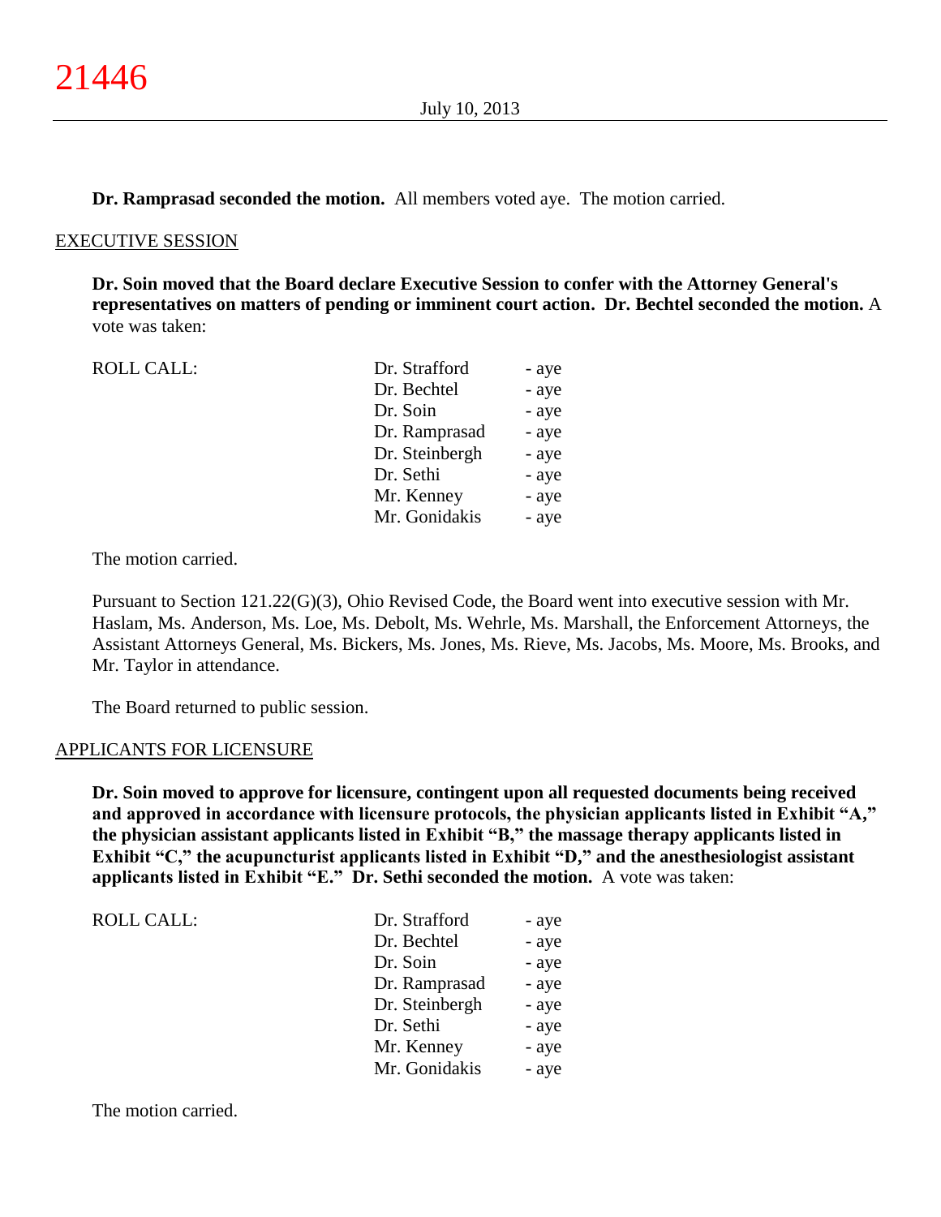**Dr. Ramprasad seconded the motion.** All members voted aye. The motion carried.

## EXECUTIVE SESSION

**Dr. Soin moved that the Board declare Executive Session to confer with the Attorney General's representatives on matters of pending or imminent court action. Dr. Bechtel seconded the motion.** A vote was taken:

| ROLL CALL: | | |
|---|---|---|
| | Dr. Strafford | - aye |
| | Dr. Bechtel | - aye |
| | Dr. Soin | - aye |
| | Dr. Ramprasad | - aye |
| | Dr. Steinbergh | - aye |
| | Dr. Sethi | - aye |
| | Mr. Kenney | - aye |
| | Mr. Gonidakis | - aye |

The motion carried.

Pursuant to Section 121.22(G)(3), Ohio Revised Code, the Board went into executive session with Mr. Haslam, Ms. Anderson, Ms. Loe, Ms. Debolt, Ms. Wehrle, Ms. Marshall, the Enforcement Attorneys, the Assistant Attorneys General, Ms. Bickers, Ms. Jones, Ms. Rieve, Ms. Jacobs, Ms. Moore, Ms. Brooks, and Mr. Taylor in attendance.

The Board returned to public session.

## APPLICANTS FOR LICENSURE

**Dr. Soin moved to approve for licensure, contingent upon all requested documents being received and approved in accordance with licensure protocols, the physician applicants listed in Exhibit "A," the physician assistant applicants listed in Exhibit "B," the massage therapy applicants listed in Exhibit "C," the acupuncturist applicants listed in Exhibit "D," and the anesthesiologist assistant applicants listed in Exhibit "E." Dr. Sethi seconded the motion.** A vote was taken:

| ROLL CALL: | | |
|---|---|---|
| | Dr. Strafford | - aye |
| | Dr. Bechtel | - aye |
| | Dr. Soin | - aye |
| | Dr. Ramprasad | - aye |
| | Dr. Steinbergh | - aye |
| | Dr. Sethi | - aye |
| | Mr. Kenney | - aye |
| | Mr. Gonidakis | - aye |

The motion carried.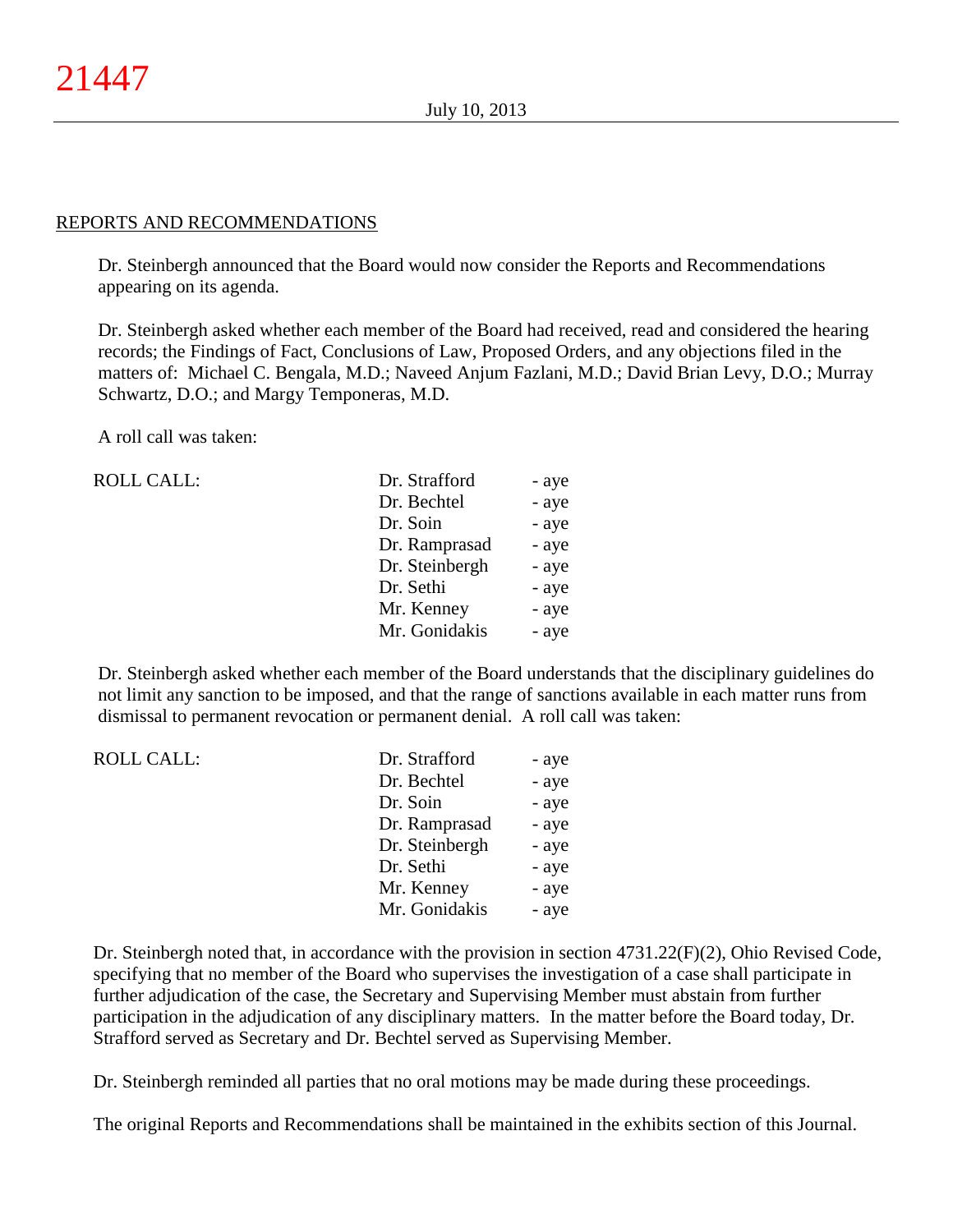## REPORTS AND RECOMMENDATIONS

Dr. Steinbergh announced that the Board would now consider the Reports and Recommendations appearing on its agenda.

Dr. Steinbergh asked whether each member of the Board had received, read and considered the hearing records; the Findings of Fact, Conclusions of Law, Proposed Orders, and any objections filed in the matters of: Michael C. Bengala, M.D.; Naveed Anjum Fazlani, M.D.; David Brian Levy, D.O.; Murray Schwartz, D.O.; and Margy Temponeras, M.D.

A roll call was taken:

| ROLL CALL: | Dr. Strafford | - aye |
|---|---|---|
| | Dr. Bechtel | - aye |
| | Dr. Soin | - aye |
| | Dr. Ramprasad | - aye |
| | Dr. Steinbergh | - aye |
| | Dr. Sethi | - aye |
| | Mr. Kenney | - aye |
| | Mr. Gonidakis | - aye |

Dr. Steinbergh asked whether each member of the Board understands that the disciplinary guidelines do not limit any sanction to be imposed, and that the range of sanctions available in each matter runs from dismissal to permanent revocation or permanent denial. A roll call was taken:

| ROLL CALL: | Dr. Strafford | - aye |
|---|---|---|
| | Dr. Bechtel | - aye |
| | Dr. Soin | - aye |
| | Dr. Ramprasad | - aye |
| | Dr. Steinbergh | - aye |
| | Dr. Sethi | - aye |
| | Mr. Kenney | - aye |
| | Mr. Gonidakis | - aye |

Dr. Steinbergh noted that, in accordance with the provision in section 4731.22(F)(2), Ohio Revised Code, specifying that no member of the Board who supervises the investigation of a case shall participate in further adjudication of the case, the Secretary and Supervising Member must abstain from further participation in the adjudication of any disciplinary matters. In the matter before the Board today, Dr. Strafford served as Secretary and Dr. Bechtel served as Supervising Member.

Dr. Steinbergh reminded all parties that no oral motions may be made during these proceedings.

The original Reports and Recommendations shall be maintained in the exhibits section of this Journal.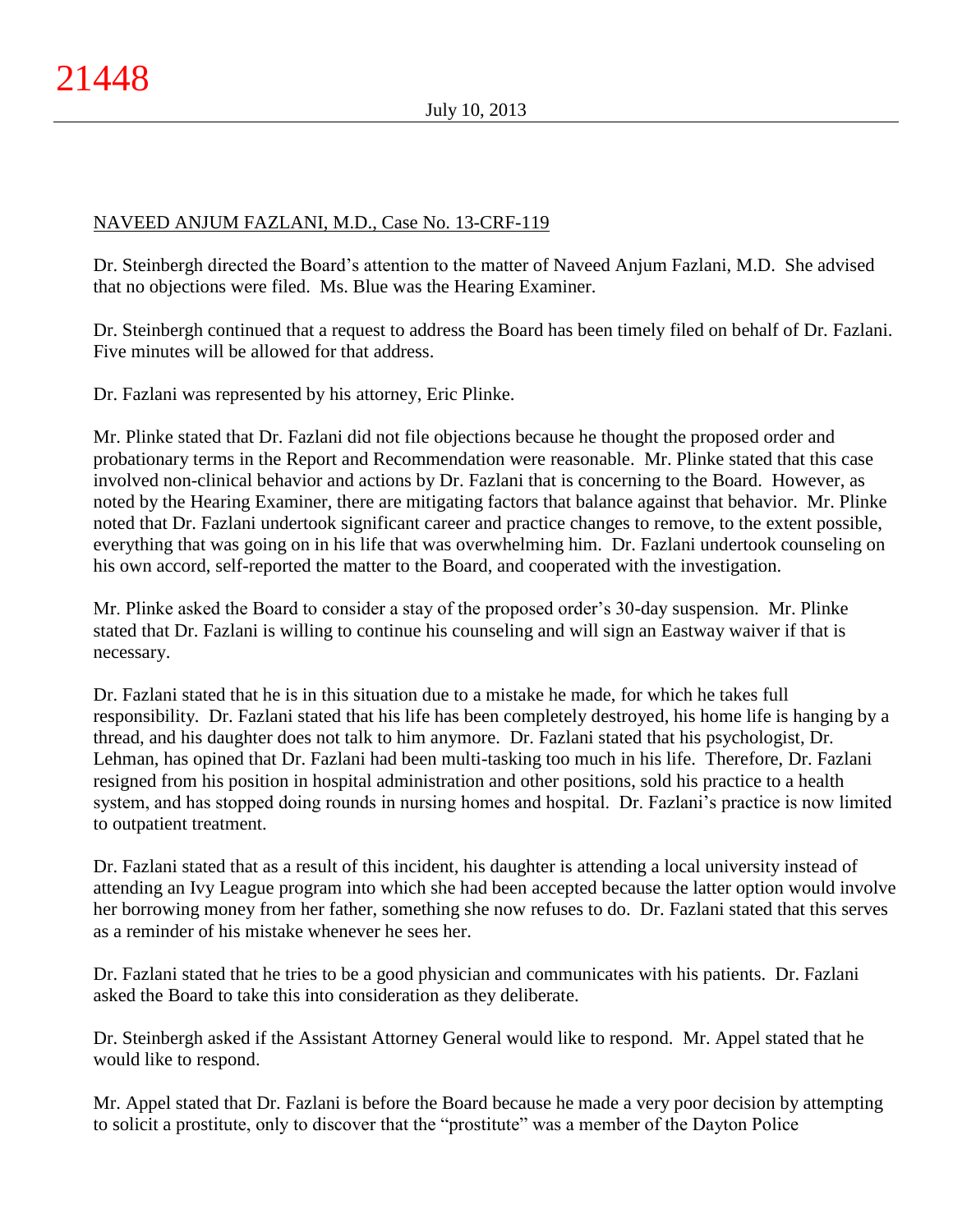NAVEED ANJUM FAZLANI, M.D., Case No. 13-CRF-119

Dr. Steinbergh directed the Board's attention to the matter of Naveed Anjum Fazlani, M.D. She advised that no objections were filed. Ms. Blue was the Hearing Examiner.

Dr. Steinbergh continued that a request to address the Board has been timely filed on behalf of Dr. Fazlani. Five minutes will be allowed for that address.

Dr. Fazlani was represented by his attorney, Eric Plinke.

Mr. Plinke stated that Dr. Fazlani did not file objections because he thought the proposed order and probationary terms in the Report and Recommendation were reasonable. Mr. Plinke stated that this case involved non-clinical behavior and actions by Dr. Fazlani that is concerning to the Board. However, as noted by the Hearing Examiner, there are mitigating factors that balance against that behavior. Mr. Plinke noted that Dr. Fazlani undertook significant career and practice changes to remove, to the extent possible, everything that was going on in his life that was overwhelming him. Dr. Fazlani undertook counseling on his own accord, self-reported the matter to the Board, and cooperated with the investigation.

Mr. Plinke asked the Board to consider a stay of the proposed order's 30-day suspension. Mr. Plinke stated that Dr. Fazlani is willing to continue his counseling and will sign an Eastway waiver if that is necessary.

Dr. Fazlani stated that he is in this situation due to a mistake he made, for which he takes full responsibility. Dr. Fazlani stated that his life has been completely destroyed, his home life is hanging by a thread, and his daughter does not talk to him anymore. Dr. Fazlani stated that his psychologist, Dr. Lehman, has opined that Dr. Fazlani had been multi-tasking too much in his life. Therefore, Dr. Fazlani resigned from his position in hospital administration and other positions, sold his practice to a health system, and has stopped doing rounds in nursing homes and hospital. Dr. Fazlani's practice is now limited to outpatient treatment.

Dr. Fazlani stated that as a result of this incident, his daughter is attending a local university instead of attending an Ivy League program into which she had been accepted because the latter option would involve her borrowing money from her father, something she now refuses to do. Dr. Fazlani stated that this serves as a reminder of his mistake whenever he sees her.

Dr. Fazlani stated that he tries to be a good physician and communicates with his patients. Dr. Fazlani asked the Board to take this into consideration as they deliberate.

Dr. Steinbergh asked if the Assistant Attorney General would like to respond. Mr. Appel stated that he would like to respond.

Mr. Appel stated that Dr. Fazlani is before the Board because he made a very poor decision by attempting to solicit a prostitute, only to discover that the "prostitute" was a member of the Dayton Police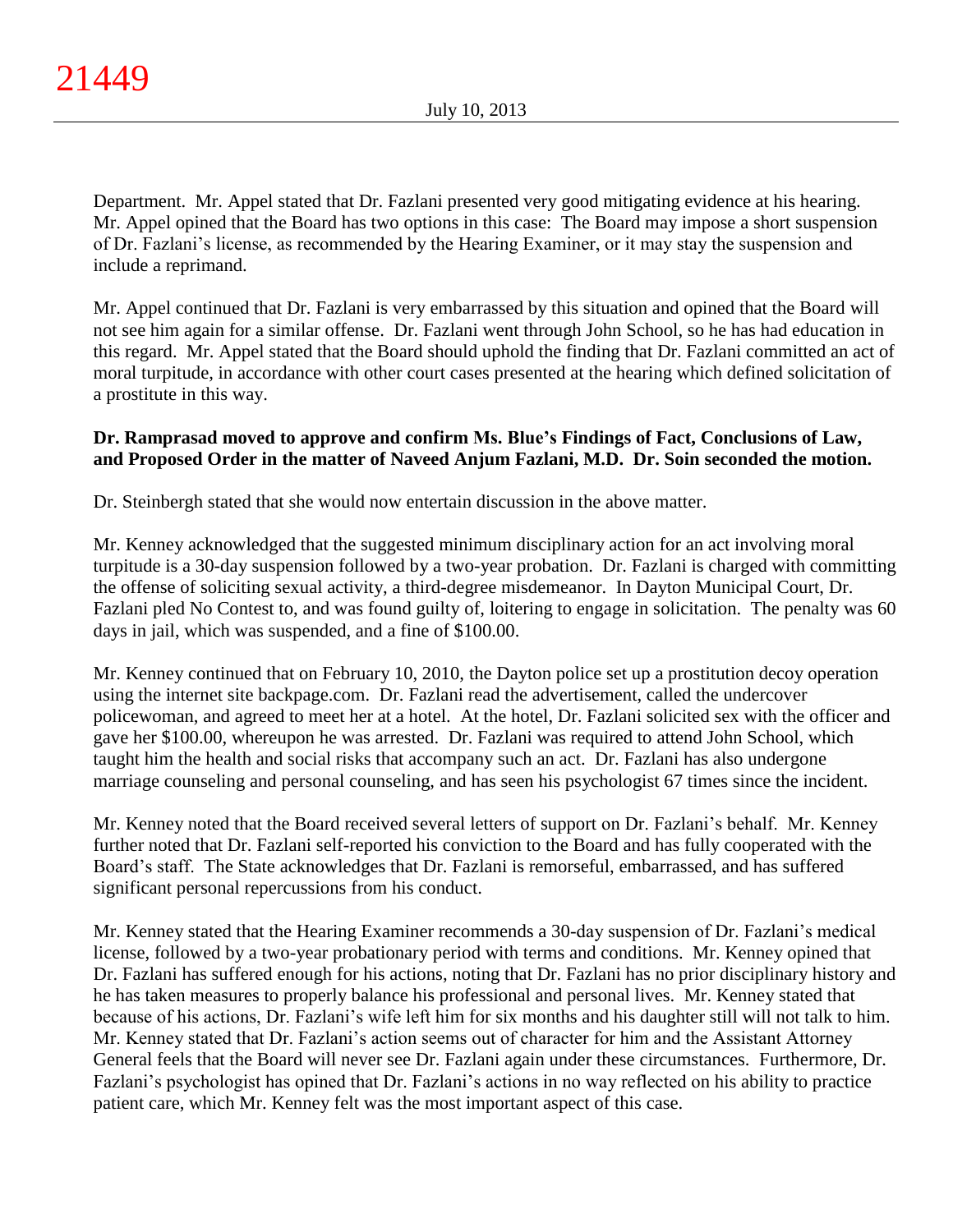Department. Mr. Appel stated that Dr. Fazlani presented very good mitigating evidence at his hearing. Mr. Appel opined that the Board has two options in this case: The Board may impose a short suspension of Dr. Fazlani's license, as recommended by the Hearing Examiner, or it may stay the suspension and include a reprimand.

Mr. Appel continued that Dr. Fazlani is very embarrassed by this situation and opined that the Board will not see him again for a similar offense. Dr. Fazlani went through John School, so he has had education in this regard. Mr. Appel stated that the Board should uphold the finding that Dr. Fazlani committed an act of moral turpitude, in accordance with other court cases presented at the hearing which defined solicitation of a prostitute in this way.

**Dr. Ramprasad moved to approve and confirm Ms. Blue's Findings of Fact, Conclusions of Law, and Proposed Order in the matter of Naveed Anjum Fazlani, M.D. Dr. Soin seconded the motion.**

Dr. Steinbergh stated that she would now entertain discussion in the above matter.

Mr. Kenney acknowledged that the suggested minimum disciplinary action for an act involving moral turpitude is a 30-day suspension followed by a two-year probation. Dr. Fazlani is charged with committing the offense of soliciting sexual activity, a third-degree misdemeanor. In Dayton Municipal Court, Dr. Fazlani pled No Contest to, and was found guilty of, loitering to engage in solicitation. The penalty was 60 days in jail, which was suspended, and a fine of $100.00.

Mr. Kenney continued that on February 10, 2010, the Dayton police set up a prostitution decoy operation using the internet site backpage.com. Dr. Fazlani read the advertisement, called the undercover policewoman, and agreed to meet her at a hotel. At the hotel, Dr. Fazlani solicited sex with the officer and gave her $100.00, whereupon he was arrested. Dr. Fazlani was required to attend John School, which taught him the health and social risks that accompany such an act. Dr. Fazlani has also undergone marriage counseling and personal counseling, and has seen his psychologist 67 times since the incident.

Mr. Kenney noted that the Board received several letters of support on Dr. Fazlani's behalf. Mr. Kenney further noted that Dr. Fazlani self-reported his conviction to the Board and has fully cooperated with the Board's staff. The State acknowledges that Dr. Fazlani is remorseful, embarrassed, and has suffered significant personal repercussions from his conduct.

Mr. Kenney stated that the Hearing Examiner recommends a 30-day suspension of Dr. Fazlani's medical license, followed by a two-year probationary period with terms and conditions. Mr. Kenney opined that Dr. Fazlani has suffered enough for his actions, noting that Dr. Fazlani has no prior disciplinary history and he has taken measures to properly balance his professional and personal lives. Mr. Kenney stated that because of his actions, Dr. Fazlani's wife left him for six months and his daughter still will not talk to him. Mr. Kenney stated that Dr. Fazlani's action seems out of character for him and the Assistant Attorney General feels that the Board will never see Dr. Fazlani again under these circumstances. Furthermore, Dr. Fazlani's psychologist has opined that Dr. Fazlani's actions in no way reflected on his ability to practice patient care, which Mr. Kenney felt was the most important aspect of this case.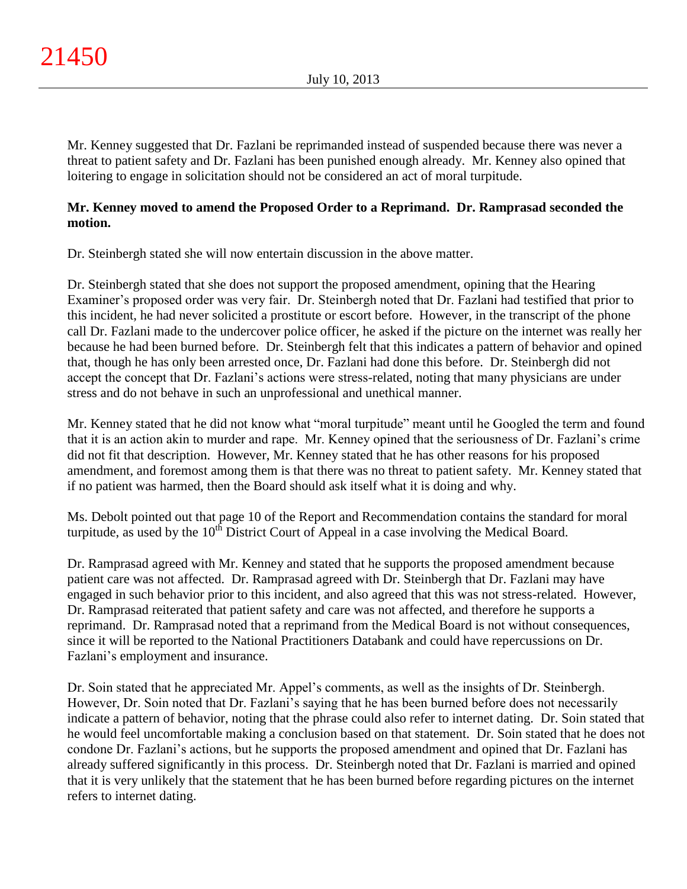Mr. Kenney suggested that Dr. Fazlani be reprimanded instead of suspended because there was never a threat to patient safety and Dr. Fazlani has been punished enough already. Mr. Kenney also opined that loitering to engage in solicitation should not be considered an act of moral turpitude.

**Mr. Kenney moved to amend the Proposed Order to a Reprimand. Dr. Ramprasad seconded the motion.**

Dr. Steinbergh stated she will now entertain discussion in the above matter.

Dr. Steinbergh stated that she does not support the proposed amendment, opining that the Hearing Examiner's proposed order was very fair. Dr. Steinbergh noted that Dr. Fazlani had testified that prior to this incident, he had never solicited a prostitute or escort before. However, in the transcript of the phone call Dr. Fazlani made to the undercover police officer, he asked if the picture on the internet was really her because he had been burned before. Dr. Steinbergh felt that this indicates a pattern of behavior and opined that, though he has only been arrested once, Dr. Fazlani had done this before. Dr. Steinbergh did not accept the concept that Dr. Fazlani's actions were stress-related, noting that many physicians are under stress and do not behave in such an unprofessional and unethical manner.

Mr. Kenney stated that he did not know what "moral turpitude" meant until he Googled the term and found that it is an action akin to murder and rape. Mr. Kenney opined that the seriousness of Dr. Fazlani's crime did not fit that description. However, Mr. Kenney stated that he has other reasons for his proposed amendment, and foremost among them is that there was no threat to patient safety. Mr. Kenney stated that if no patient was harmed, then the Board should ask itself what it is doing and why.

Ms. Debolt pointed out that page 10 of the Report and Recommendation contains the standard for moral turpitude, as used by the 10th District Court of Appeal in a case involving the Medical Board.

Dr. Ramprasad agreed with Mr. Kenney and stated that he supports the proposed amendment because patient care was not affected. Dr. Ramprasad agreed with Dr. Steinbergh that Dr. Fazlani may have engaged in such behavior prior to this incident, and also agreed that this was not stress-related. However, Dr. Ramprasad reiterated that patient safety and care was not affected, and therefore he supports a reprimand. Dr. Ramprasad noted that a reprimand from the Medical Board is not without consequences, since it will be reported to the National Practitioners Databank and could have repercussions on Dr. Fazlani's employment and insurance.

Dr. Soin stated that he appreciated Mr. Appel's comments, as well as the insights of Dr. Steinbergh. However, Dr. Soin noted that Dr. Fazlani's saying that he has been burned before does not necessarily indicate a pattern of behavior, noting that the phrase could also refer to internet dating. Dr. Soin stated that he would feel uncomfortable making a conclusion based on that statement. Dr. Soin stated that he does not condone Dr. Fazlani's actions, but he supports the proposed amendment and opined that Dr. Fazlani has already suffered significantly in this process. Dr. Steinbergh noted that Dr. Fazlani is married and opined that it is very unlikely that the statement that he has been burned before regarding pictures on the internet refers to internet dating.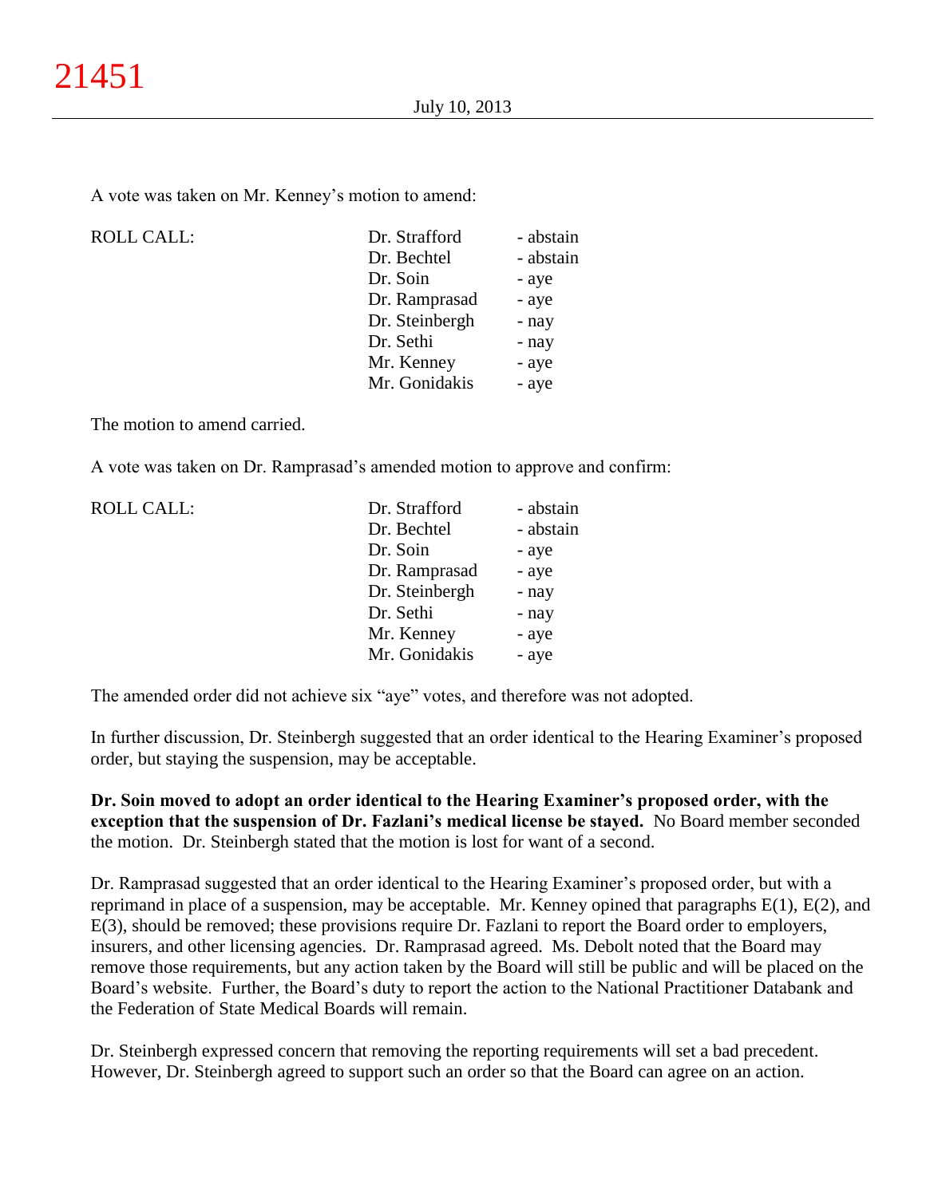A vote was taken on Mr. Kenney's motion to amend:

| ROLL CALL: | Dr. Strafford | - abstain |
|---|---|---|
| | Dr. Bechtel | - abstain |
| | Dr. Soin | - aye |
| | Dr. Ramprasad | - aye |
| | Dr. Steinbergh | - nay |
| | Dr. Sethi | - nay |
| | Mr. Kenney | - aye |
| | Mr. Gonidakis | - aye |

The motion to amend carried.

A vote was taken on Dr. Ramprasad's amended motion to approve and confirm:

| ROLL CALL: | Dr. Strafford | - abstain |
|---|---|---|
| | Dr. Bechtel | - abstain |
| | Dr. Soin | - aye |
| | Dr. Ramprasad | - aye |
| | Dr. Steinbergh | - nay |
| | Dr. Sethi | - nay |
| | Mr. Kenney | - aye |
| | Mr. Gonidakis | - aye |

The amended order did not achieve six "aye" votes, and therefore was not adopted.

In further discussion, Dr. Steinbergh suggested that an order identical to the Hearing Examiner's proposed order, but staying the suspension, may be acceptable.

**Dr. Soin moved to adopt an order identical to the Hearing Examiner's proposed order, with the exception that the suspension of Dr. Fazlani's medical license be stayed.** No Board member seconded the motion. Dr. Steinbergh stated that the motion is lost for want of a second.

Dr. Ramprasad suggested that an order identical to the Hearing Examiner's proposed order, but with a reprimand in place of a suspension, may be acceptable. Mr. Kenney opined that paragraphs E(1), E(2), and E(3), should be removed; these provisions require Dr. Fazlani to report the Board order to employers, insurers, and other licensing agencies. Dr. Ramprasad agreed. Ms. Debolt noted that the Board may remove those requirements, but any action taken by the Board will still be public and will be placed on the Board's website. Further, the Board's duty to report the action to the National Practitioner Databank and the Federation of State Medical Boards will remain.

Dr. Steinbergh expressed concern that removing the reporting requirements will set a bad precedent. However, Dr. Steinbergh agreed to support such an order so that the Board can agree on an action.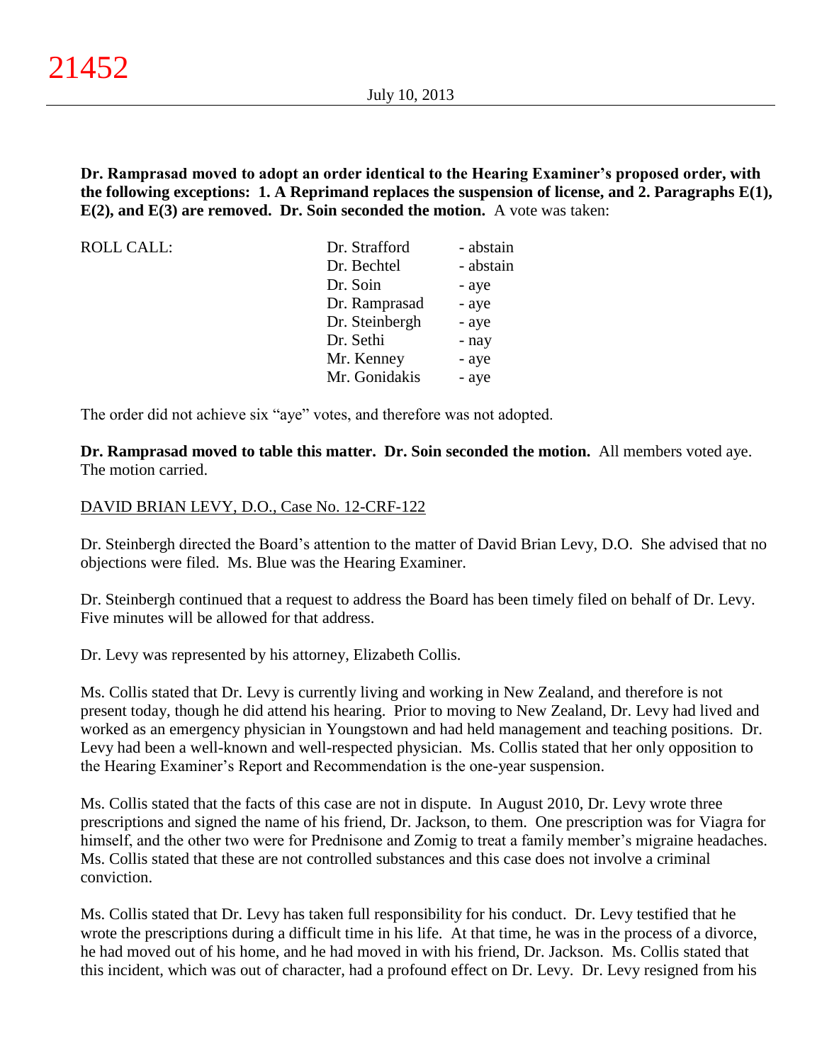**Dr. Ramprasad moved to adopt an order identical to the Hearing Examiner's proposed order, with the following exceptions: 1. A Reprimand replaces the suspension of license, and 2. Paragraphs E(1), E(2), and E(3) are removed. Dr. Soin seconded the motion.** A vote was taken:

| ROLL CALL: | | |
|---|---|---|
| | Dr. Strafford | - abstain |
| | Dr. Bechtel | - abstain |
| | Dr. Soin | - aye |
| | Dr. Ramprasad | - aye |
| | Dr. Steinbergh | - aye |
| | Dr. Sethi | - nay |
| | Mr. Kenney | - aye |
| | Mr. Gonidakis | - aye |

The order did not achieve six "aye" votes, and therefore was not adopted.

**Dr. Ramprasad moved to table this matter. Dr. Soin seconded the motion.** All members voted aye. The motion carried.

DAVID BRIAN LEVY, D.O., Case No. 12-CRF-122

Dr. Steinbergh directed the Board's attention to the matter of David Brian Levy, D.O. She advised that no objections were filed. Ms. Blue was the Hearing Examiner.

Dr. Steinbergh continued that a request to address the Board has been timely filed on behalf of Dr. Levy. Five minutes will be allowed for that address.

Dr. Levy was represented by his attorney, Elizabeth Collis.

Ms. Collis stated that Dr. Levy is currently living and working in New Zealand, and therefore is not present today, though he did attend his hearing. Prior to moving to New Zealand, Dr. Levy had lived and worked as an emergency physician in Youngstown and had held management and teaching positions. Dr. Levy had been a well-known and well-respected physician. Ms. Collis stated that her only opposition to the Hearing Examiner's Report and Recommendation is the one-year suspension.

Ms. Collis stated that the facts of this case are not in dispute. In August 2010, Dr. Levy wrote three prescriptions and signed the name of his friend, Dr. Jackson, to them. One prescription was for Viagra for himself, and the other two were for Prednisone and Zomig to treat a family member's migraine headaches. Ms. Collis stated that these are not controlled substances and this case does not involve a criminal conviction.

Ms. Collis stated that Dr. Levy has taken full responsibility for his conduct. Dr. Levy testified that he wrote the prescriptions during a difficult time in his life. At that time, he was in the process of a divorce, he had moved out of his home, and he had moved in with his friend, Dr. Jackson. Ms. Collis stated that this incident, which was out of character, had a profound effect on Dr. Levy. Dr. Levy resigned from his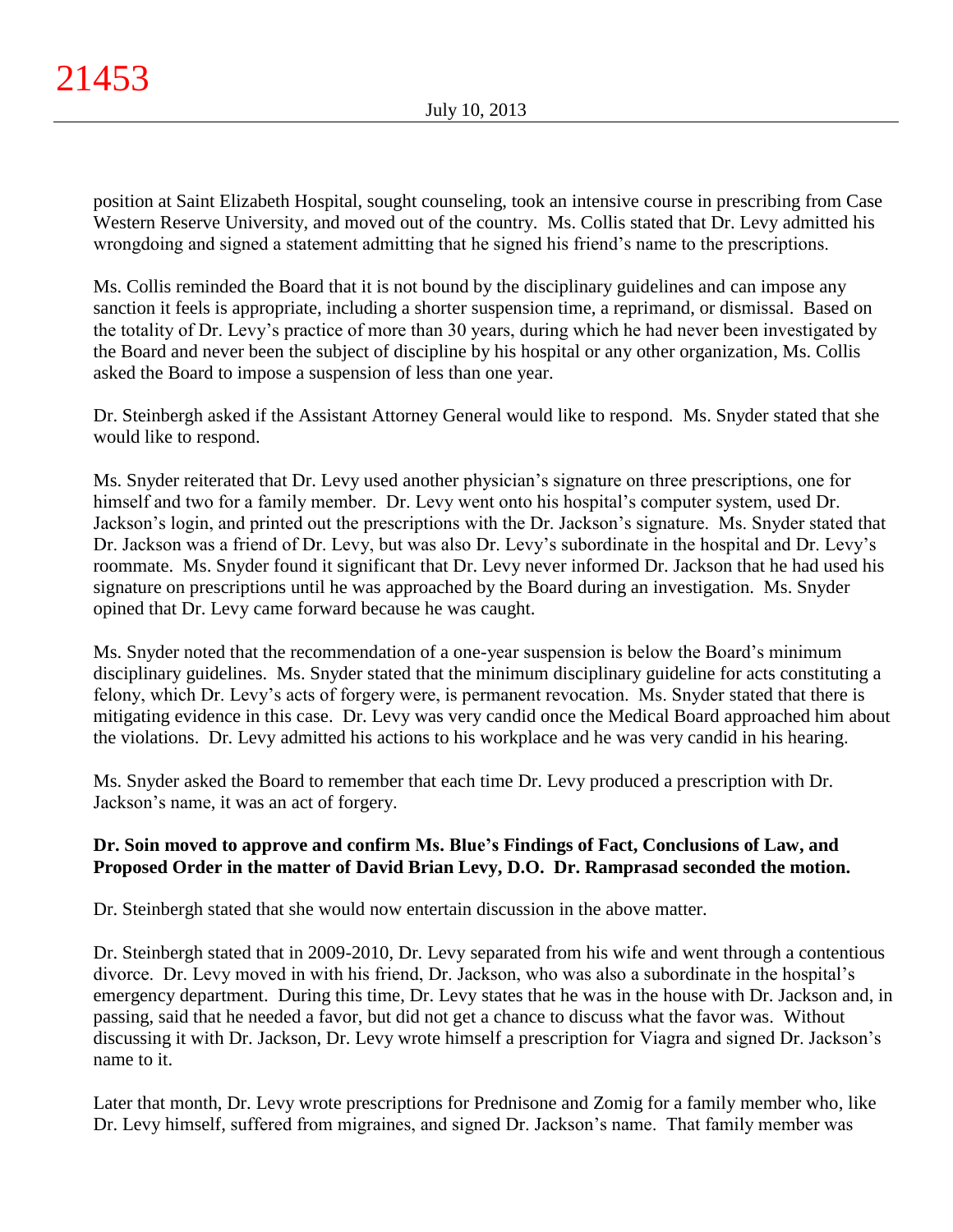position at Saint Elizabeth Hospital, sought counseling, took an intensive course in prescribing from Case Western Reserve University, and moved out of the country. Ms. Collis stated that Dr. Levy admitted his wrongdoing and signed a statement admitting that he signed his friend's name to the prescriptions.

Ms. Collis reminded the Board that it is not bound by the disciplinary guidelines and can impose any sanction it feels is appropriate, including a shorter suspension time, a reprimand, or dismissal. Based on the totality of Dr. Levy's practice of more than 30 years, during which he had never been investigated by the Board and never been the subject of discipline by his hospital or any other organization, Ms. Collis asked the Board to impose a suspension of less than one year.

Dr. Steinbergh asked if the Assistant Attorney General would like to respond. Ms. Snyder stated that she would like to respond.

Ms. Snyder reiterated that Dr. Levy used another physician's signature on three prescriptions, one for himself and two for a family member. Dr. Levy went onto his hospital's computer system, used Dr. Jackson's login, and printed out the prescriptions with the Dr. Jackson's signature. Ms. Snyder stated that Dr. Jackson was a friend of Dr. Levy, but was also Dr. Levy's subordinate in the hospital and Dr. Levy's roommate. Ms. Snyder found it significant that Dr. Levy never informed Dr. Jackson that he had used his signature on prescriptions until he was approached by the Board during an investigation. Ms. Snyder opined that Dr. Levy came forward because he was caught.

Ms. Snyder noted that the recommendation of a one-year suspension is below the Board's minimum disciplinary guidelines. Ms. Snyder stated that the minimum disciplinary guideline for acts constituting a felony, which Dr. Levy's acts of forgery were, is permanent revocation. Ms. Snyder stated that there is mitigating evidence in this case. Dr. Levy was very candid once the Medical Board approached him about the violations. Dr. Levy admitted his actions to his workplace and he was very candid in his hearing.

Ms. Snyder asked the Board to remember that each time Dr. Levy produced a prescription with Dr. Jackson's name, it was an act of forgery.

**Dr. Soin moved to approve and confirm Ms. Blue's Findings of Fact, Conclusions of Law, and Proposed Order in the matter of David Brian Levy, D.O. Dr. Ramprasad seconded the motion.**

Dr. Steinbergh stated that she would now entertain discussion in the above matter.

Dr. Steinbergh stated that in 2009-2010, Dr. Levy separated from his wife and went through a contentious divorce. Dr. Levy moved in with his friend, Dr. Jackson, who was also a subordinate in the hospital's emergency department. During this time, Dr. Levy states that he was in the house with Dr. Jackson and, in passing, said that he needed a favor, but did not get a chance to discuss what the favor was. Without discussing it with Dr. Jackson, Dr. Levy wrote himself a prescription for Viagra and signed Dr. Jackson's name to it.

Later that month, Dr. Levy wrote prescriptions for Prednisone and Zomig for a family member who, like Dr. Levy himself, suffered from migraines, and signed Dr. Jackson's name. That family member was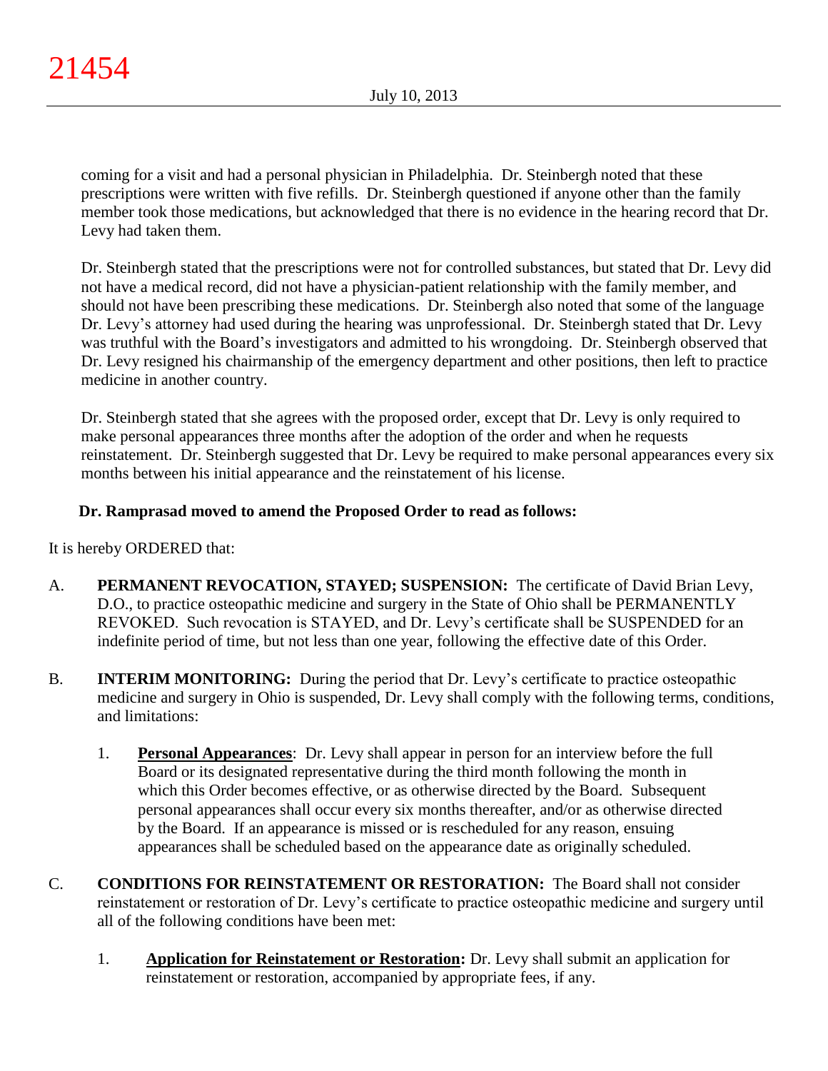coming for a visit and had a personal physician in Philadelphia. Dr. Steinbergh noted that these prescriptions were written with five refills. Dr. Steinbergh questioned if anyone other than the family member took those medications, but acknowledged that there is no evidence in the hearing record that Dr. Levy had taken them.

Dr. Steinbergh stated that the prescriptions were not for controlled substances, but stated that Dr. Levy did not have a medical record, did not have a physician-patient relationship with the family member, and should not have been prescribing these medications. Dr. Steinbergh also noted that some of the language Dr. Levy's attorney had used during the hearing was unprofessional. Dr. Steinbergh stated that Dr. Levy was truthful with the Board's investigators and admitted to his wrongdoing. Dr. Steinbergh observed that Dr. Levy resigned his chairmanship of the emergency department and other positions, then left to practice medicine in another country.

Dr. Steinbergh stated that she agrees with the proposed order, except that Dr. Levy is only required to make personal appearances three months after the adoption of the order and when he requests reinstatement. Dr. Steinbergh suggested that Dr. Levy be required to make personal appearances every six months between his initial appearance and the reinstatement of his license.

**Dr. Ramprasad moved to amend the Proposed Order to read as follows:**

It is hereby ORDERED that:

A. **PERMANENT REVOCATION, STAYED; SUSPENSION:** The certificate of David Brian Levy, D.O., to practice osteopathic medicine and surgery in the State of Ohio shall be PERMANENTLY REVOKED. Such revocation is STAYED, and Dr. Levy's certificate shall be SUSPENDED for an indefinite period of time, but not less than one year, following the effective date of this Order.

B. **INTERIM MONITORING:** During the period that Dr. Levy's certificate to practice osteopathic medicine and surgery in Ohio is suspended, Dr. Levy shall comply with the following terms, conditions, and limitations:

   1. **Personal Appearances**: Dr. Levy shall appear in person for an interview before the full Board or its designated representative during the third month following the month in which this Order becomes effective, or as otherwise directed by the Board. Subsequent personal appearances shall occur every six months thereafter, and/or as otherwise directed by the Board. If an appearance is missed or is rescheduled for any reason, ensuing appearances shall be scheduled based on the appearance date as originally scheduled.

C. **CONDITIONS FOR REINSTATEMENT OR RESTORATION:** The Board shall not consider reinstatement or restoration of Dr. Levy's certificate to practice osteopathic medicine and surgery until all of the following conditions have been met:

   1. **Application for Reinstatement or Restoration:** Dr. Levy shall submit an application for reinstatement or restoration, accompanied by appropriate fees, if any.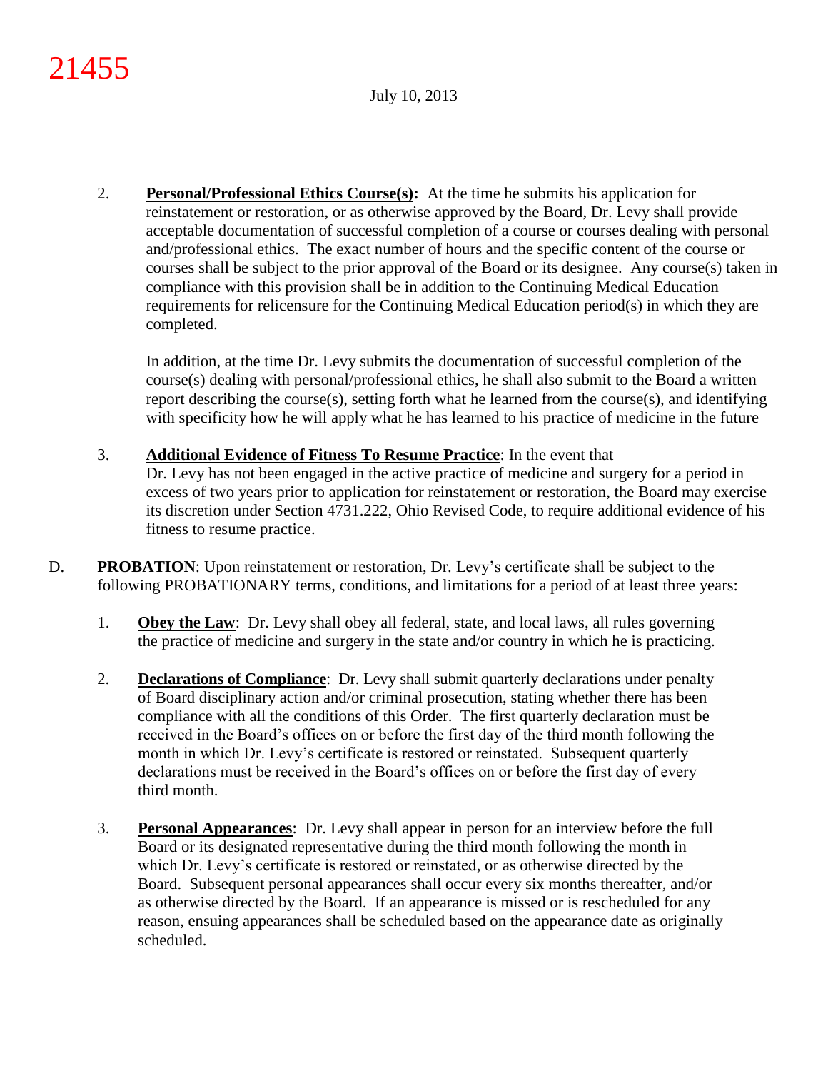2. **Personal/Professional Ethics Course(s):** At the time he submits his application for reinstatement or restoration, or as otherwise approved by the Board, Dr. Levy shall provide acceptable documentation of successful completion of a course or courses dealing with personal and/professional ethics. The exact number of hours and the specific content of the course or courses shall be subject to the prior approval of the Board or its designee. Any course(s) taken in compliance with this provision shall be in addition to the Continuing Medical Education requirements for relicensure for the Continuing Medical Education period(s) in which they are completed.

   In addition, at the time Dr. Levy submits the documentation of successful completion of the course(s) dealing with personal/professional ethics, he shall also submit to the Board a written report describing the course(s), setting forth what he learned from the course(s), and identifying with specificity how he will apply what he has learned to his practice of medicine in the future

3. **Additional Evidence of Fitness To Resume Practice**: In the event that Dr. Levy has not been engaged in the active practice of medicine and surgery for a period in excess of two years prior to application for reinstatement or restoration, the Board may exercise its discretion under Section 4731.222, Ohio Revised Code, to require additional evidence of his fitness to resume practice.

D. **PROBATION**: Upon reinstatement or restoration, Dr. Levy's certificate shall be subject to the following PROBATIONARY terms, conditions, and limitations for a period of at least three years:

1. **Obey the Law**: Dr. Levy shall obey all federal, state, and local laws, all rules governing the practice of medicine and surgery in the state and/or country in which he is practicing.

2. **Declarations of Compliance**: Dr. Levy shall submit quarterly declarations under penalty of Board disciplinary action and/or criminal prosecution, stating whether there has been compliance with all the conditions of this Order. The first quarterly declaration must be received in the Board's offices on or before the first day of the third month following the month in which Dr. Levy's certificate is restored or reinstated. Subsequent quarterly declarations must be received in the Board's offices on or before the first day of every third month.

3. **Personal Appearances**: Dr. Levy shall appear in person for an interview before the full Board or its designated representative during the third month following the month in which Dr. Levy's certificate is restored or reinstated, or as otherwise directed by the Board. Subsequent personal appearances shall occur every six months thereafter, and/or as otherwise directed by the Board. If an appearance is missed or is rescheduled for any reason, ensuing appearances shall be scheduled based on the appearance date as originally scheduled.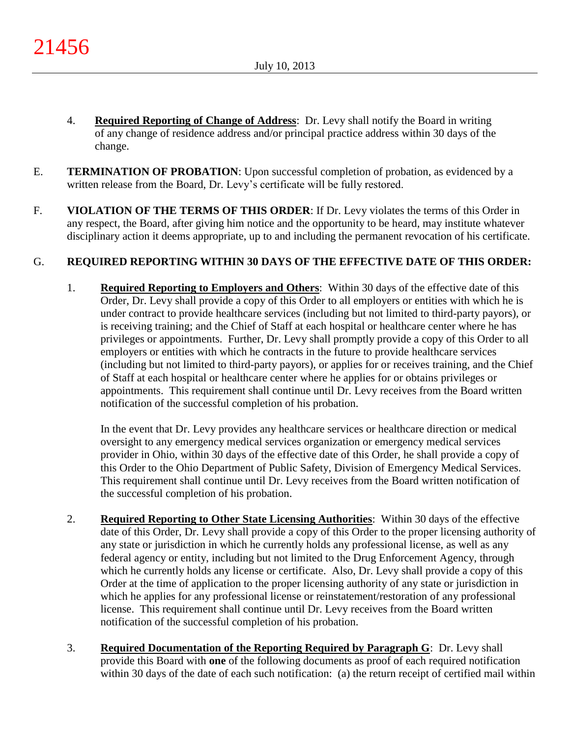4. **Required Reporting of Change of Address**: Dr. Levy shall notify the Board in writing of any change of residence address and/or principal practice address within 30 days of the change.

E. **TERMINATION OF PROBATION**: Upon successful completion of probation, as evidenced by a written release from the Board, Dr. Levy's certificate will be fully restored.

F. **VIOLATION OF THE TERMS OF THIS ORDER**: If Dr. Levy violates the terms of this Order in any respect, the Board, after giving him notice and the opportunity to be heard, may institute whatever disciplinary action it deems appropriate, up to and including the permanent revocation of his certificate.

G. **REQUIRED REPORTING WITHIN 30 DAYS OF THE EFFECTIVE DATE OF THIS ORDER:**

1. **Required Reporting to Employers and Others**: Within 30 days of the effective date of this Order, Dr. Levy shall provide a copy of this Order to all employers or entities with which he is under contract to provide healthcare services (including but not limited to third-party payors), or is receiving training; and the Chief of Staff at each hospital or healthcare center where he has privileges or appointments. Further, Dr. Levy shall promptly provide a copy of this Order to all employers or entities with which he contracts in the future to provide healthcare services (including but not limited to third-party payors), or applies for or receives training, and the Chief of Staff at each hospital or healthcare center where he applies for or obtains privileges or appointments. This requirement shall continue until Dr. Levy receives from the Board written notification of the successful completion of his probation.

   In the event that Dr. Levy provides any healthcare services or healthcare direction or medical oversight to any emergency medical services organization or emergency medical services provider in Ohio, within 30 days of the effective date of this Order, he shall provide a copy of this Order to the Ohio Department of Public Safety, Division of Emergency Medical Services. This requirement shall continue until Dr. Levy receives from the Board written notification of the successful completion of his probation.

2. **Required Reporting to Other State Licensing Authorities**: Within 30 days of the effective date of this Order, Dr. Levy shall provide a copy of this Order to the proper licensing authority of any state or jurisdiction in which he currently holds any professional license, as well as any federal agency or entity, including but not limited to the Drug Enforcement Agency, through which he currently holds any license or certificate. Also, Dr. Levy shall provide a copy of this Order at the time of application to the proper licensing authority of any state or jurisdiction in which he applies for any professional license or reinstatement/restoration of any professional license. This requirement shall continue until Dr. Levy receives from the Board written notification of the successful completion of his probation.

3. **Required Documentation of the Reporting Required by Paragraph G**: Dr. Levy shall provide this Board with **one** of the following documents as proof of each required notification within 30 days of the date of each such notification: (a) the return receipt of certified mail within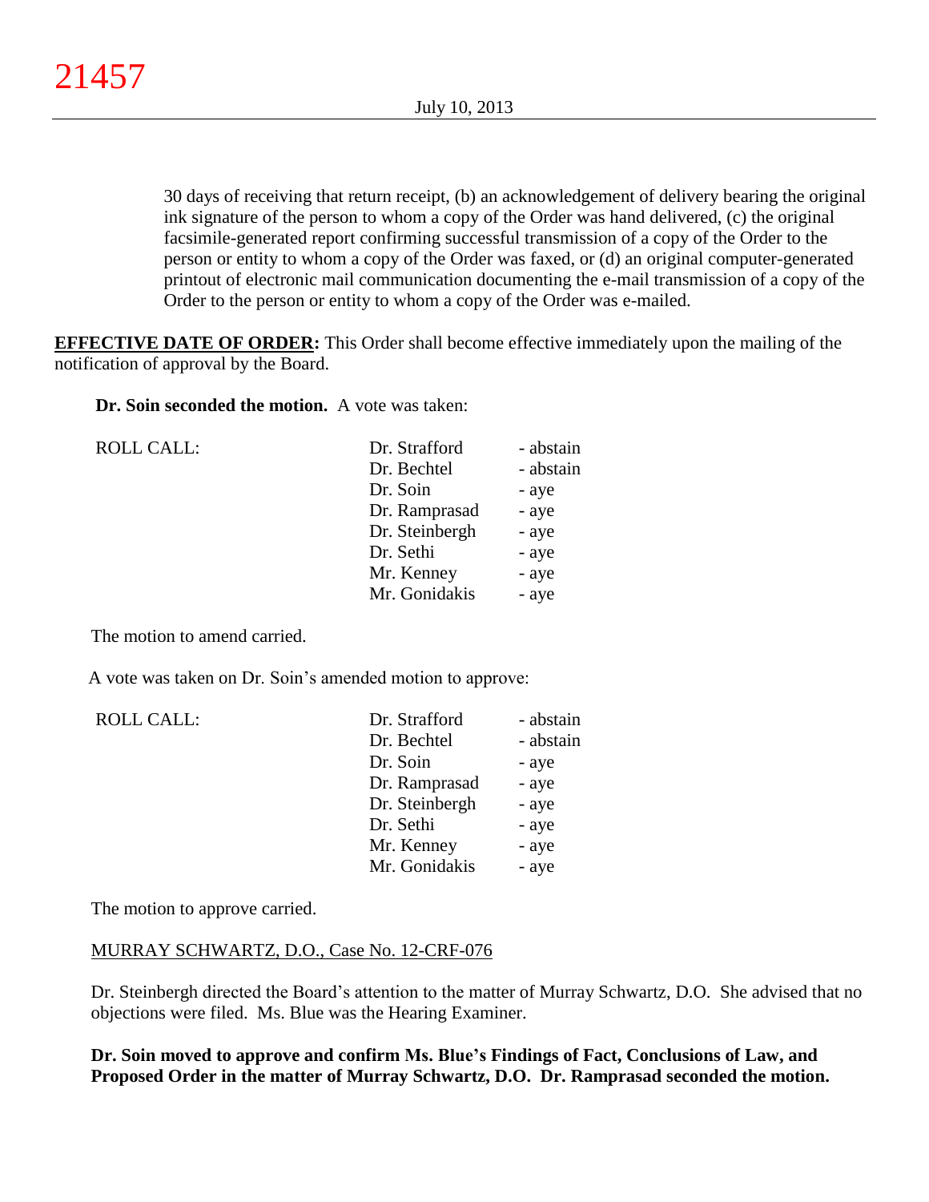30 days of receiving that return receipt, (b) an acknowledgement of delivery bearing the original ink signature of the person to whom a copy of the Order was hand delivered, (c) the original facsimile-generated report confirming successful transmission of a copy of the Order to the person or entity to whom a copy of the Order was faxed, or (d) an original computer-generated printout of electronic mail communication documenting the e-mail transmission of a copy of the Order to the person or entity to whom a copy of the Order was e-mailed.

**EFFECTIVE DATE OF ORDER:** This Order shall become effective immediately upon the mailing of the notification of approval by the Board.

**Dr. Soin seconded the motion.** A vote was taken:

| ROLL CALL: | Dr. Strafford | - abstain |
|---|---|---|
| | Dr. Bechtel | - abstain |
| | Dr. Soin | - aye |
| | Dr. Ramprasad | - aye |
| | Dr. Steinbergh | - aye |
| | Dr. Sethi | - aye |
| | Mr. Kenney | - aye |
| | Mr. Gonidakis | - aye |

The motion to amend carried.

A vote was taken on Dr. Soin's amended motion to approve:

| ROLL CALL: | Dr. Strafford | - abstain |
|---|---|---|
| | Dr. Bechtel | - abstain |
| | Dr. Soin | - aye |
| | Dr. Ramprasad | - aye |
| | Dr. Steinbergh | - aye |
| | Dr. Sethi | - aye |
| | Mr. Kenney | - aye |
| | Mr. Gonidakis | - aye |

The motion to approve carried.

MURRAY SCHWARTZ, D.O., Case No. 12-CRF-076

Dr. Steinbergh directed the Board's attention to the matter of Murray Schwartz, D.O. She advised that no objections were filed. Ms. Blue was the Hearing Examiner.

**Dr. Soin moved to approve and confirm Ms. Blue's Findings of Fact, Conclusions of Law, and Proposed Order in the matter of Murray Schwartz, D.O. Dr. Ramprasad seconded the motion.**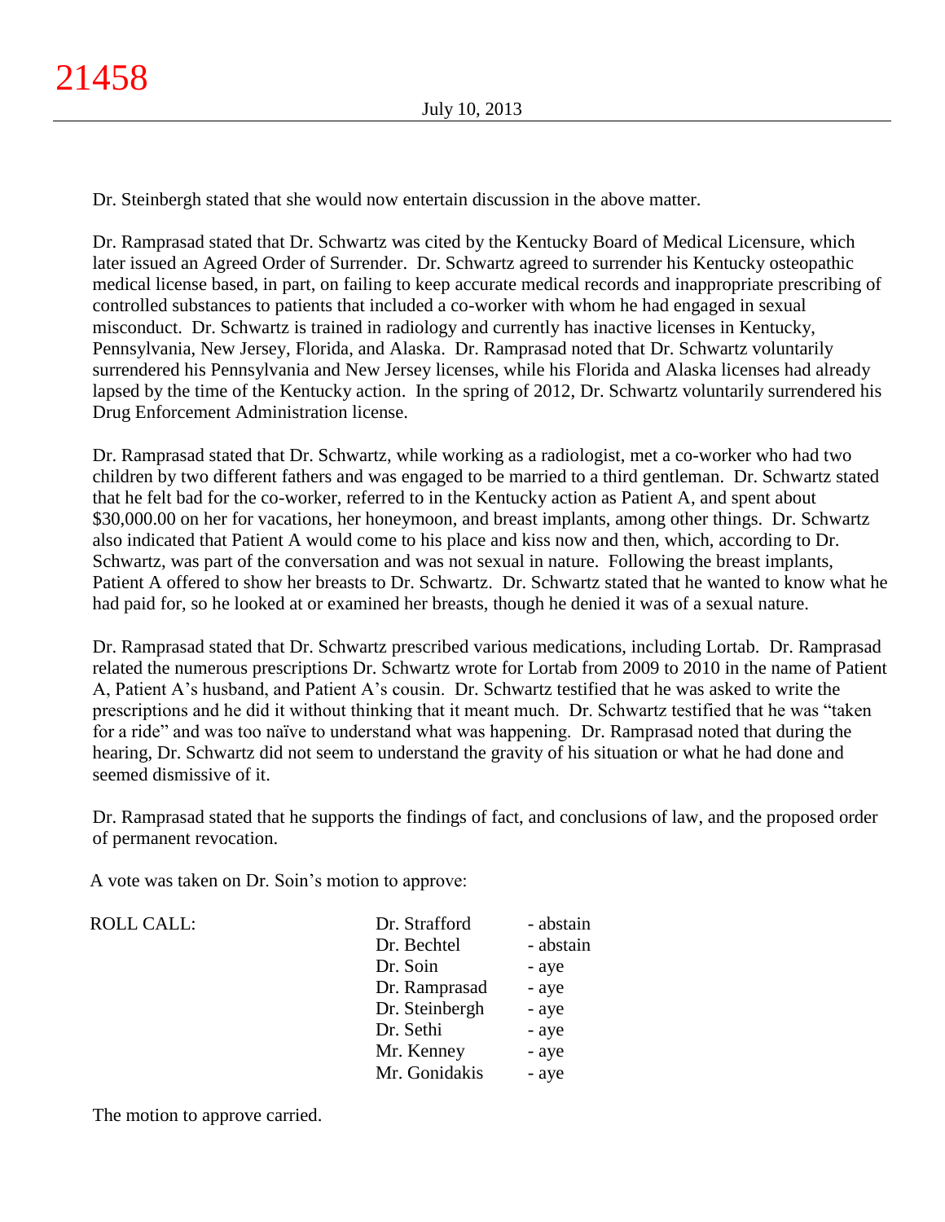Dr. Steinbergh stated that she would now entertain discussion in the above matter.

Dr. Ramprasad stated that Dr. Schwartz was cited by the Kentucky Board of Medical Licensure, which later issued an Agreed Order of Surrender. Dr. Schwartz agreed to surrender his Kentucky osteopathic medical license based, in part, on failing to keep accurate medical records and inappropriate prescribing of controlled substances to patients that included a co-worker with whom he had engaged in sexual misconduct. Dr. Schwartz is trained in radiology and currently has inactive licenses in Kentucky, Pennsylvania, New Jersey, Florida, and Alaska. Dr. Ramprasad noted that Dr. Schwartz voluntarily surrendered his Pennsylvania and New Jersey licenses, while his Florida and Alaska licenses had already lapsed by the time of the Kentucky action. In the spring of 2012, Dr. Schwartz voluntarily surrendered his Drug Enforcement Administration license.

Dr. Ramprasad stated that Dr. Schwartz, while working as a radiologist, met a co-worker who had two children by two different fathers and was engaged to be married to a third gentleman. Dr. Schwartz stated that he felt bad for the co-worker, referred to in the Kentucky action as Patient A, and spent about $30,000.00 on her for vacations, her honeymoon, and breast implants, among other things. Dr. Schwartz also indicated that Patient A would come to his place and kiss now and then, which, according to Dr. Schwartz, was part of the conversation and was not sexual in nature. Following the breast implants, Patient A offered to show her breasts to Dr. Schwartz. Dr. Schwartz stated that he wanted to know what he had paid for, so he looked at or examined her breasts, though he denied it was of a sexual nature.

Dr. Ramprasad stated that Dr. Schwartz prescribed various medications, including Lortab. Dr. Ramprasad related the numerous prescriptions Dr. Schwartz wrote for Lortab from 2009 to 2010 in the name of Patient A, Patient A's husband, and Patient A's cousin. Dr. Schwartz testified that he was asked to write the prescriptions and he did it without thinking that it meant much. Dr. Schwartz testified that he was "taken for a ride" and was too naïve to understand what was happening. Dr. Ramprasad noted that during the hearing, Dr. Schwartz did not seem to understand the gravity of his situation or what he had done and seemed dismissive of it.

Dr. Ramprasad stated that he supports the findings of fact, and conclusions of law, and the proposed order of permanent revocation.

A vote was taken on Dr. Soin's motion to approve:

| ROLL CALL: | | |
|---|---|---|
| | Dr. Strafford | - abstain |
| | Dr. Bechtel | - abstain |
| | Dr. Soin | - aye |
| | Dr. Ramprasad | - aye |
| | Dr. Steinbergh | - aye |
| | Dr. Sethi | - aye |
| | Mr. Kenney | - aye |
| | Mr. Gonidakis | - aye |

The motion to approve carried.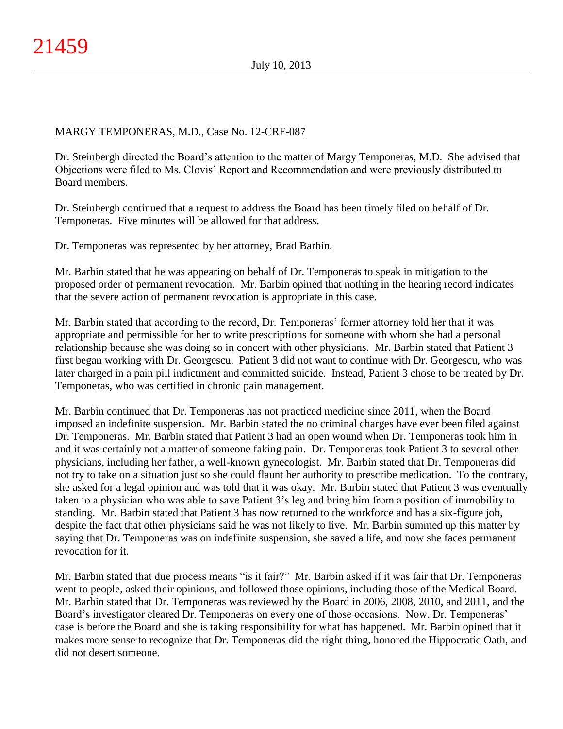MARGY TEMPONERAS, M.D., Case No. 12-CRF-087

Dr. Steinbergh directed the Board's attention to the matter of Margy Temponeras, M.D. She advised that Objections were filed to Ms. Clovis' Report and Recommendation and were previously distributed to Board members.

Dr. Steinbergh continued that a request to address the Board has been timely filed on behalf of Dr. Temponeras. Five minutes will be allowed for that address.

Dr. Temponeras was represented by her attorney, Brad Barbin.

Mr. Barbin stated that he was appearing on behalf of Dr. Temponeras to speak in mitigation to the proposed order of permanent revocation. Mr. Barbin opined that nothing in the hearing record indicates that the severe action of permanent revocation is appropriate in this case.

Mr. Barbin stated that according to the record, Dr. Temponeras' former attorney told her that it was appropriate and permissible for her to write prescriptions for someone with whom she had a personal relationship because she was doing so in concert with other physicians. Mr. Barbin stated that Patient 3 first began working with Dr. Georgescu. Patient 3 did not want to continue with Dr. Georgescu, who was later charged in a pain pill indictment and committed suicide. Instead, Patient 3 chose to be treated by Dr. Temponeras, who was certified in chronic pain management.

Mr. Barbin continued that Dr. Temponeras has not practiced medicine since 2011, when the Board imposed an indefinite suspension. Mr. Barbin stated the no criminal charges have ever been filed against Dr. Temponeras. Mr. Barbin stated that Patient 3 had an open wound when Dr. Temponeras took him in and it was certainly not a matter of someone faking pain. Dr. Temponeras took Patient 3 to several other physicians, including her father, a well-known gynecologist. Mr. Barbin stated that Dr. Temponeras did not try to take on a situation just so she could flaunt her authority to prescribe medication. To the contrary, she asked for a legal opinion and was told that it was okay. Mr. Barbin stated that Patient 3 was eventually taken to a physician who was able to save Patient 3's leg and bring him from a position of immobility to standing. Mr. Barbin stated that Patient 3 has now returned to the workforce and has a six-figure job, despite the fact that other physicians said he was not likely to live. Mr. Barbin summed up this matter by saying that Dr. Temponeras was on indefinite suspension, she saved a life, and now she faces permanent revocation for it.

Mr. Barbin stated that due process means "is it fair?" Mr. Barbin asked if it was fair that Dr. Temponeras went to people, asked their opinions, and followed those opinions, including those of the Medical Board. Mr. Barbin stated that Dr. Temponeras was reviewed by the Board in 2006, 2008, 2010, and 2011, and the Board's investigator cleared Dr. Temponeras on every one of those occasions. Now, Dr. Temponeras' case is before the Board and she is taking responsibility for what has happened. Mr. Barbin opined that it makes more sense to recognize that Dr. Temponeras did the right thing, honored the Hippocratic Oath, and did not desert someone.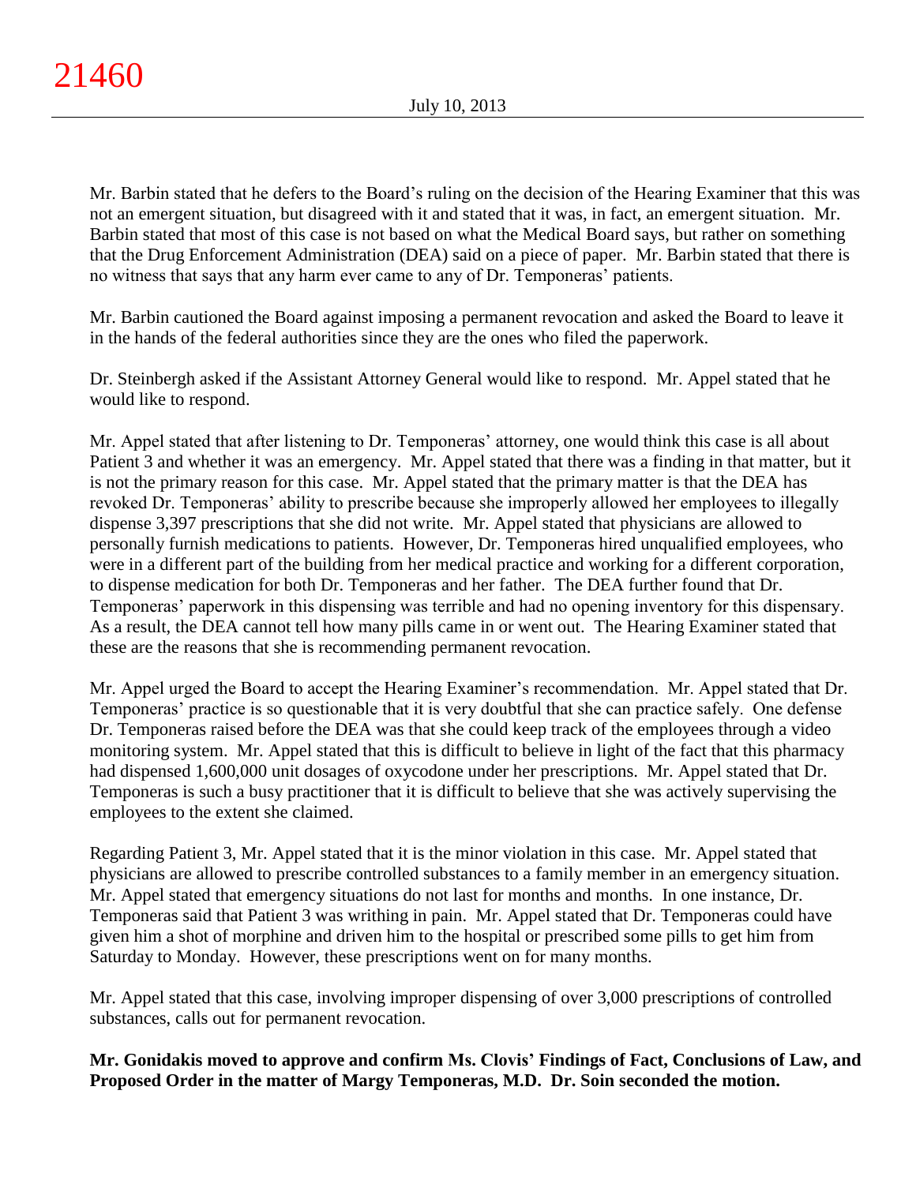Mr. Barbin stated that he defers to the Board's ruling on the decision of the Hearing Examiner that this was not an emergent situation, but disagreed with it and stated that it was, in fact, an emergent situation. Mr. Barbin stated that most of this case is not based on what the Medical Board says, but rather on something that the Drug Enforcement Administration (DEA) said on a piece of paper. Mr. Barbin stated that there is no witness that says that any harm ever came to any of Dr. Temponeras' patients.

Mr. Barbin cautioned the Board against imposing a permanent revocation and asked the Board to leave it in the hands of the federal authorities since they are the ones who filed the paperwork.

Dr. Steinbergh asked if the Assistant Attorney General would like to respond. Mr. Appel stated that he would like to respond.

Mr. Appel stated that after listening to Dr. Temponeras' attorney, one would think this case is all about Patient 3 and whether it was an emergency. Mr. Appel stated that there was a finding in that matter, but it is not the primary reason for this case. Mr. Appel stated that the primary matter is that the DEA has revoked Dr. Temponeras' ability to prescribe because she improperly allowed her employees to illegally dispense 3,397 prescriptions that she did not write. Mr. Appel stated that physicians are allowed to personally furnish medications to patients. However, Dr. Temponeras hired unqualified employees, who were in a different part of the building from her medical practice and working for a different corporation, to dispense medication for both Dr. Temponeras and her father. The DEA further found that Dr. Temponeras' paperwork in this dispensing was terrible and had no opening inventory for this dispensary. As a result, the DEA cannot tell how many pills came in or went out. The Hearing Examiner stated that these are the reasons that she is recommending permanent revocation.

Mr. Appel urged the Board to accept the Hearing Examiner's recommendation. Mr. Appel stated that Dr. Temponeras' practice is so questionable that it is very doubtful that she can practice safely. One defense Dr. Temponeras raised before the DEA was that she could keep track of the employees through a video monitoring system. Mr. Appel stated that this is difficult to believe in light of the fact that this pharmacy had dispensed 1,600,000 unit dosages of oxycodone under her prescriptions. Mr. Appel stated that Dr. Temponeras is such a busy practitioner that it is difficult to believe that she was actively supervising the employees to the extent she claimed.

Regarding Patient 3, Mr. Appel stated that it is the minor violation in this case. Mr. Appel stated that physicians are allowed to prescribe controlled substances to a family member in an emergency situation. Mr. Appel stated that emergency situations do not last for months and months. In one instance, Dr. Temponeras said that Patient 3 was writhing in pain. Mr. Appel stated that Dr. Temponeras could have given him a shot of morphine and driven him to the hospital or prescribed some pills to get him from Saturday to Monday. However, these prescriptions went on for many months.

Mr. Appel stated that this case, involving improper dispensing of over 3,000 prescriptions of controlled substances, calls out for permanent revocation.

**Mr. Gonidakis moved to approve and confirm Ms. Clovis' Findings of Fact, Conclusions of Law, and Proposed Order in the matter of Margy Temponeras, M.D. Dr. Soin seconded the motion.**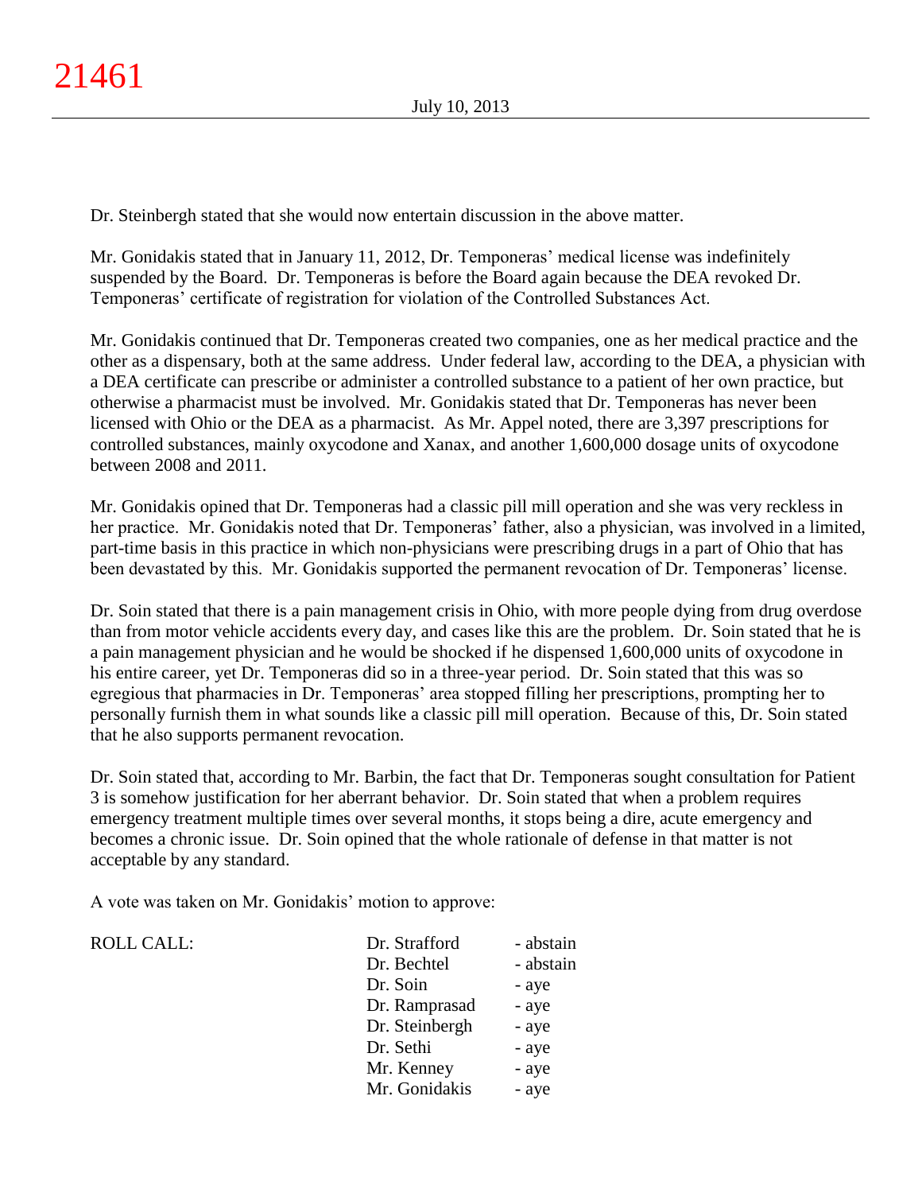Dr. Steinbergh stated that she would now entertain discussion in the above matter.

Mr. Gonidakis stated that in January 11, 2012, Dr. Temponeras' medical license was indefinitely suspended by the Board. Dr. Temponeras is before the Board again because the DEA revoked Dr. Temponeras' certificate of registration for violation of the Controlled Substances Act.

Mr. Gonidakis continued that Dr. Temponeras created two companies, one as her medical practice and the other as a dispensary, both at the same address. Under federal law, according to the DEA, a physician with a DEA certificate can prescribe or administer a controlled substance to a patient of her own practice, but otherwise a pharmacist must be involved. Mr. Gonidakis stated that Dr. Temponeras has never been licensed with Ohio or the DEA as a pharmacist. As Mr. Appel noted, there are 3,397 prescriptions for controlled substances, mainly oxycodone and Xanax, and another 1,600,000 dosage units of oxycodone between 2008 and 2011.

Mr. Gonidakis opined that Dr. Temponeras had a classic pill mill operation and she was very reckless in her practice. Mr. Gonidakis noted that Dr. Temponeras' father, also a physician, was involved in a limited, part-time basis in this practice in which non-physicians were prescribing drugs in a part of Ohio that has been devastated by this. Mr. Gonidakis supported the permanent revocation of Dr. Temponeras' license.

Dr. Soin stated that there is a pain management crisis in Ohio, with more people dying from drug overdose than from motor vehicle accidents every day, and cases like this are the problem. Dr. Soin stated that he is a pain management physician and he would be shocked if he dispensed 1,600,000 units of oxycodone in his entire career, yet Dr. Temponeras did so in a three-year period. Dr. Soin stated that this was so egregious that pharmacies in Dr. Temponeras' area stopped filling her prescriptions, prompting her to personally furnish them in what sounds like a classic pill mill operation. Because of this, Dr. Soin stated that he also supports permanent revocation.

Dr. Soin stated that, according to Mr. Barbin, the fact that Dr. Temponeras sought consultation for Patient 3 is somehow justification for her aberrant behavior. Dr. Soin stated that when a problem requires emergency treatment multiple times over several months, it stops being a dire, acute emergency and becomes a chronic issue. Dr. Soin opined that the whole rationale of defense in that matter is not acceptable by any standard.

A vote was taken on Mr. Gonidakis' motion to approve:

| ROLL CALL: | | |
|---|---|---|
| | Dr. Strafford | - abstain |
| | Dr. Bechtel | - abstain |
| | Dr. Soin | - aye |
| | Dr. Ramprasad | - aye |
| | Dr. Steinbergh | - aye |
| | Dr. Sethi | - aye |
| | Mr. Kenney | - aye |
| | Mr. Gonidakis | - aye |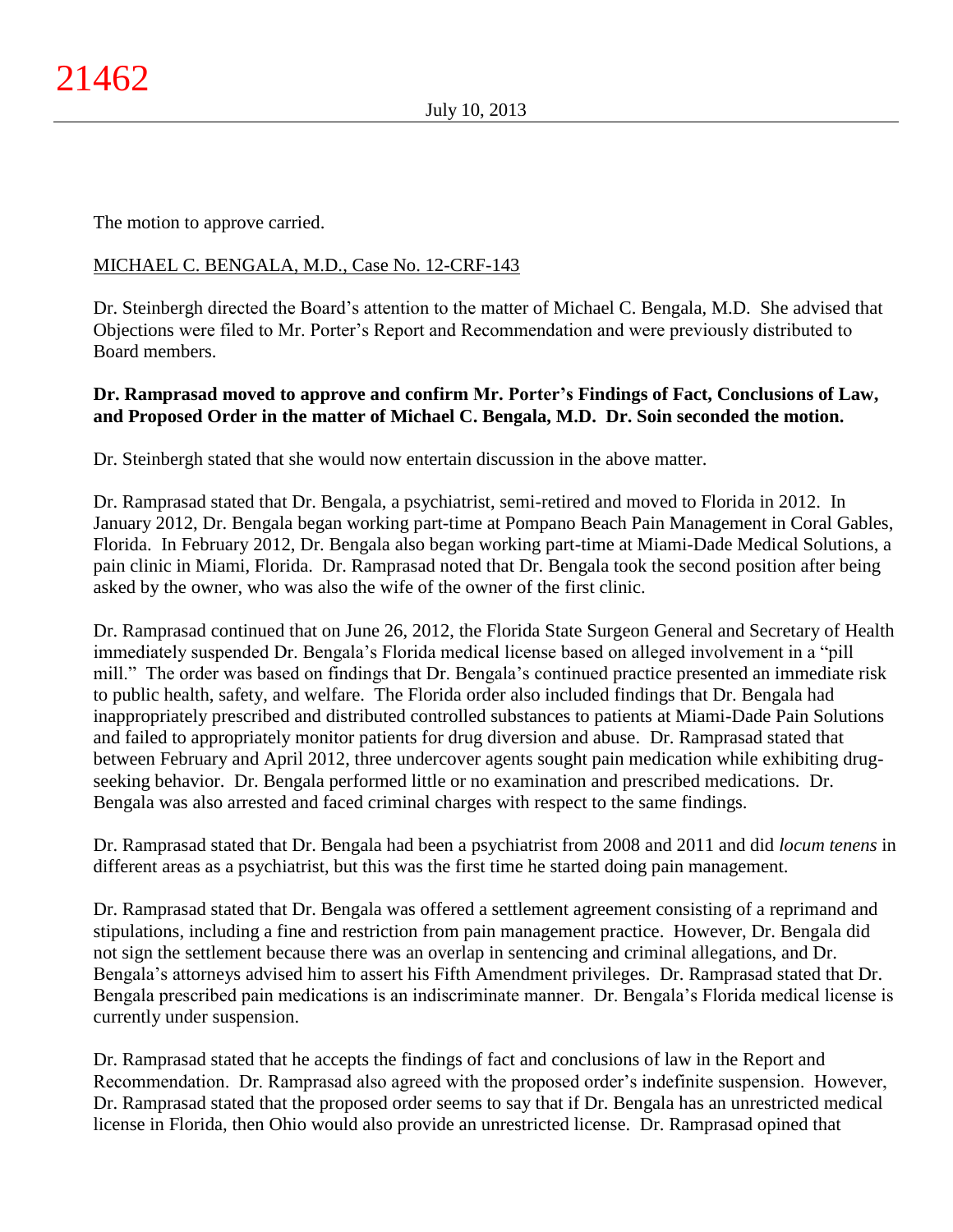The motion to approve carried.

MICHAEL C. BENGALA, M.D., Case No. 12-CRF-143

Dr. Steinbergh directed the Board's attention to the matter of Michael C. Bengala, M.D. She advised that Objections were filed to Mr. Porter's Report and Recommendation and were previously distributed to Board members.

**Dr. Ramprasad moved to approve and confirm Mr. Porter's Findings of Fact, Conclusions of Law, and Proposed Order in the matter of Michael C. Bengala, M.D. Dr. Soin seconded the motion.**

Dr. Steinbergh stated that she would now entertain discussion in the above matter.

Dr. Ramprasad stated that Dr. Bengala, a psychiatrist, semi-retired and moved to Florida in 2012. In January 2012, Dr. Bengala began working part-time at Pompano Beach Pain Management in Coral Gables, Florida. In February 2012, Dr. Bengala also began working part-time at Miami-Dade Medical Solutions, a pain clinic in Miami, Florida. Dr. Ramprasad noted that Dr. Bengala took the second position after being asked by the owner, who was also the wife of the owner of the first clinic.

Dr. Ramprasad continued that on June 26, 2012, the Florida State Surgeon General and Secretary of Health immediately suspended Dr. Bengala's Florida medical license based on alleged involvement in a "pill mill." The order was based on findings that Dr. Bengala's continued practice presented an immediate risk to public health, safety, and welfare. The Florida order also included findings that Dr. Bengala had inappropriately prescribed and distributed controlled substances to patients at Miami-Dade Pain Solutions and failed to appropriately monitor patients for drug diversion and abuse. Dr. Ramprasad stated that between February and April 2012, three undercover agents sought pain medication while exhibiting drug-seeking behavior. Dr. Bengala performed little or no examination and prescribed medications. Dr. Bengala was also arrested and faced criminal charges with respect to the same findings.

Dr. Ramprasad stated that Dr. Bengala had been a psychiatrist from 2008 and 2011 and did *locum tenens* in different areas as a psychiatrist, but this was the first time he started doing pain management.

Dr. Ramprasad stated that Dr. Bengala was offered a settlement agreement consisting of a reprimand and stipulations, including a fine and restriction from pain management practice. However, Dr. Bengala did not sign the settlement because there was an overlap in sentencing and criminal allegations, and Dr. Bengala's attorneys advised him to assert his Fifth Amendment privileges. Dr. Ramprasad stated that Dr. Bengala prescribed pain medications is an indiscriminate manner. Dr. Bengala's Florida medical license is currently under suspension.

Dr. Ramprasad stated that he accepts the findings of fact and conclusions of law in the Report and Recommendation. Dr. Ramprasad also agreed with the proposed order's indefinite suspension. However, Dr. Ramprasad stated that the proposed order seems to say that if Dr. Bengala has an unrestricted medical license in Florida, then Ohio would also provide an unrestricted license. Dr. Ramprasad opined that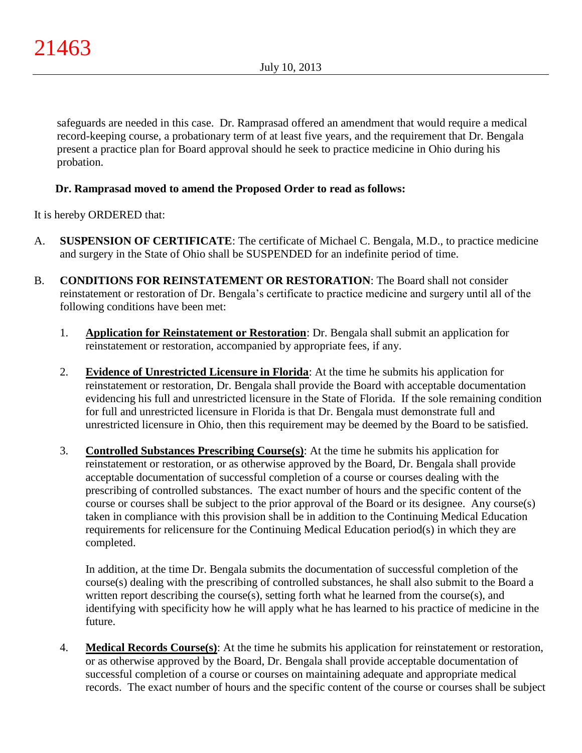safeguards are needed in this case. Dr. Ramprasad offered an amendment that would require a medical record-keeping course, a probationary term of at least five years, and the requirement that Dr. Bengala present a practice plan for Board approval should he seek to practice medicine in Ohio during his probation.

**Dr. Ramprasad moved to amend the Proposed Order to read as follows:**

It is hereby ORDERED that:

A. **SUSPENSION OF CERTIFICATE**: The certificate of Michael C. Bengala, M.D., to practice medicine and surgery in the State of Ohio shall be SUSPENDED for an indefinite period of time.

B. **CONDITIONS FOR REINSTATEMENT OR RESTORATION**: The Board shall not consider reinstatement or restoration of Dr. Bengala's certificate to practice medicine and surgery until all of the following conditions have been met:

   1. **Application for Reinstatement or Restoration**: Dr. Bengala shall submit an application for reinstatement or restoration, accompanied by appropriate fees, if any.

   2. **Evidence of Unrestricted Licensure in Florida**: At the time he submits his application for reinstatement or restoration, Dr. Bengala shall provide the Board with acceptable documentation evidencing his full and unrestricted licensure in the State of Florida. If the sole remaining condition for full and unrestricted licensure in Florida is that Dr. Bengala must demonstrate full and unrestricted licensure in Ohio, then this requirement may be deemed by the Board to be satisfied.

   3. **Controlled Substances Prescribing Course(s)**: At the time he submits his application for reinstatement or restoration, or as otherwise approved by the Board, Dr. Bengala shall provide acceptable documentation of successful completion of a course or courses dealing with the prescribing of controlled substances. The exact number of hours and the specific content of the course or courses shall be subject to the prior approval of the Board or its designee. Any course(s) taken in compliance with this provision shall be in addition to the Continuing Medical Education requirements for relicensure for the Continuing Medical Education period(s) in which they are completed.

      In addition, at the time Dr. Bengala submits the documentation of successful completion of the course(s) dealing with the prescribing of controlled substances, he shall also submit to the Board a written report describing the course(s), setting forth what he learned from the course(s), and identifying with specificity how he will apply what he has learned to his practice of medicine in the future.

   4. **Medical Records Course(s)**: At the time he submits his application for reinstatement or restoration, or as otherwise approved by the Board, Dr. Bengala shall provide acceptable documentation of successful completion of a course or courses on maintaining adequate and appropriate medical records. The exact number of hours and the specific content of the course or courses shall be subject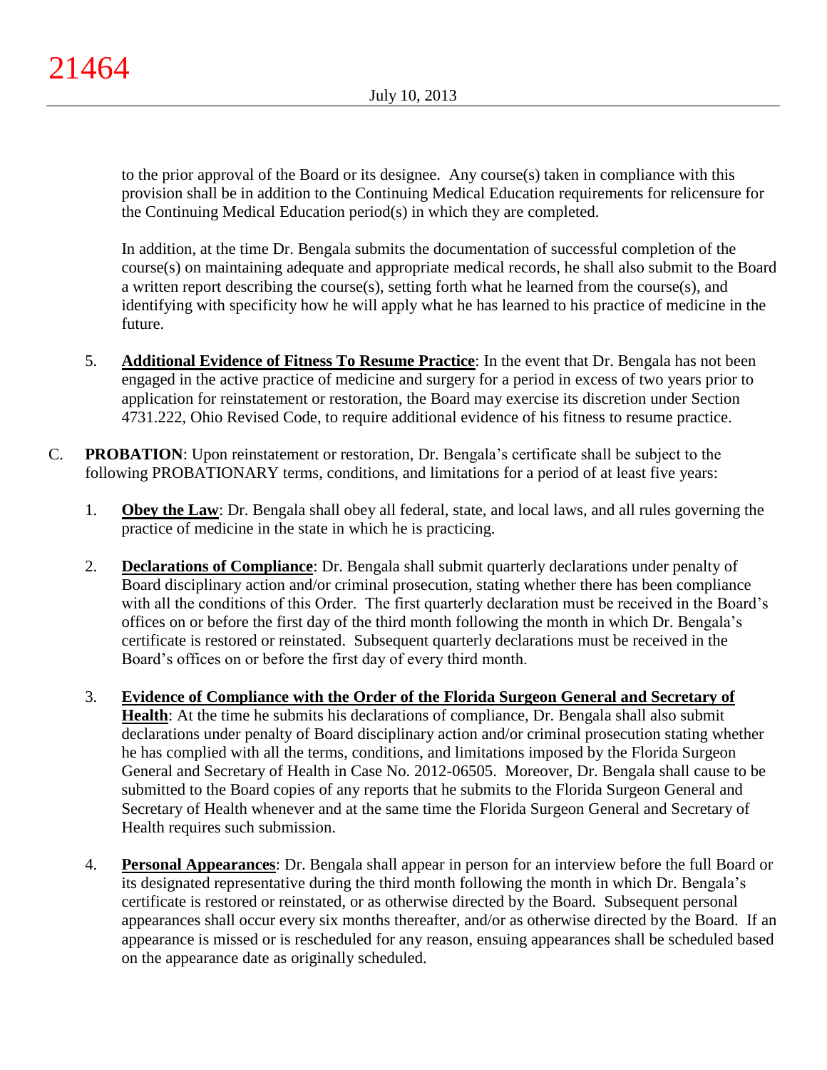to the prior approval of the Board or its designee. Any course(s) taken in compliance with this provision shall be in addition to the Continuing Medical Education requirements for relicensure for the Continuing Medical Education period(s) in which they are completed.

In addition, at the time Dr. Bengala submits the documentation of successful completion of the course(s) on maintaining adequate and appropriate medical records, he shall also submit to the Board a written report describing the course(s), setting forth what he learned from the course(s), and identifying with specificity how he will apply what he has learned to his practice of medicine in the future.

5. **Additional Evidence of Fitness To Resume Practice**: In the event that Dr. Bengala has not been engaged in the active practice of medicine and surgery for a period in excess of two years prior to application for reinstatement or restoration, the Board may exercise its discretion under Section 4731.222, Ohio Revised Code, to require additional evidence of his fitness to resume practice.

C. **PROBATION**: Upon reinstatement or restoration, Dr. Bengala's certificate shall be subject to the following PROBATIONARY terms, conditions, and limitations for a period of at least five years:

1. **Obey the Law**: Dr. Bengala shall obey all federal, state, and local laws, and all rules governing the practice of medicine in the state in which he is practicing.

2. **Declarations of Compliance**: Dr. Bengala shall submit quarterly declarations under penalty of Board disciplinary action and/or criminal prosecution, stating whether there has been compliance with all the conditions of this Order. The first quarterly declaration must be received in the Board's offices on or before the first day of the third month following the month in which Dr. Bengala's certificate is restored or reinstated. Subsequent quarterly declarations must be received in the Board's offices on or before the first day of every third month.

3. **Evidence of Compliance with the Order of the Florida Surgeon General and Secretary of Health**: At the time he submits his declarations of compliance, Dr. Bengala shall also submit declarations under penalty of Board disciplinary action and/or criminal prosecution stating whether he has complied with all the terms, conditions, and limitations imposed by the Florida Surgeon General and Secretary of Health in Case No. 2012-06505. Moreover, Dr. Bengala shall cause to be submitted to the Board copies of any reports that he submits to the Florida Surgeon General and Secretary of Health whenever and at the same time the Florida Surgeon General and Secretary of Health requires such submission.

4. **Personal Appearances**: Dr. Bengala shall appear in person for an interview before the full Board or its designated representative during the third month following the month in which Dr. Bengala's certificate is restored or reinstated, or as otherwise directed by the Board. Subsequent personal appearances shall occur every six months thereafter, and/or as otherwise directed by the Board. If an appearance is missed or is rescheduled for any reason, ensuing appearances shall be scheduled based on the appearance date as originally scheduled.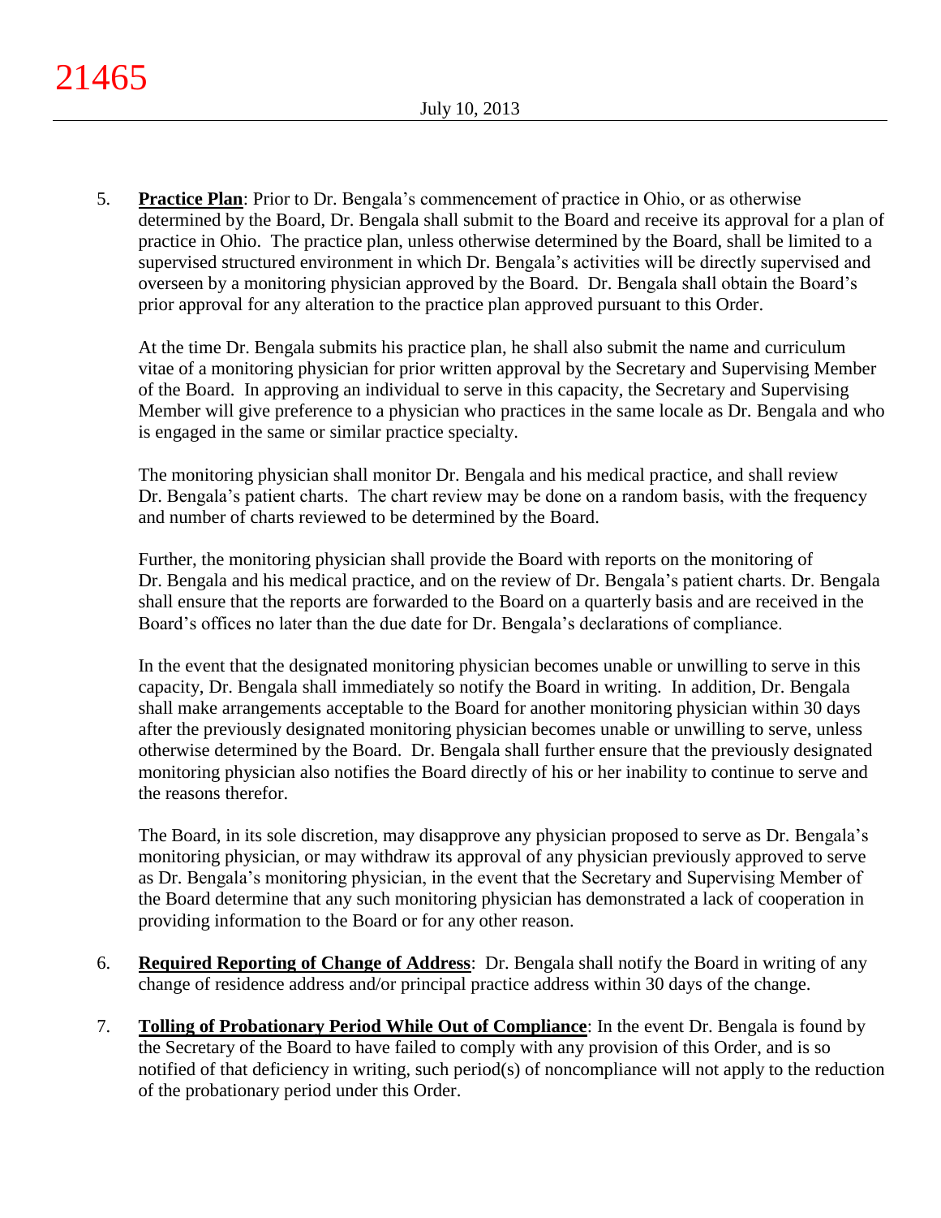5. **Practice Plan**: Prior to Dr. Bengala's commencement of practice in Ohio, or as otherwise determined by the Board, Dr. Bengala shall submit to the Board and receive its approval for a plan of practice in Ohio. The practice plan, unless otherwise determined by the Board, shall be limited to a supervised structured environment in which Dr. Bengala's activities will be directly supervised and overseen by a monitoring physician approved by the Board. Dr. Bengala shall obtain the Board's prior approval for any alteration to the practice plan approved pursuant to this Order.

   At the time Dr. Bengala submits his practice plan, he shall also submit the name and curriculum vitae of a monitoring physician for prior written approval by the Secretary and Supervising Member of the Board. In approving an individual to serve in this capacity, the Secretary and Supervising Member will give preference to a physician who practices in the same locale as Dr. Bengala and who is engaged in the same or similar practice specialty.

   The monitoring physician shall monitor Dr. Bengala and his medical practice, and shall review Dr. Bengala's patient charts. The chart review may be done on a random basis, with the frequency and number of charts reviewed to be determined by the Board.

   Further, the monitoring physician shall provide the Board with reports on the monitoring of Dr. Bengala and his medical practice, and on the review of Dr. Bengala's patient charts. Dr. Bengala shall ensure that the reports are forwarded to the Board on a quarterly basis and are received in the Board's offices no later than the due date for Dr. Bengala's declarations of compliance.

   In the event that the designated monitoring physician becomes unable or unwilling to serve in this capacity, Dr. Bengala shall immediately so notify the Board in writing. In addition, Dr. Bengala shall make arrangements acceptable to the Board for another monitoring physician within 30 days after the previously designated monitoring physician becomes unable or unwilling to serve, unless otherwise determined by the Board. Dr. Bengala shall further ensure that the previously designated monitoring physician also notifies the Board directly of his or her inability to continue to serve and the reasons therefor.

   The Board, in its sole discretion, may disapprove any physician proposed to serve as Dr. Bengala's monitoring physician, or may withdraw its approval of any physician previously approved to serve as Dr. Bengala's monitoring physician, in the event that the Secretary and Supervising Member of the Board determine that any such monitoring physician has demonstrated a lack of cooperation in providing information to the Board or for any other reason.

6. **Required Reporting of Change of Address**: Dr. Bengala shall notify the Board in writing of any change of residence address and/or principal practice address within 30 days of the change.

7. **Tolling of Probationary Period While Out of Compliance**: In the event Dr. Bengala is found by the Secretary of the Board to have failed to comply with any provision of this Order, and is so notified of that deficiency in writing, such period(s) of noncompliance will not apply to the reduction of the probationary period under this Order.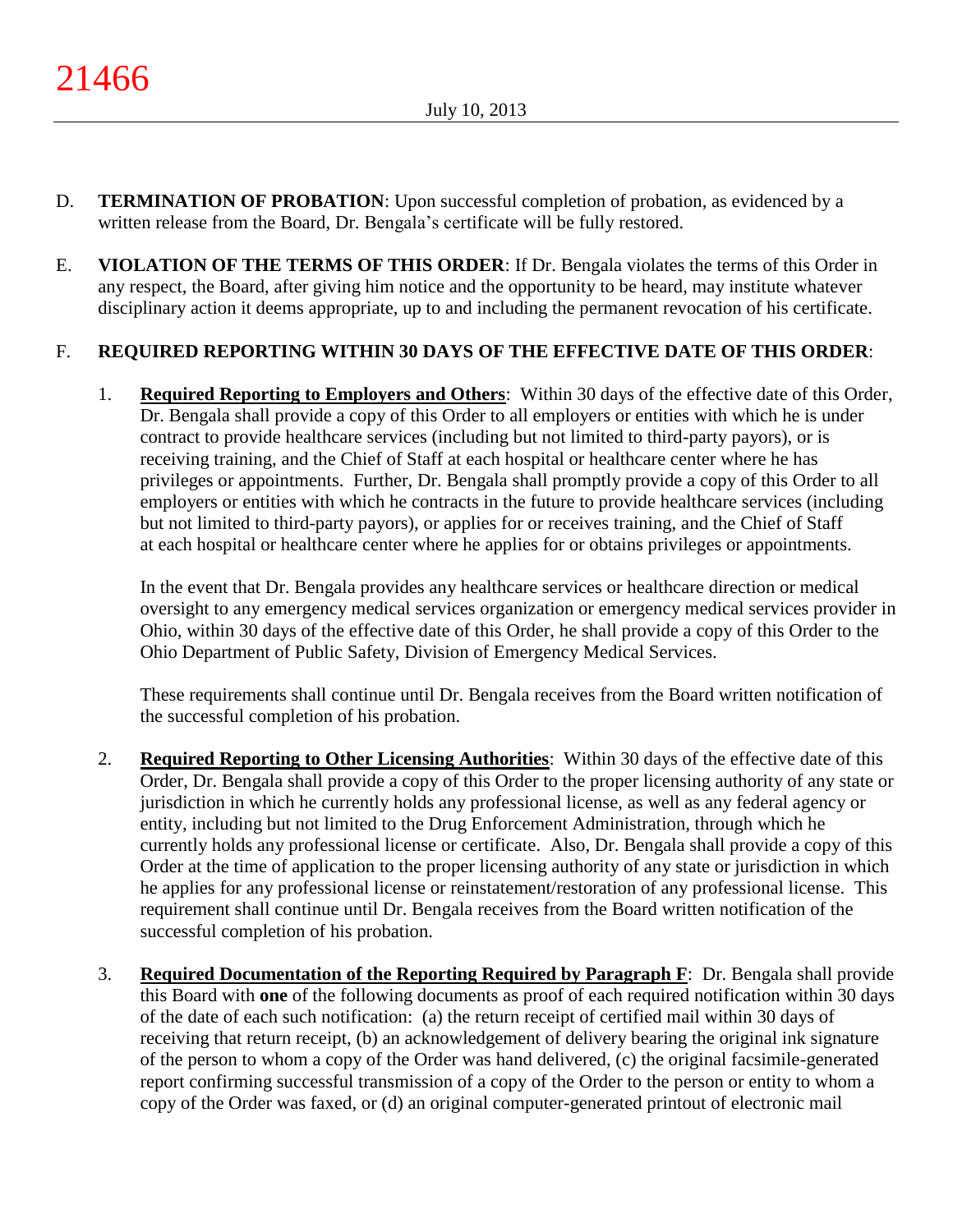D. **TERMINATION OF PROBATION**: Upon successful completion of probation, as evidenced by a written release from the Board, Dr. Bengala's certificate will be fully restored.

E. **VIOLATION OF THE TERMS OF THIS ORDER**: If Dr. Bengala violates the terms of this Order in any respect, the Board, after giving him notice and the opportunity to be heard, may institute whatever disciplinary action it deems appropriate, up to and including the permanent revocation of his certificate.

F. **REQUIRED REPORTING WITHIN 30 DAYS OF THE EFFECTIVE DATE OF THIS ORDER**:

1. **Required Reporting to Employers and Others**: Within 30 days of the effective date of this Order, Dr. Bengala shall provide a copy of this Order to all employers or entities with which he is under contract to provide healthcare services (including but not limited to third-party payors), or is receiving training, and the Chief of Staff at each hospital or healthcare center where he has privileges or appointments. Further, Dr. Bengala shall promptly provide a copy of this Order to all employers or entities with which he contracts in the future to provide healthcare services (including but not limited to third-party payors), or applies for or receives training, and the Chief of Staff at each hospital or healthcare center where he applies for or obtains privileges or appointments.

   In the event that Dr. Bengala provides any healthcare services or healthcare direction or medical oversight to any emergency medical services organization or emergency medical services provider in Ohio, within 30 days of the effective date of this Order, he shall provide a copy of this Order to the Ohio Department of Public Safety, Division of Emergency Medical Services.

   These requirements shall continue until Dr. Bengala receives from the Board written notification of the successful completion of his probation.

2. **Required Reporting to Other Licensing Authorities**: Within 30 days of the effective date of this Order, Dr. Bengala shall provide a copy of this Order to the proper licensing authority of any state or jurisdiction in which he currently holds any professional license, as well as any federal agency or entity, including but not limited to the Drug Enforcement Administration, through which he currently holds any professional license or certificate. Also, Dr. Bengala shall provide a copy of this Order at the time of application to the proper licensing authority of any state or jurisdiction in which he applies for any professional license or reinstatement/restoration of any professional license. This requirement shall continue until Dr. Bengala receives from the Board written notification of the successful completion of his probation.

3. **Required Documentation of the Reporting Required by Paragraph F**: Dr. Bengala shall provide this Board with **one** of the following documents as proof of each required notification within 30 days of the date of each such notification: (a) the return receipt of certified mail within 30 days of receiving that return receipt, (b) an acknowledgement of delivery bearing the original ink signature of the person to whom a copy of the Order was hand delivered, (c) the original facsimile-generated report confirming successful transmission of a copy of the Order to the person or entity to whom a copy of the Order was faxed, or (d) an original computer-generated printout of electronic mail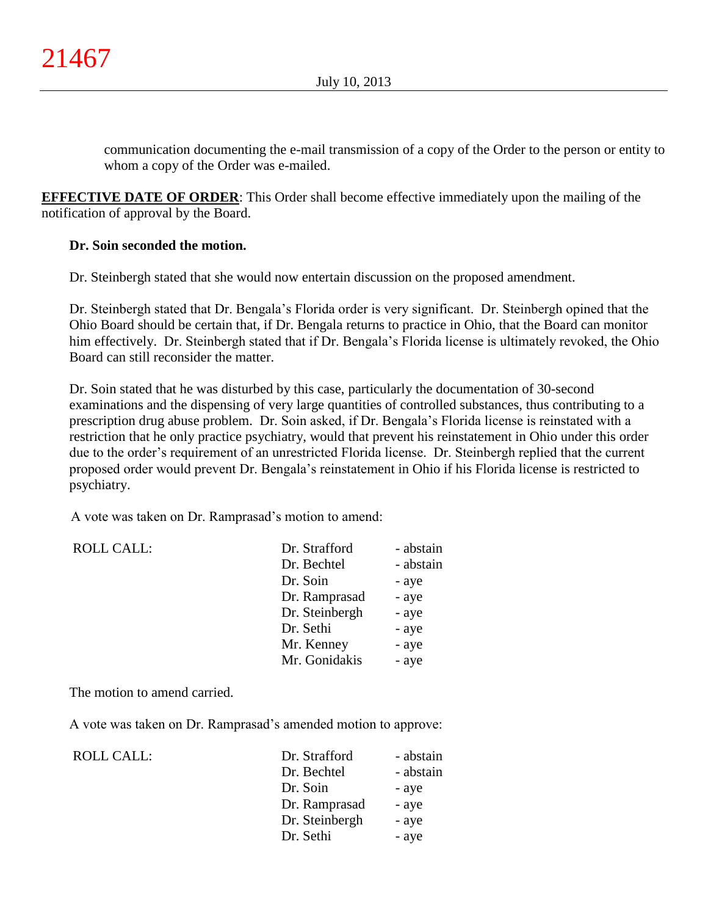communication documenting the e-mail transmission of a copy of the Order to the person or entity to whom a copy of the Order was e-mailed.

**EFFECTIVE DATE OF ORDER**: This Order shall become effective immediately upon the mailing of the notification of approval by the Board.

**Dr. Soin seconded the motion.**

Dr. Steinbergh stated that she would now entertain discussion on the proposed amendment.

Dr. Steinbergh stated that Dr. Bengala's Florida order is very significant. Dr. Steinbergh opined that the Ohio Board should be certain that, if Dr. Bengala returns to practice in Ohio, that the Board can monitor him effectively. Dr. Steinbergh stated that if Dr. Bengala's Florida license is ultimately revoked, the Ohio Board can still reconsider the matter.

Dr. Soin stated that he was disturbed by this case, particularly the documentation of 30-second examinations and the dispensing of very large quantities of controlled substances, thus contributing to a prescription drug abuse problem. Dr. Soin asked, if Dr. Bengala's Florida license is reinstated with a restriction that he only practice psychiatry, would that prevent his reinstatement in Ohio under this order due to the order's requirement of an unrestricted Florida license. Dr. Steinbergh replied that the current proposed order would prevent Dr. Bengala's reinstatement in Ohio if his Florida license is restricted to psychiatry.

A vote was taken on Dr. Ramprasad's motion to amend:

| ROLL CALL: | Dr. Strafford | - abstain |
|---|---|---|
| | Dr. Bechtel | - abstain |
| | Dr. Soin | - aye |
| | Dr. Ramprasad | - aye |
| | Dr. Steinbergh | - aye |
| | Dr. Sethi | - aye |
| | Mr. Kenney | - aye |
| | Mr. Gonidakis | - aye |

The motion to amend carried.

A vote was taken on Dr. Ramprasad's amended motion to approve:

| ROLL CALL: | Dr. Strafford | - abstain |
|---|---|---|
| | Dr. Bechtel | - abstain |
| | Dr. Soin | - aye |
| | Dr. Ramprasad | - aye |
| | Dr. Steinbergh | - aye |
| | Dr. Sethi | - aye |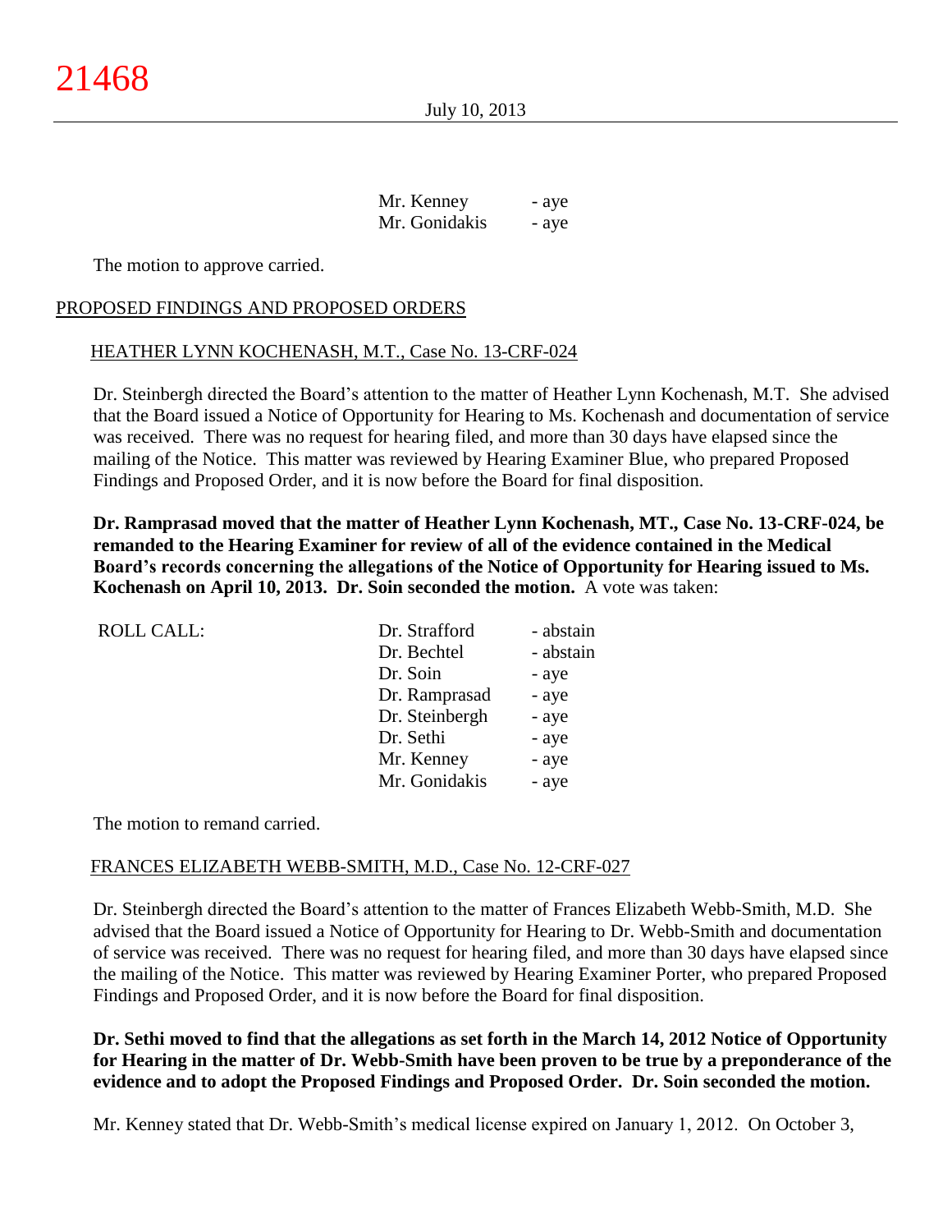| | |
|---|---|
| Mr. Kenney | - aye |
| Mr. Gonidakis | - aye |

The motion to approve carried.

## PROPOSED FINDINGS AND PROPOSED ORDERS

### HEATHER LYNN KOCHENASH, M.T., Case No. 13-CRF-024

Dr. Steinbergh directed the Board's attention to the matter of Heather Lynn Kochenash, M.T. She advised that the Board issued a Notice of Opportunity for Hearing to Ms. Kochenash and documentation of service was received. There was no request for hearing filed, and more than 30 days have elapsed since the mailing of the Notice. This matter was reviewed by Hearing Examiner Blue, who prepared Proposed Findings and Proposed Order, and it is now before the Board for final disposition.

**Dr. Ramprasad moved that the matter of Heather Lynn Kochenash, MT., Case No. 13-CRF-024, be remanded to the Hearing Examiner for review of all of the evidence contained in the Medical Board's records concerning the allegations of the Notice of Opportunity for Hearing issued to Ms. Kochenash on April 10, 2013. Dr. Soin seconded the motion.** A vote was taken:

| ROLL CALL: | | |
|---|---|---|
| | Dr. Strafford | - abstain |
| | Dr. Bechtel | - abstain |
| | Dr. Soin | - aye |
| | Dr. Ramprasad | - aye |
| | Dr. Steinbergh | - aye |
| | Dr. Sethi | - aye |
| | Mr. Kenney | - aye |
| | Mr. Gonidakis | - aye |

The motion to remand carried.

### FRANCES ELIZABETH WEBB-SMITH, M.D., Case No. 12-CRF-027

Dr. Steinbergh directed the Board's attention to the matter of Frances Elizabeth Webb-Smith, M.D. She advised that the Board issued a Notice of Opportunity for Hearing to Dr. Webb-Smith and documentation of service was received. There was no request for hearing filed, and more than 30 days have elapsed since the mailing of the Notice. This matter was reviewed by Hearing Examiner Porter, who prepared Proposed Findings and Proposed Order, and it is now before the Board for final disposition.

**Dr. Sethi moved to find that the allegations as set forth in the March 14, 2012 Notice of Opportunity for Hearing in the matter of Dr. Webb-Smith have been proven to be true by a preponderance of the evidence and to adopt the Proposed Findings and Proposed Order. Dr. Soin seconded the motion.**

Mr. Kenney stated that Dr. Webb-Smith's medical license expired on January 1, 2012. On October 3,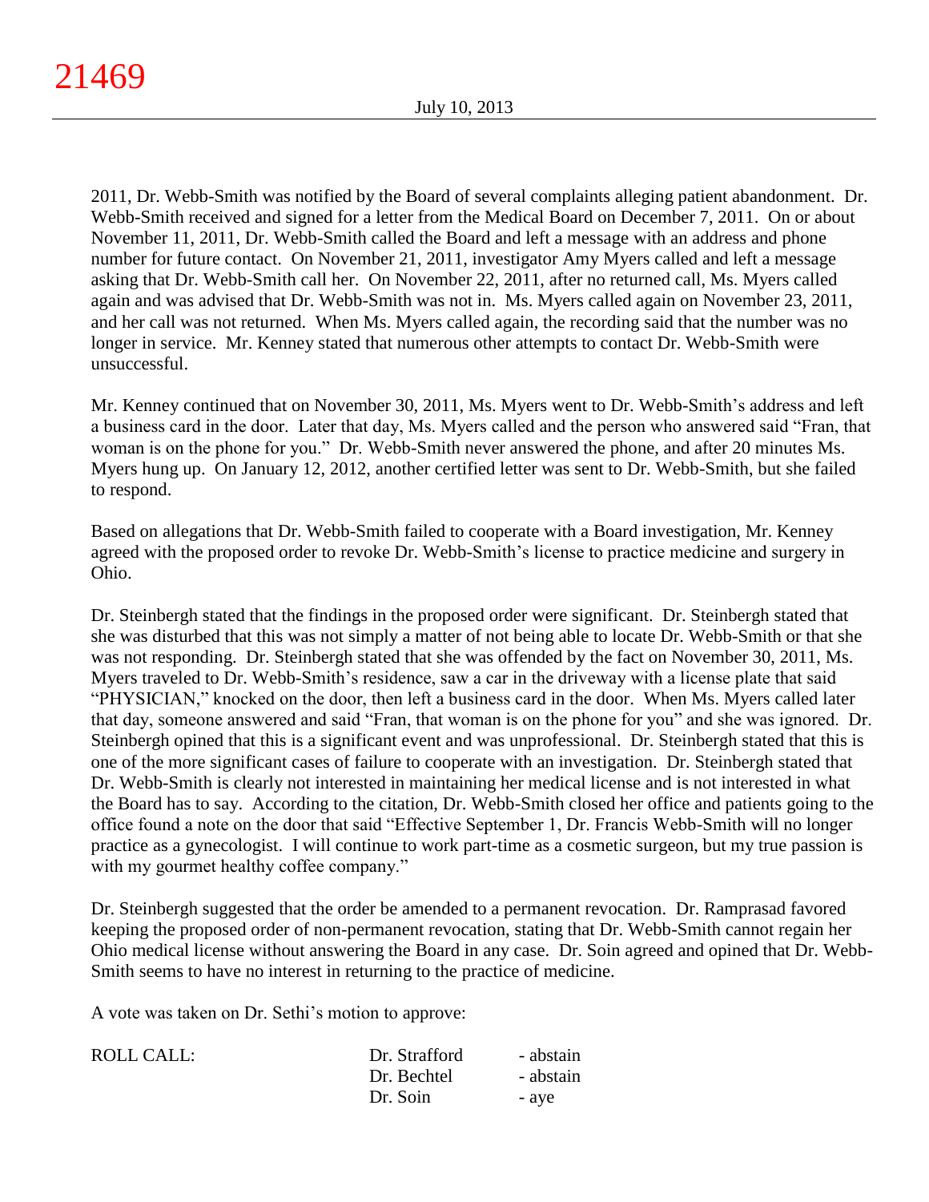2011, Dr. Webb-Smith was notified by the Board of several complaints alleging patient abandonment. Dr. Webb-Smith received and signed for a letter from the Medical Board on December 7, 2011. On or about November 11, 2011, Dr. Webb-Smith called the Board and left a message with an address and phone number for future contact. On November 21, 2011, investigator Amy Myers called and left a message asking that Dr. Webb-Smith call her. On November 22, 2011, after no returned call, Ms. Myers called again and was advised that Dr. Webb-Smith was not in. Ms. Myers called again on November 23, 2011, and her call was not returned. When Ms. Myers called again, the recording said that the number was no longer in service. Mr. Kenney stated that numerous other attempts to contact Dr. Webb-Smith were unsuccessful.

Mr. Kenney continued that on November 30, 2011, Ms. Myers went to Dr. Webb-Smith's address and left a business card in the door. Later that day, Ms. Myers called and the person who answered said "Fran, that woman is on the phone for you." Dr. Webb-Smith never answered the phone, and after 20 minutes Ms. Myers hung up. On January 12, 2012, another certified letter was sent to Dr. Webb-Smith, but she failed to respond.

Based on allegations that Dr. Webb-Smith failed to cooperate with a Board investigation, Mr. Kenney agreed with the proposed order to revoke Dr. Webb-Smith's license to practice medicine and surgery in Ohio.

Dr. Steinbergh stated that the findings in the proposed order were significant. Dr. Steinbergh stated that she was disturbed that this was not simply a matter of not being able to locate Dr. Webb-Smith or that she was not responding. Dr. Steinbergh stated that she was offended by the fact on November 30, 2011, Ms. Myers traveled to Dr. Webb-Smith's residence, saw a car in the driveway with a license plate that said "PHYSICIAN," knocked on the door, then left a business card in the door. When Ms. Myers called later that day, someone answered and said "Fran, that woman is on the phone for you" and she was ignored. Dr. Steinbergh opined that this is a significant event and was unprofessional. Dr. Steinbergh stated that this is one of the more significant cases of failure to cooperate with an investigation. Dr. Steinbergh stated that Dr. Webb-Smith is clearly not interested in maintaining her medical license and is not interested in what the Board has to say. According to the citation, Dr. Webb-Smith closed her office and patients going to the office found a note on the door that said "Effective September 1, Dr. Francis Webb-Smith will no longer practice as a gynecologist. I will continue to work part-time as a cosmetic surgeon, but my true passion is with my gourmet healthy coffee company."

Dr. Steinbergh suggested that the order be amended to a permanent revocation. Dr. Ramprasad favored keeping the proposed order of non-permanent revocation, stating that Dr. Webb-Smith cannot regain her Ohio medical license without answering the Board in any case. Dr. Soin agreed and opined that Dr. Webb-Smith seems to have no interest in returning to the practice of medicine.

A vote was taken on Dr. Sethi's motion to approve:

| ROLL CALL: | Dr. Strafford | - abstain |
|---|---|---|
| | Dr. Bechtel | - abstain |
| | Dr. Soin | - aye |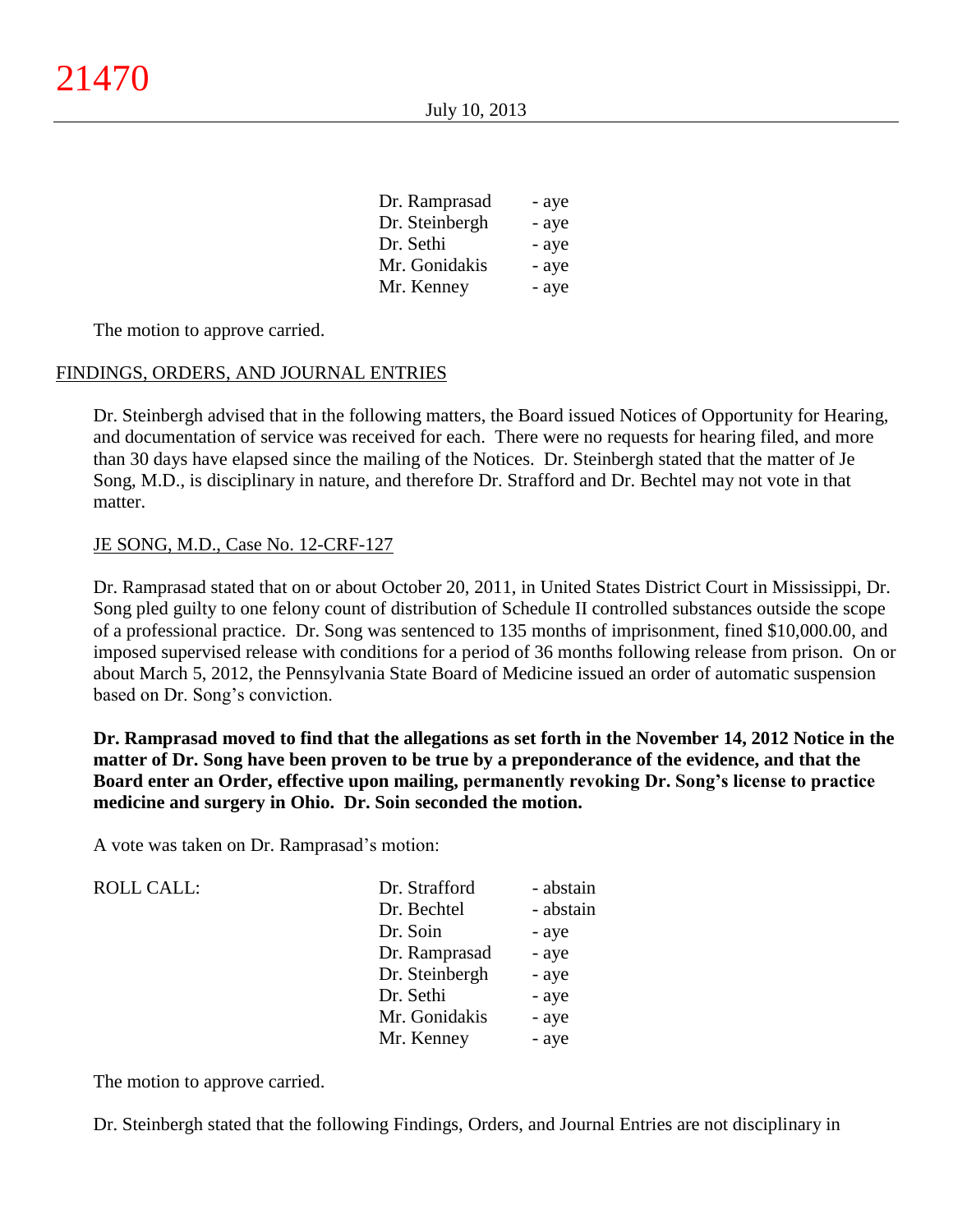| | |
|---|---|
| Dr. Ramprasad | - aye |
| Dr. Steinbergh | - aye |
| Dr. Sethi | - aye |
| Mr. Gonidakis | - aye |
| Mr. Kenney | - aye |

The motion to approve carried.

FINDINGS, ORDERS, AND JOURNAL ENTRIES

Dr. Steinbergh advised that in the following matters, the Board issued Notices of Opportunity for Hearing, and documentation of service was received for each. There were no requests for hearing filed, and more than 30 days have elapsed since the mailing of the Notices. Dr. Steinbergh stated that the matter of Je Song, M.D., is disciplinary in nature, and therefore Dr. Strafford and Dr. Bechtel may not vote in that matter.

JE SONG, M.D., Case No. 12-CRF-127

Dr. Ramprasad stated that on or about October 20, 2011, in United States District Court in Mississippi, Dr. Song pled guilty to one felony count of distribution of Schedule II controlled substances outside the scope of a professional practice. Dr. Song was sentenced to 135 months of imprisonment, fined $10,000.00, and imposed supervised release with conditions for a period of 36 months following release from prison. On or about March 5, 2012, the Pennsylvania State Board of Medicine issued an order of automatic suspension based on Dr. Song's conviction.

**Dr. Ramprasad moved to find that the allegations as set forth in the November 14, 2012 Notice in the matter of Dr. Song have been proven to be true by a preponderance of the evidence, and that the Board enter an Order, effective upon mailing, permanently revoking Dr. Song's license to practice medicine and surgery in Ohio. Dr. Soin seconded the motion.**

A vote was taken on Dr. Ramprasad's motion:

| ROLL CALL: | | |
|---|---|---|
| | Dr. Strafford | - abstain |
| | Dr. Bechtel | - abstain |
| | Dr. Soin | - aye |
| | Dr. Ramprasad | - aye |
| | Dr. Steinbergh | - aye |
| | Dr. Sethi | - aye |
| | Mr. Gonidakis | - aye |
| | Mr. Kenney | - aye |

The motion to approve carried.

Dr. Steinbergh stated that the following Findings, Orders, and Journal Entries are not disciplinary in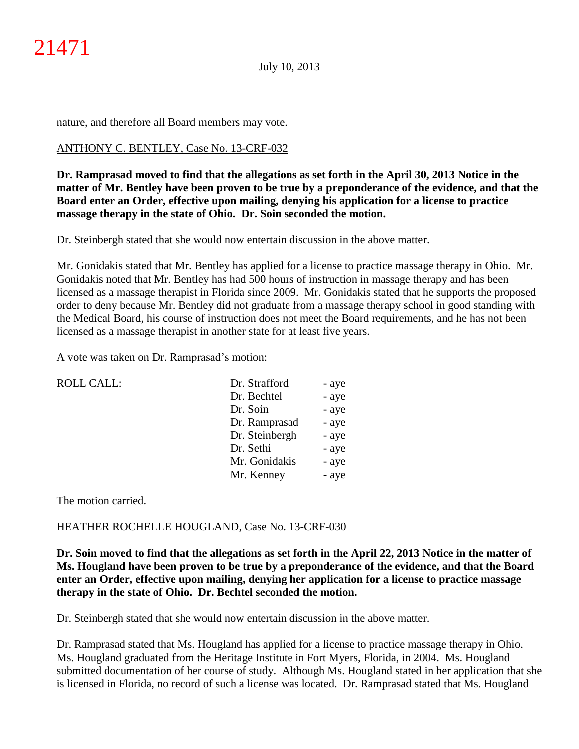nature, and therefore all Board members may vote.

ANTHONY C. BENTLEY, Case No. 13-CRF-032

**Dr. Ramprasad moved to find that the allegations as set forth in the April 30, 2013 Notice in the matter of Mr. Bentley have been proven to be true by a preponderance of the evidence, and that the Board enter an Order, effective upon mailing, denying his application for a license to practice massage therapy in the state of Ohio. Dr. Soin seconded the motion.**

Dr. Steinbergh stated that she would now entertain discussion in the above matter.

Mr. Gonidakis stated that Mr. Bentley has applied for a license to practice massage therapy in Ohio. Mr. Gonidakis noted that Mr. Bentley has had 500 hours of instruction in massage therapy and has been licensed as a massage therapist in Florida since 2009. Mr. Gonidakis stated that he supports the proposed order to deny because Mr. Bentley did not graduate from a massage therapy school in good standing with the Medical Board, his course of instruction does not meet the Board requirements, and he has not been licensed as a massage therapist in another state for at least five years.

A vote was taken on Dr. Ramprasad's motion:

| ROLL CALL: | | |
|---|---|---|
| | Dr. Strafford | - aye |
| | Dr. Bechtel | - aye |
| | Dr. Soin | - aye |
| | Dr. Ramprasad | - aye |
| | Dr. Steinbergh | - aye |
| | Dr. Sethi | - aye |
| | Mr. Gonidakis | - aye |
| | Mr. Kenney | - aye |

The motion carried.

HEATHER ROCHELLE HOUGLAND, Case No. 13-CRF-030

**Dr. Soin moved to find that the allegations as set forth in the April 22, 2013 Notice in the matter of Ms. Hougland have been proven to be true by a preponderance of the evidence, and that the Board enter an Order, effective upon mailing, denying her application for a license to practice massage therapy in the state of Ohio. Dr. Bechtel seconded the motion.**

Dr. Steinbergh stated that she would now entertain discussion in the above matter.

Dr. Ramprasad stated that Ms. Hougland has applied for a license to practice massage therapy in Ohio. Ms. Hougland graduated from the Heritage Institute in Fort Myers, Florida, in 2004. Ms. Hougland submitted documentation of her course of study. Although Ms. Hougland stated in her application that she is licensed in Florida, no record of such a license was located. Dr. Ramprasad stated that Ms. Hougland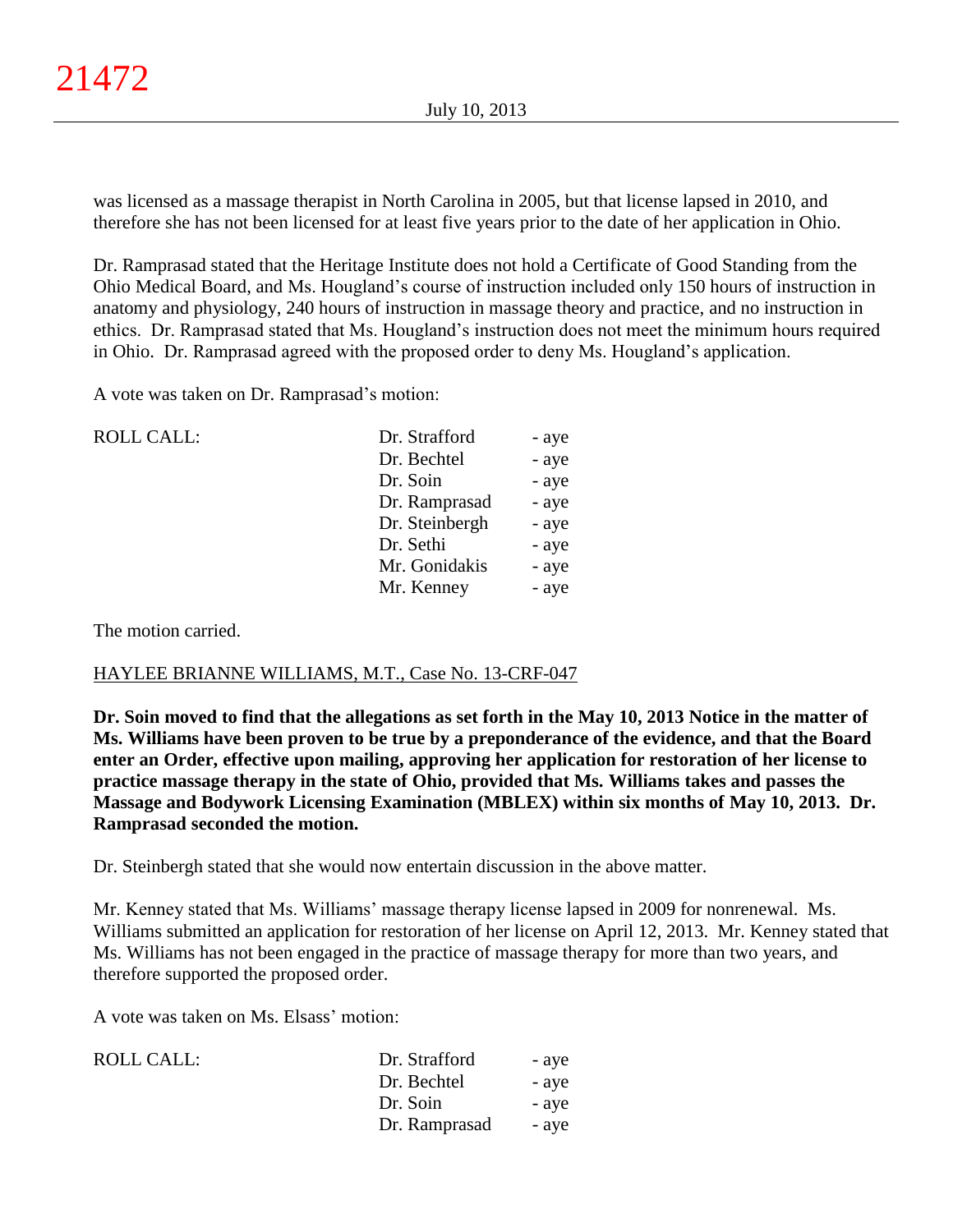was licensed as a massage therapist in North Carolina in 2005, but that license lapsed in 2010, and therefore she has not been licensed for at least five years prior to the date of her application in Ohio.

Dr. Ramprasad stated that the Heritage Institute does not hold a Certificate of Good Standing from the Ohio Medical Board, and Ms. Hougland's course of instruction included only 150 hours of instruction in anatomy and physiology, 240 hours of instruction in massage theory and practice, and no instruction in ethics. Dr. Ramprasad stated that Ms. Hougland's instruction does not meet the minimum hours required in Ohio. Dr. Ramprasad agreed with the proposed order to deny Ms. Hougland's application.

A vote was taken on Dr. Ramprasad's motion:

| ROLL CALL: | | |
|---|---|---|
| | Dr. Strafford | - aye |
| | Dr. Bechtel | - aye |
| | Dr. Soin | - aye |
| | Dr. Ramprasad | - aye |
| | Dr. Steinbergh | - aye |
| | Dr. Sethi | - aye |
| | Mr. Gonidakis | - aye |
| | Mr. Kenney | - aye |

The motion carried.

HAYLEE BRIANNE WILLIAMS, M.T., Case No. 13-CRF-047

**Dr. Soin moved to find that the allegations as set forth in the May 10, 2013 Notice in the matter of Ms. Williams have been proven to be true by a preponderance of the evidence, and that the Board enter an Order, effective upon mailing, approving her application for restoration of her license to practice massage therapy in the state of Ohio, provided that Ms. Williams takes and passes the Massage and Bodywork Licensing Examination (MBLEX) within six months of May 10, 2013. Dr. Ramprasad seconded the motion.**

Dr. Steinbergh stated that she would now entertain discussion in the above matter.

Mr. Kenney stated that Ms. Williams' massage therapy license lapsed in 2009 for nonrenewal. Ms. Williams submitted an application for restoration of her license on April 12, 2013. Mr. Kenney stated that Ms. Williams has not been engaged in the practice of massage therapy for more than two years, and therefore supported the proposed order.

A vote was taken on Ms. Elsass' motion:

| ROLL CALL: | | |
|---|---|---|
| | Dr. Strafford | - aye |
| | Dr. Bechtel | - aye |
| | Dr. Soin | - aye |
| | Dr. Ramprasad | - aye |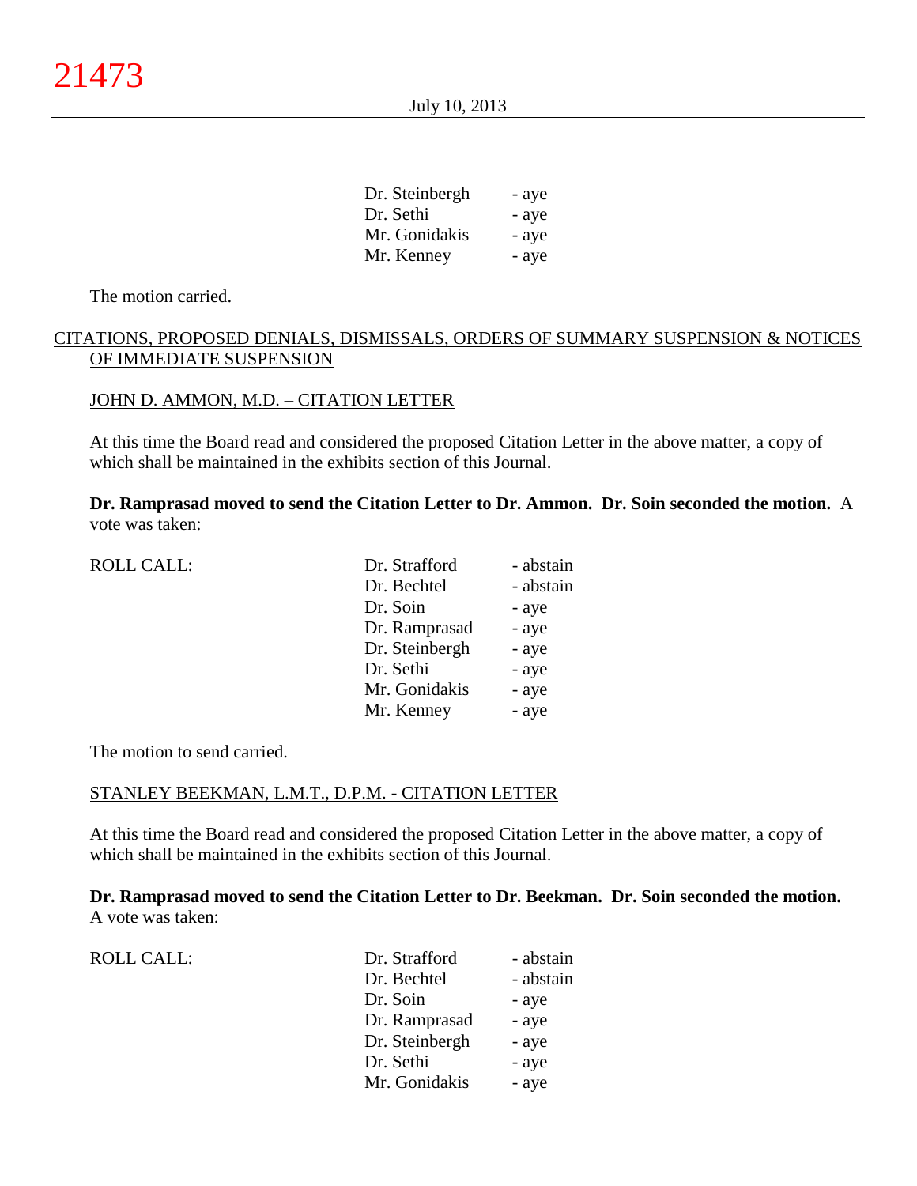| | |
|---|---|
| Dr. Steinbergh | - aye |
| Dr. Sethi | - aye |
| Mr. Gonidakis | - aye |
| Mr. Kenney | - aye |

The motion carried.

CITATIONS, PROPOSED DENIALS, DISMISSALS, ORDERS OF SUMMARY SUSPENSION & NOTICES OF IMMEDIATE SUSPENSION

JOHN D. AMMON, M.D. – CITATION LETTER

At this time the Board read and considered the proposed Citation Letter in the above matter, a copy of which shall be maintained in the exhibits section of this Journal.

**Dr. Ramprasad moved to send the Citation Letter to Dr. Ammon. Dr. Soin seconded the motion.** A vote was taken:

| ROLL CALL: | | |
|---|---|---|
| | Dr. Strafford | - abstain |
| | Dr. Bechtel | - abstain |
| | Dr. Soin | - aye |
| | Dr. Ramprasad | - aye |
| | Dr. Steinbergh | - aye |
| | Dr. Sethi | - aye |
| | Mr. Gonidakis | - aye |
| | Mr. Kenney | - aye |

The motion to send carried.

STANLEY BEEKMAN, L.M.T., D.P.M. - CITATION LETTER

At this time the Board read and considered the proposed Citation Letter in the above matter, a copy of which shall be maintained in the exhibits section of this Journal.

**Dr. Ramprasad moved to send the Citation Letter to Dr. Beekman. Dr. Soin seconded the motion.** A vote was taken:

| ROLL CALL: | | |
|---|---|---|
| | Dr. Strafford | - abstain |
| | Dr. Bechtel | - abstain |
| | Dr. Soin | - aye |
| | Dr. Ramprasad | - aye |
| | Dr. Steinbergh | - aye |
| | Dr. Sethi | - aye |
| | Mr. Gonidakis | - aye |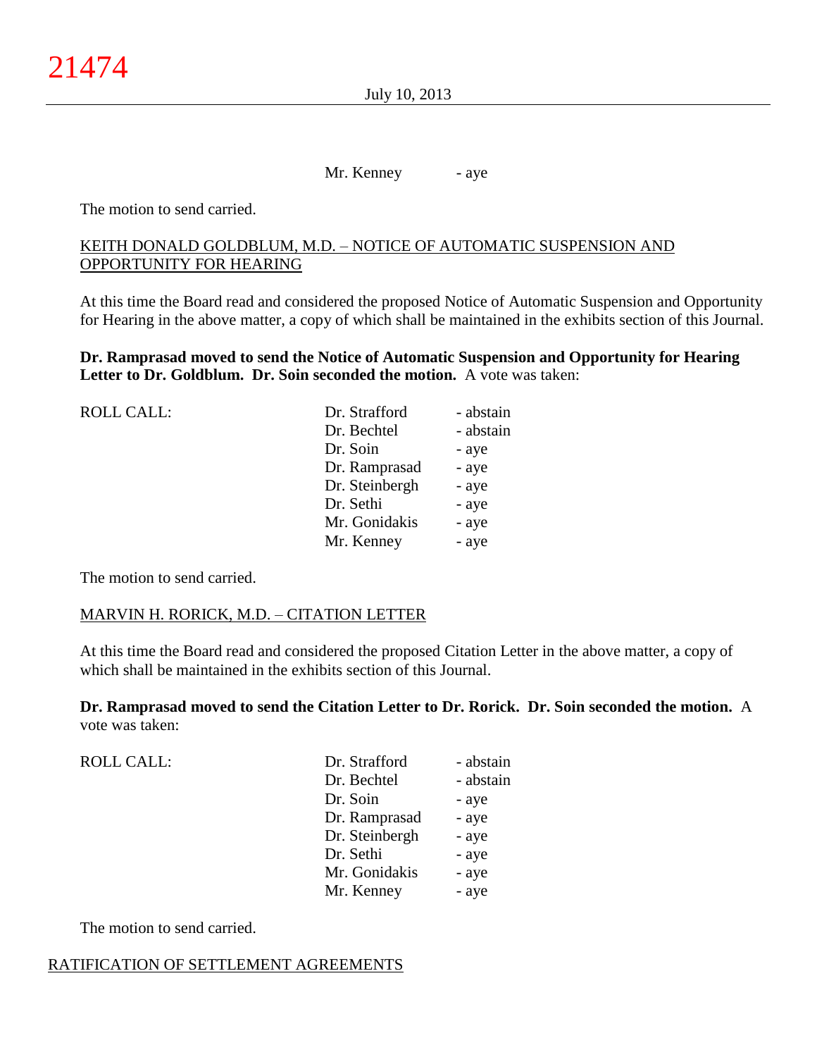Mr. Kenney - aye

The motion to send carried.

KEITH DONALD GOLDBLUM, M.D. – NOTICE OF AUTOMATIC SUSPENSION AND OPPORTUNITY FOR HEARING

At this time the Board read and considered the proposed Notice of Automatic Suspension and Opportunity for Hearing in the above matter, a copy of which shall be maintained in the exhibits section of this Journal.

**Dr. Ramprasad moved to send the Notice of Automatic Suspension and Opportunity for Hearing Letter to Dr. Goldblum. Dr. Soin seconded the motion.** A vote was taken:

| ROLL CALL: | Dr. Strafford | - abstain |
|---|---|---|
| | Dr. Bechtel | - abstain |
| | Dr. Soin | - aye |
| | Dr. Ramprasad | - aye |
| | Dr. Steinbergh | - aye |
| | Dr. Sethi | - aye |
| | Mr. Gonidakis | - aye |
| | Mr. Kenney | - aye |

The motion to send carried.

MARVIN H. RORICK, M.D. – CITATION LETTER

At this time the Board read and considered the proposed Citation Letter in the above matter, a copy of which shall be maintained in the exhibits section of this Journal.

**Dr. Ramprasad moved to send the Citation Letter to Dr. Rorick. Dr. Soin seconded the motion.** A vote was taken:

| ROLL CALL: | Dr. Strafford | - abstain |
|---|---|---|
| | Dr. Bechtel | - abstain |
| | Dr. Soin | - aye |
| | Dr. Ramprasad | - aye |
| | Dr. Steinbergh | - aye |
| | Dr. Sethi | - aye |
| | Mr. Gonidakis | - aye |
| | Mr. Kenney | - aye |

The motion to send carried.

## RATIFICATION OF SETTLEMENT AGREEMENTS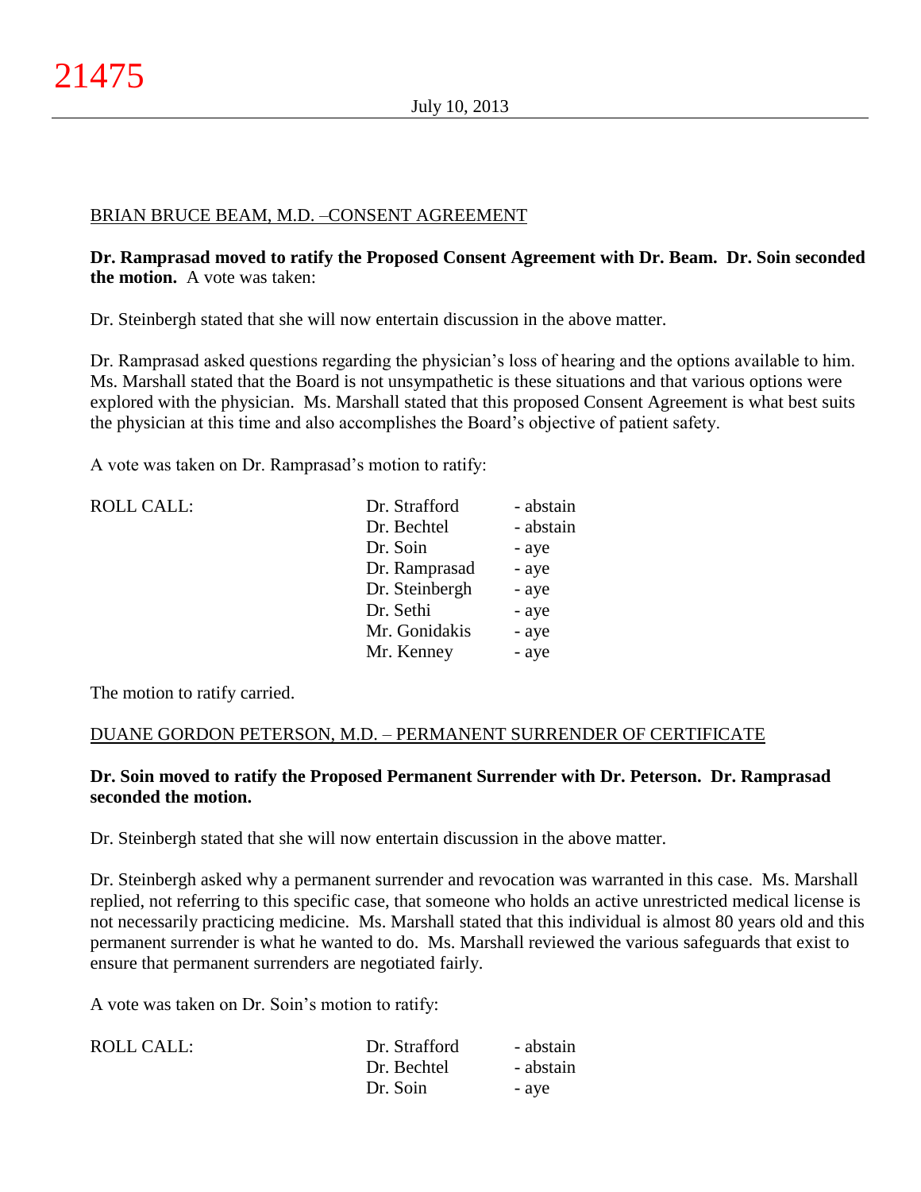BRIAN BRUCE BEAM, M.D. –CONSENT AGREEMENT

**Dr. Ramprasad moved to ratify the Proposed Consent Agreement with Dr. Beam. Dr. Soin seconded the motion.** A vote was taken:

Dr. Steinbergh stated that she will now entertain discussion in the above matter.

Dr. Ramprasad asked questions regarding the physician's loss of hearing and the options available to him. Ms. Marshall stated that the Board is not unsympathetic is these situations and that various options were explored with the physician. Ms. Marshall stated that this proposed Consent Agreement is what best suits the physician at this time and also accomplishes the Board's objective of patient safety.

A vote was taken on Dr. Ramprasad's motion to ratify:

| ROLL CALL: | | |
|---|---|---|
| | Dr. Strafford | - abstain |
| | Dr. Bechtel | - abstain |
| | Dr. Soin | - aye |
| | Dr. Ramprasad | - aye |
| | Dr. Steinbergh | - aye |
| | Dr. Sethi | - aye |
| | Mr. Gonidakis | - aye |
| | Mr. Kenney | - aye |

The motion to ratify carried.

DUANE GORDON PETERSON, M.D. – PERMANENT SURRENDER OF CERTIFICATE

**Dr. Soin moved to ratify the Proposed Permanent Surrender with Dr. Peterson. Dr. Ramprasad seconded the motion.**

Dr. Steinbergh stated that she will now entertain discussion in the above matter.

Dr. Steinbergh asked why a permanent surrender and revocation was warranted in this case. Ms. Marshall replied, not referring to this specific case, that someone who holds an active unrestricted medical license is not necessarily practicing medicine. Ms. Marshall stated that this individual is almost 80 years old and this permanent surrender is what he wanted to do. Ms. Marshall reviewed the various safeguards that exist to ensure that permanent surrenders are negotiated fairly.

A vote was taken on Dr. Soin's motion to ratify:

| ROLL CALL: | | |
|---|---|---|
| | Dr. Strafford | - abstain |
| | Dr. Bechtel | - abstain |
| | Dr. Soin | - aye |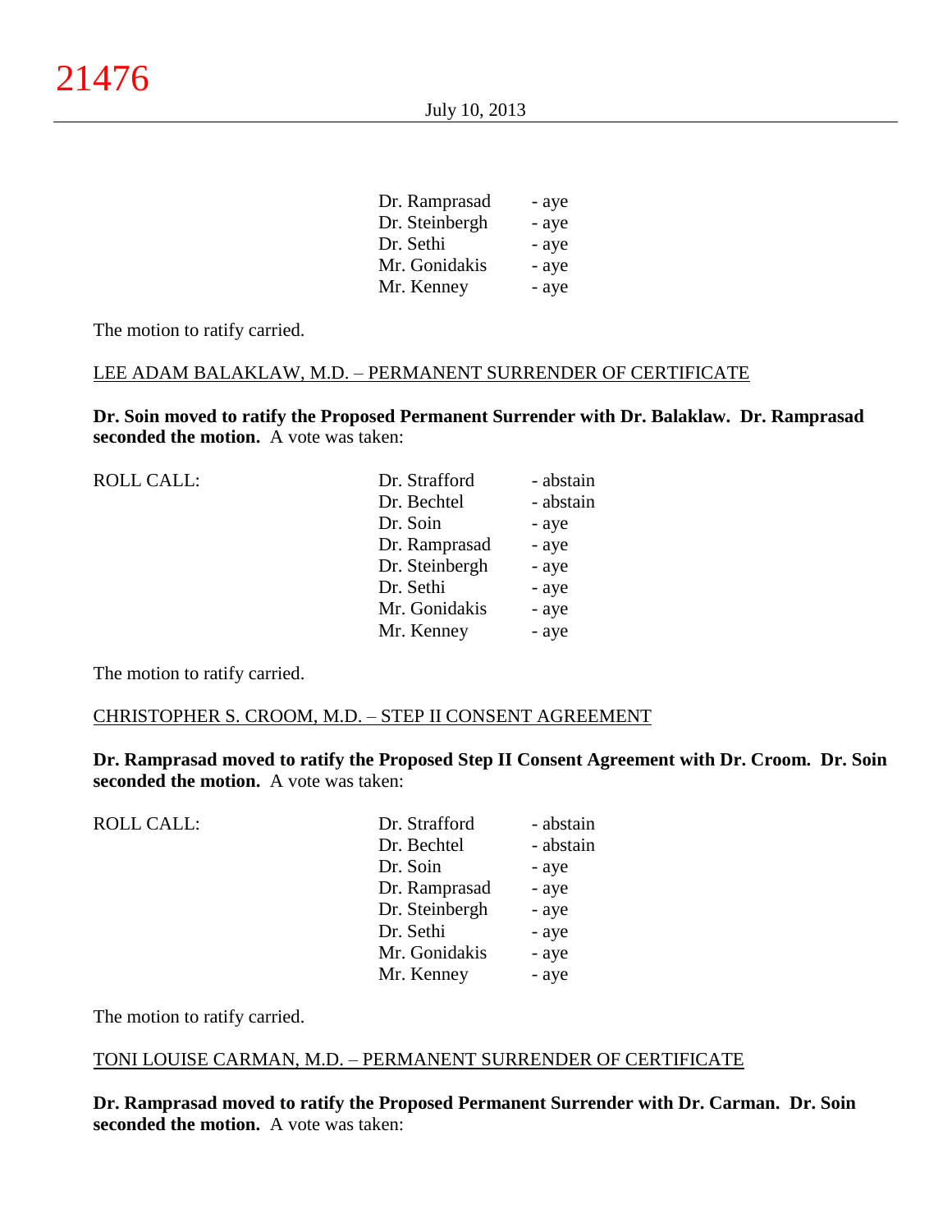| | |
|---|---|
| Dr. Ramprasad | - aye |
| Dr. Steinbergh | - aye |
| Dr. Sethi | - aye |
| Mr. Gonidakis | - aye |
| Mr. Kenney | - aye |

The motion to ratify carried.

LEE ADAM BALAKLAW, M.D. – PERMANENT SURRENDER OF CERTIFICATE

**Dr. Soin moved to ratify the Proposed Permanent Surrender with Dr. Balaklaw. Dr. Ramprasad seconded the motion.** A vote was taken:

| ROLL CALL: | | |
|---|---|---|
| | Dr. Strafford | - abstain |
| | Dr. Bechtel | - abstain |
| | Dr. Soin | - aye |
| | Dr. Ramprasad | - aye |
| | Dr. Steinbergh | - aye |
| | Dr. Sethi | - aye |
| | Mr. Gonidakis | - aye |
| | Mr. Kenney | - aye |

The motion to ratify carried.

CHRISTOPHER S. CROOM, M.D. – STEP II CONSENT AGREEMENT

**Dr. Ramprasad moved to ratify the Proposed Step II Consent Agreement with Dr. Croom. Dr. Soin seconded the motion.** A vote was taken:

| ROLL CALL: | | |
|---|---|---|
| | Dr. Strafford | - abstain |
| | Dr. Bechtel | - abstain |
| | Dr. Soin | - aye |
| | Dr. Ramprasad | - aye |
| | Dr. Steinbergh | - aye |
| | Dr. Sethi | - aye |
| | Mr. Gonidakis | - aye |
| | Mr. Kenney | - aye |

The motion to ratify carried.

TONI LOUISE CARMAN, M.D. – PERMANENT SURRENDER OF CERTIFICATE

**Dr. Ramprasad moved to ratify the Proposed Permanent Surrender with Dr. Carman. Dr. Soin seconded the motion.** A vote was taken: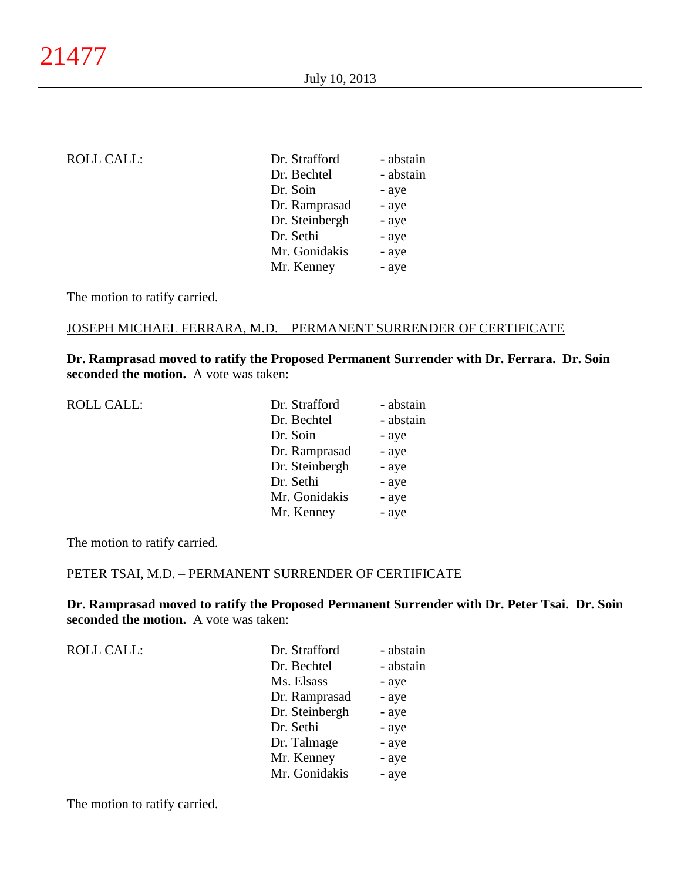| ROLL CALL: | Dr. Strafford | - abstain |
|---|---|---|
| | Dr. Bechtel | - abstain |
| | Dr. Soin | - aye |
| | Dr. Ramprasad | - aye |
| | Dr. Steinbergh | - aye |
| | Dr. Sethi | - aye |
| | Mr. Gonidakis | - aye |
| | Mr. Kenney | - aye |

The motion to ratify carried.

JOSEPH MICHAEL FERRARA, M.D. – PERMANENT SURRENDER OF CERTIFICATE

**Dr. Ramprasad moved to ratify the Proposed Permanent Surrender with Dr. Ferrara. Dr. Soin seconded the motion.** A vote was taken:

| ROLL CALL: | Dr. Strafford | - abstain |
|---|---|---|
| | Dr. Bechtel | - abstain |
| | Dr. Soin | - aye |
| | Dr. Ramprasad | - aye |
| | Dr. Steinbergh | - aye |
| | Dr. Sethi | - aye |
| | Mr. Gonidakis | - aye |
| | Mr. Kenney | - aye |

The motion to ratify carried.

PETER TSAI, M.D. – PERMANENT SURRENDER OF CERTIFICATE

**Dr. Ramprasad moved to ratify the Proposed Permanent Surrender with Dr. Peter Tsai. Dr. Soin seconded the motion.** A vote was taken:

| ROLL CALL: | Dr. Strafford | - abstain |
|---|---|---|
| | Dr. Bechtel | - abstain |
| | Ms. Elsass | - aye |
| | Dr. Ramprasad | - aye |
| | Dr. Steinbergh | - aye |
| | Dr. Sethi | - aye |
| | Dr. Talmage | - aye |
| | Mr. Kenney | - aye |
| | Mr. Gonidakis | - aye |

The motion to ratify carried.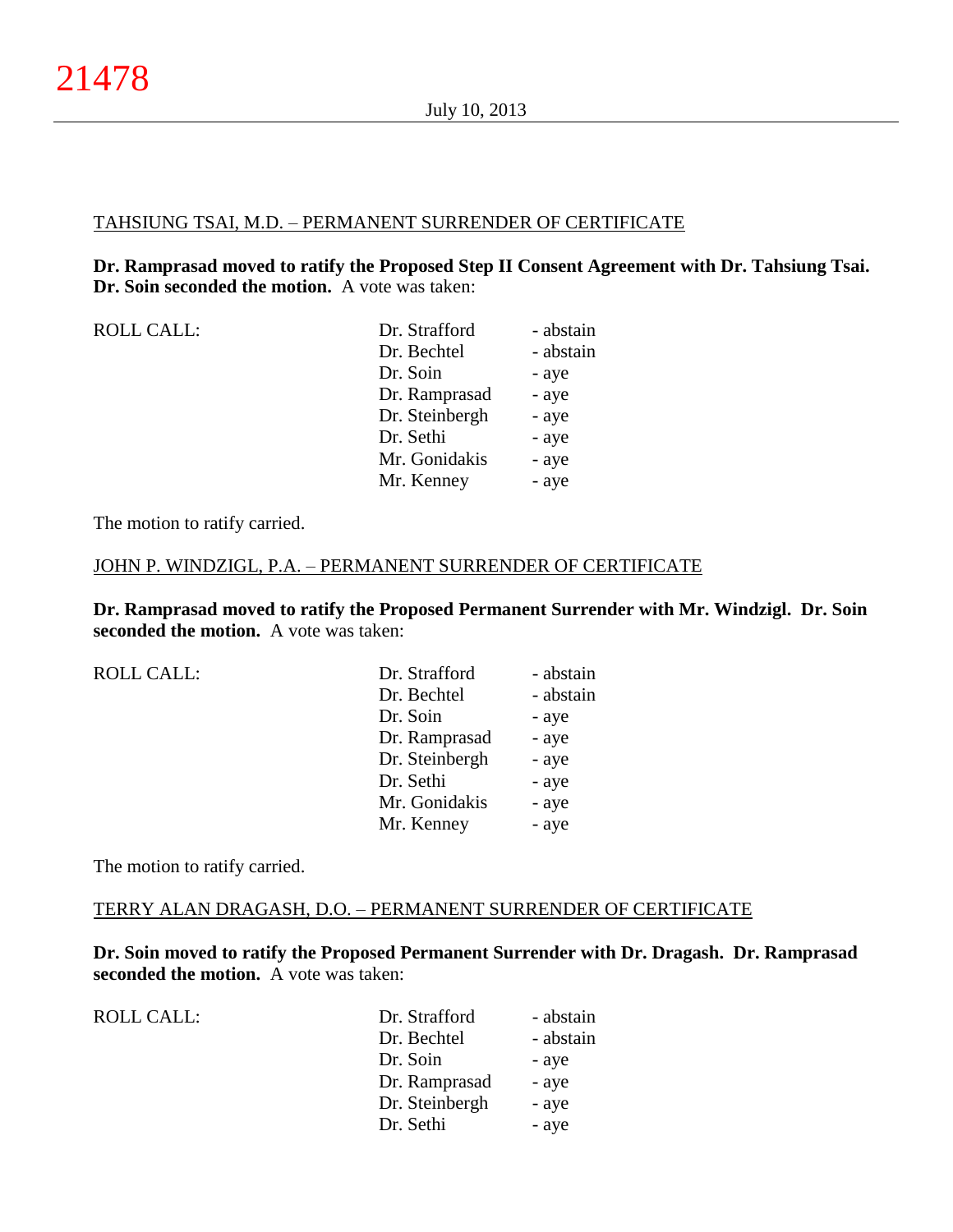TAHSIUNG TSAI, M.D. – PERMANENT SURRENDER OF CERTIFICATE

**Dr. Ramprasad moved to ratify the Proposed Step II Consent Agreement with Dr. Tahsiung Tsai. Dr. Soin seconded the motion.** A vote was taken:

| ROLL CALL: | Dr. Strafford | - abstain |
|---|---|---|
| | Dr. Bechtel | - abstain |
| | Dr. Soin | - aye |
| | Dr. Ramprasad | - aye |
| | Dr. Steinbergh | - aye |
| | Dr. Sethi | - aye |
| | Mr. Gonidakis | - aye |
| | Mr. Kenney | - aye |

The motion to ratify carried.

JOHN P. WINDZIGL, P.A. – PERMANENT SURRENDER OF CERTIFICATE

**Dr. Ramprasad moved to ratify the Proposed Permanent Surrender with Mr. Windzigl. Dr. Soin seconded the motion.** A vote was taken:

| ROLL CALL: | Dr. Strafford | - abstain |
|---|---|---|
| | Dr. Bechtel | - abstain |
| | Dr. Soin | - aye |
| | Dr. Ramprasad | - aye |
| | Dr. Steinbergh | - aye |
| | Dr. Sethi | - aye |
| | Mr. Gonidakis | - aye |
| | Mr. Kenney | - aye |

The motion to ratify carried.

TERRY ALAN DRAGASH, D.O. – PERMANENT SURRENDER OF CERTIFICATE

**Dr. Soin moved to ratify the Proposed Permanent Surrender with Dr. Dragash. Dr. Ramprasad seconded the motion.** A vote was taken:

| ROLL CALL: | Dr. Strafford | - abstain |
|---|---|---|
| | Dr. Bechtel | - abstain |
| | Dr. Soin | - aye |
| | Dr. Ramprasad | - aye |
| | Dr. Steinbergh | - aye |
| | Dr. Sethi | - aye |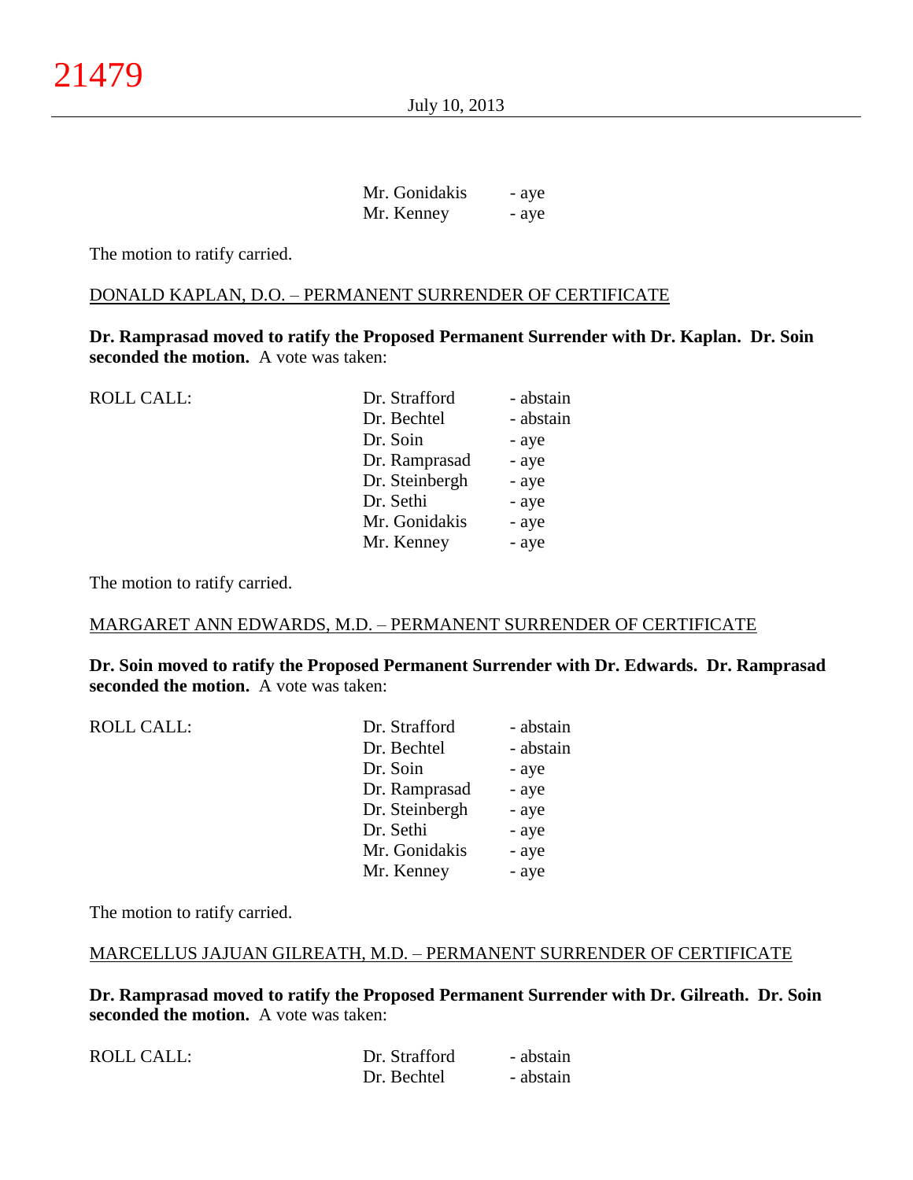| | | |
|---|---|---|
| | Mr. Gonidakis | - aye |
| | Mr. Kenney | - aye |

The motion to ratify carried.

DONALD KAPLAN, D.O. – PERMANENT SURRENDER OF CERTIFICATE

**Dr. Ramprasad moved to ratify the Proposed Permanent Surrender with Dr. Kaplan. Dr. Soin seconded the motion.** A vote was taken:

| | | |
|---|---|---|
| ROLL CALL: | Dr. Strafford | - abstain |
| | Dr. Bechtel | - abstain |
| | Dr. Soin | - aye |
| | Dr. Ramprasad | - aye |
| | Dr. Steinbergh | - aye |
| | Dr. Sethi | - aye |
| | Mr. Gonidakis | - aye |
| | Mr. Kenney | - aye |

The motion to ratify carried.

MARGARET ANN EDWARDS, M.D. – PERMANENT SURRENDER OF CERTIFICATE

**Dr. Soin moved to ratify the Proposed Permanent Surrender with Dr. Edwards. Dr. Ramprasad seconded the motion.** A vote was taken:

| | | |
|---|---|---|
| ROLL CALL: | Dr. Strafford | - abstain |
| | Dr. Bechtel | - abstain |
| | Dr. Soin | - aye |
| | Dr. Ramprasad | - aye |
| | Dr. Steinbergh | - aye |
| | Dr. Sethi | - aye |
| | Mr. Gonidakis | - aye |
| | Mr. Kenney | - aye |

The motion to ratify carried.

MARCELLUS JAJUAN GILREATH, M.D. – PERMANENT SURRENDER OF CERTIFICATE

**Dr. Ramprasad moved to ratify the Proposed Permanent Surrender with Dr. Gilreath. Dr. Soin seconded the motion.** A vote was taken:

| | | |
|---|---|---|
| ROLL CALL: | Dr. Strafford | - abstain |
| | Dr. Bechtel | - abstain |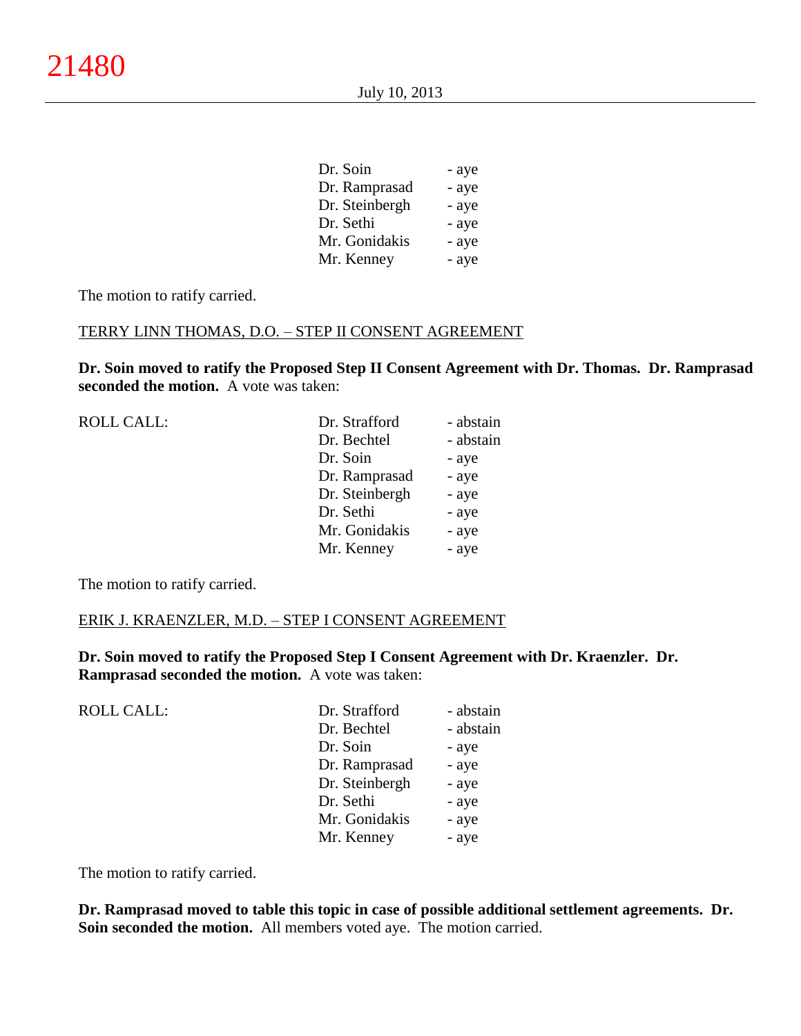| | | |
|---|---|---|
| | Dr. Soin | - aye |
| | Dr. Ramprasad | - aye |
| | Dr. Steinbergh | - aye |
| | Dr. Sethi | - aye |
| | Mr. Gonidakis | - aye |
| | Mr. Kenney | - aye |

The motion to ratify carried.

TERRY LINN THOMAS, D.O. – STEP II CONSENT AGREEMENT

**Dr. Soin moved to ratify the Proposed Step II Consent Agreement with Dr. Thomas. Dr. Ramprasad seconded the motion.** A vote was taken:

| | | |
|---|---|---|
| ROLL CALL: | Dr. Strafford | - abstain |
| | Dr. Bechtel | - abstain |
| | Dr. Soin | - aye |
| | Dr. Ramprasad | - aye |
| | Dr. Steinbergh | - aye |
| | Dr. Sethi | - aye |
| | Mr. Gonidakis | - aye |
| | Mr. Kenney | - aye |

The motion to ratify carried.

ERIK J. KRAENZLER, M.D. – STEP I CONSENT AGREEMENT

**Dr. Soin moved to ratify the Proposed Step I Consent Agreement with Dr. Kraenzler. Dr. Ramprasad seconded the motion.** A vote was taken:

| | | |
|---|---|---|
| ROLL CALL: | Dr. Strafford | - abstain |
| | Dr. Bechtel | - abstain |
| | Dr. Soin | - aye |
| | Dr. Ramprasad | - aye |
| | Dr. Steinbergh | - aye |
| | Dr. Sethi | - aye |
| | Mr. Gonidakis | - aye |
| | Mr. Kenney | - aye |

The motion to ratify carried.

**Dr. Ramprasad moved to table this topic in case of possible additional settlement agreements. Dr. Soin seconded the motion.** All members voted aye. The motion carried.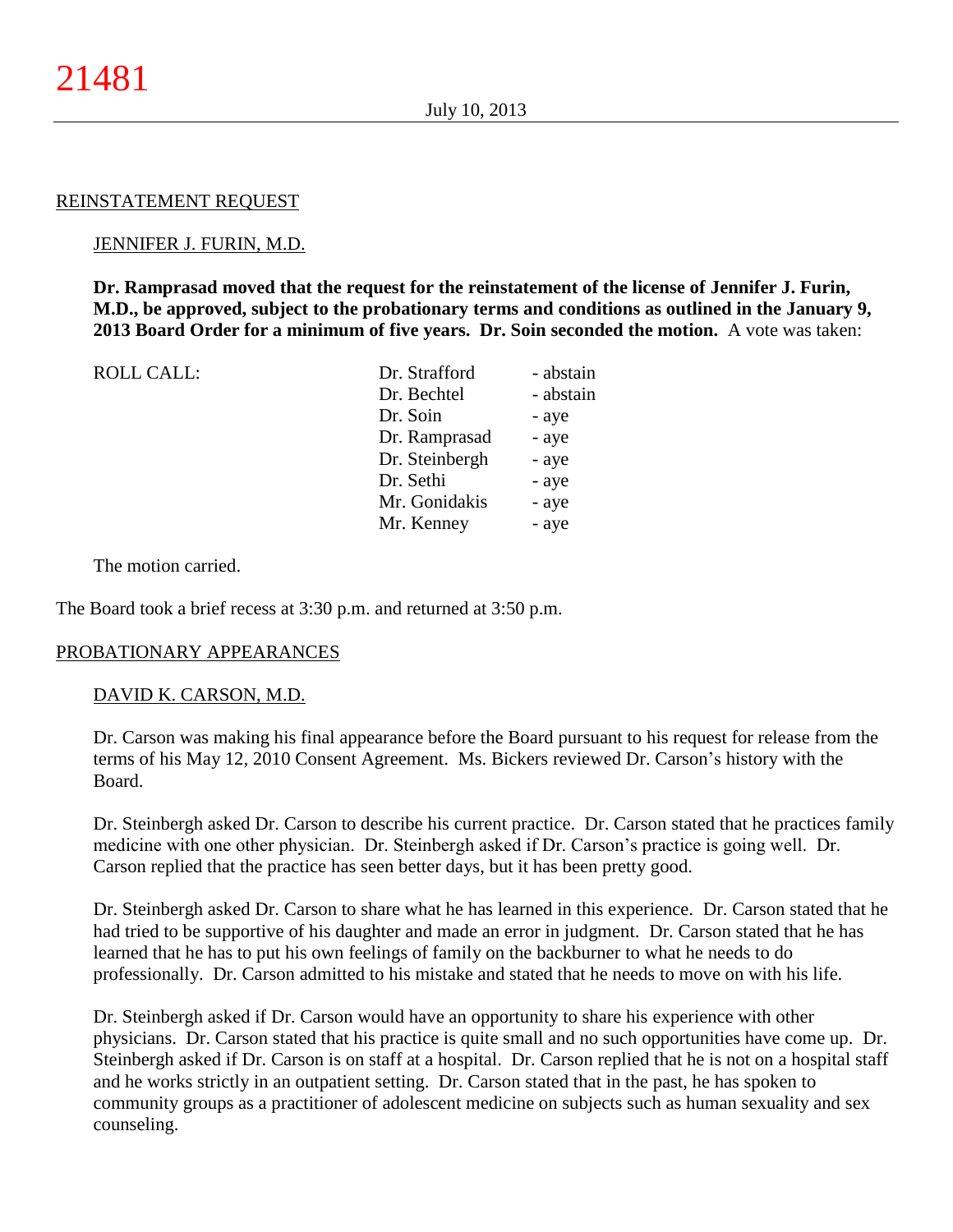## REINSTATEMENT REQUEST

### JENNIFER J. FURIN, M.D.

**Dr. Ramprasad moved that the request for the reinstatement of the license of Jennifer J. Furin, M.D., be approved, subject to the probationary terms and conditions as outlined in the January 9, 2013 Board Order for a minimum of five years. Dr. Soin seconded the motion.** A vote was taken:

| ROLL CALL: | Dr. Strafford | - abstain |
|---|---|---|
| | Dr. Bechtel | - abstain |
| | Dr. Soin | - aye |
| | Dr. Ramprasad | - aye |
| | Dr. Steinbergh | - aye |
| | Dr. Sethi | - aye |
| | Mr. Gonidakis | - aye |
| | Mr. Kenney | - aye |

The motion carried.

The Board took a brief recess at 3:30 p.m. and returned at 3:50 p.m.

## PROBATIONARY APPEARANCES

### DAVID K. CARSON, M.D.

Dr. Carson was making his final appearance before the Board pursuant to his request for release from the terms of his May 12, 2010 Consent Agreement. Ms. Bickers reviewed Dr. Carson's history with the Board.

Dr. Steinbergh asked Dr. Carson to describe his current practice. Dr. Carson stated that he practices family medicine with one other physician. Dr. Steinbergh asked if Dr. Carson's practice is going well. Dr. Carson replied that the practice has seen better days, but it has been pretty good.

Dr. Steinbergh asked Dr. Carson to share what he has learned in this experience. Dr. Carson stated that he had tried to be supportive of his daughter and made an error in judgment. Dr. Carson stated that he has learned that he has to put his own feelings of family on the backburner to what he needs to do professionally. Dr. Carson admitted to his mistake and stated that he needs to move on with his life.

Dr. Steinbergh asked if Dr. Carson would have an opportunity to share his experience with other physicians. Dr. Carson stated that his practice is quite small and no such opportunities have come up. Dr. Steinbergh asked if Dr. Carson is on staff at a hospital. Dr. Carson replied that he is not on a hospital staff and he works strictly in an outpatient setting. Dr. Carson stated that in the past, he has spoken to community groups as a practitioner of adolescent medicine on subjects such as human sexuality and sex counseling.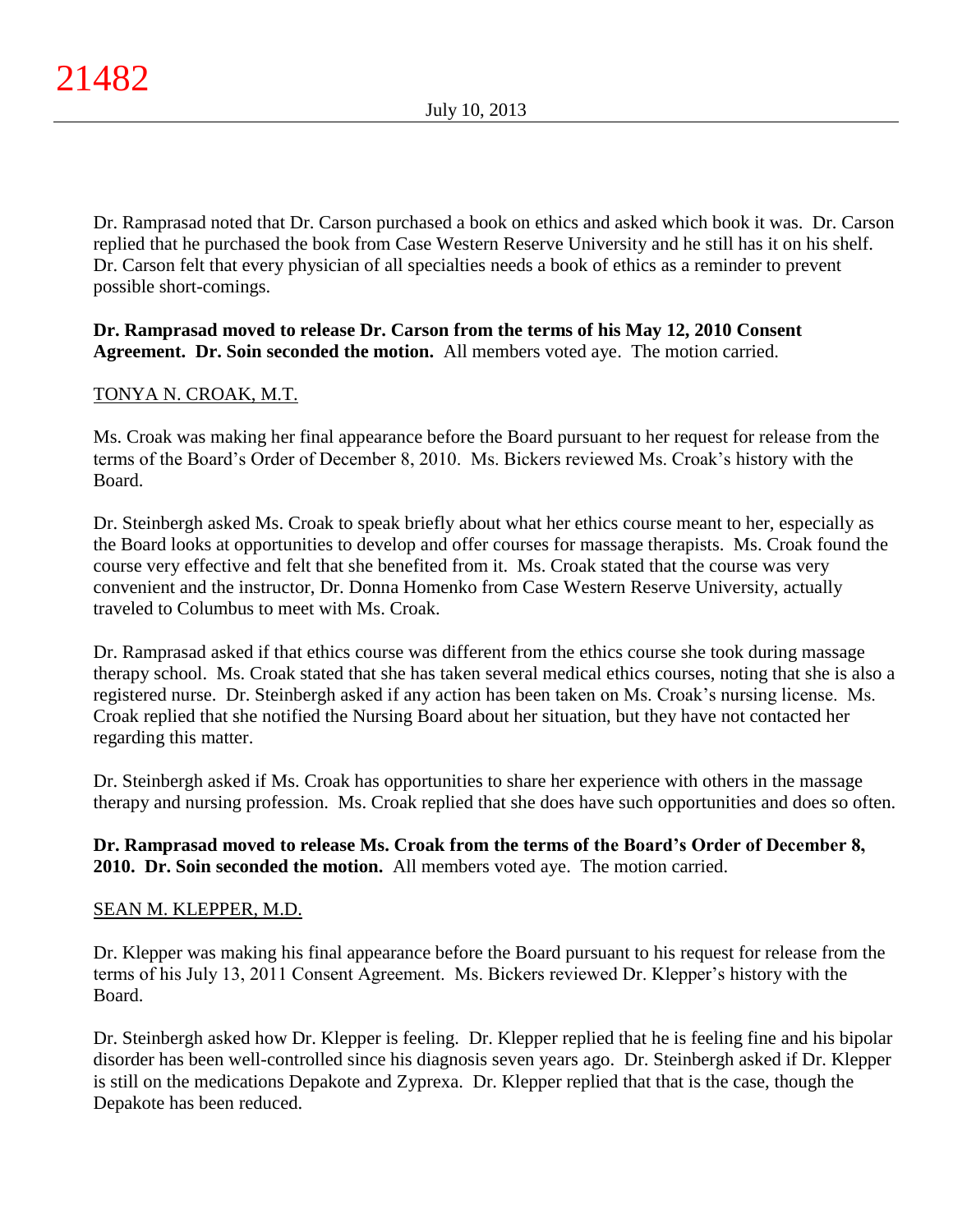Dr. Ramprasad noted that Dr. Carson purchased a book on ethics and asked which book it was. Dr. Carson replied that he purchased the book from Case Western Reserve University and he still has it on his shelf. Dr. Carson felt that every physician of all specialties needs a book of ethics as a reminder to prevent possible short-comings.

**Dr. Ramprasad moved to release Dr. Carson from the terms of his May 12, 2010 Consent Agreement. Dr. Soin seconded the motion.** All members voted aye. The motion carried.

TONYA N. CROAK, M.T.

Ms. Croak was making her final appearance before the Board pursuant to her request for release from the terms of the Board's Order of December 8, 2010. Ms. Bickers reviewed Ms. Croak's history with the Board.

Dr. Steinbergh asked Ms. Croak to speak briefly about what her ethics course meant to her, especially as the Board looks at opportunities to develop and offer courses for massage therapists. Ms. Croak found the course very effective and felt that she benefited from it. Ms. Croak stated that the course was very convenient and the instructor, Dr. Donna Homenko from Case Western Reserve University, actually traveled to Columbus to meet with Ms. Croak.

Dr. Ramprasad asked if that ethics course was different from the ethics course she took during massage therapy school. Ms. Croak stated that she has taken several medical ethics courses, noting that she is also a registered nurse. Dr. Steinbergh asked if any action has been taken on Ms. Croak's nursing license. Ms. Croak replied that she notified the Nursing Board about her situation, but they have not contacted her regarding this matter.

Dr. Steinbergh asked if Ms. Croak has opportunities to share her experience with others in the massage therapy and nursing profession. Ms. Croak replied that she does have such opportunities and does so often.

**Dr. Ramprasad moved to release Ms. Croak from the terms of the Board's Order of December 8, 2010. Dr. Soin seconded the motion.** All members voted aye. The motion carried.

SEAN M. KLEPPER, M.D.

Dr. Klepper was making his final appearance before the Board pursuant to his request for release from the terms of his July 13, 2011 Consent Agreement. Ms. Bickers reviewed Dr. Klepper's history with the Board.

Dr. Steinbergh asked how Dr. Klepper is feeling. Dr. Klepper replied that he is feeling fine and his bipolar disorder has been well-controlled since his diagnosis seven years ago. Dr. Steinbergh asked if Dr. Klepper is still on the medications Depakote and Zyprexa. Dr. Klepper replied that that is the case, though the Depakote has been reduced.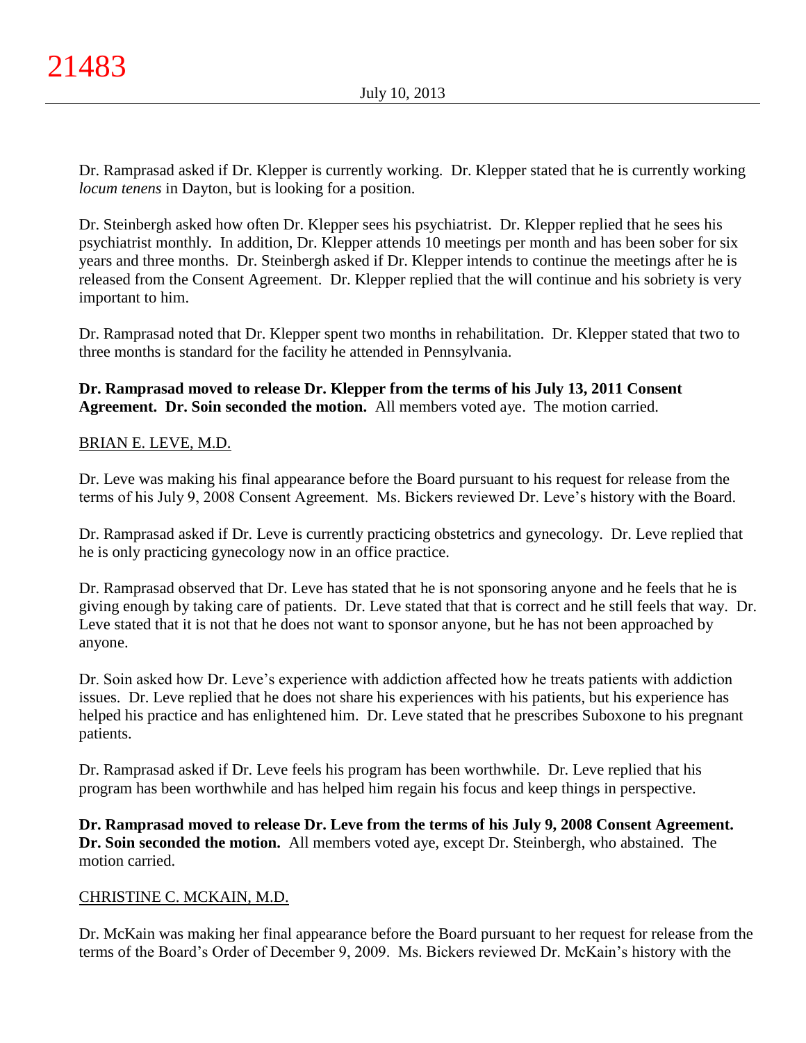Dr. Ramprasad asked if Dr. Klepper is currently working. Dr. Klepper stated that he is currently working *locum tenens* in Dayton, but is looking for a position.

Dr. Steinbergh asked how often Dr. Klepper sees his psychiatrist. Dr. Klepper replied that he sees his psychiatrist monthly. In addition, Dr. Klepper attends 10 meetings per month and has been sober for six years and three months. Dr. Steinbergh asked if Dr. Klepper intends to continue the meetings after he is released from the Consent Agreement. Dr. Klepper replied that the will continue and his sobriety is very important to him.

Dr. Ramprasad noted that Dr. Klepper spent two months in rehabilitation. Dr. Klepper stated that two to three months is standard for the facility he attended in Pennsylvania.

**Dr. Ramprasad moved to release Dr. Klepper from the terms of his July 13, 2011 Consent Agreement. Dr. Soin seconded the motion.** All members voted aye. The motion carried.

BRIAN E. LEVE, M.D.

Dr. Leve was making his final appearance before the Board pursuant to his request for release from the terms of his July 9, 2008 Consent Agreement. Ms. Bickers reviewed Dr. Leve's history with the Board.

Dr. Ramprasad asked if Dr. Leve is currently practicing obstetrics and gynecology. Dr. Leve replied that he is only practicing gynecology now in an office practice.

Dr. Ramprasad observed that Dr. Leve has stated that he is not sponsoring anyone and he feels that he is giving enough by taking care of patients. Dr. Leve stated that that is correct and he still feels that way. Dr. Leve stated that it is not that he does not want to sponsor anyone, but he has not been approached by anyone.

Dr. Soin asked how Dr. Leve's experience with addiction affected how he treats patients with addiction issues. Dr. Leve replied that he does not share his experiences with his patients, but his experience has helped his practice and has enlightened him. Dr. Leve stated that he prescribes Suboxone to his pregnant patients.

Dr. Ramprasad asked if Dr. Leve feels his program has been worthwhile. Dr. Leve replied that his program has been worthwhile and has helped him regain his focus and keep things in perspective.

**Dr. Ramprasad moved to release Dr. Leve from the terms of his July 9, 2008 Consent Agreement. Dr. Soin seconded the motion.** All members voted aye, except Dr. Steinbergh, who abstained. The motion carried.

CHRISTINE C. MCKAIN, M.D.

Dr. McKain was making her final appearance before the Board pursuant to her request for release from the terms of the Board's Order of December 9, 2009. Ms. Bickers reviewed Dr. McKain's history with the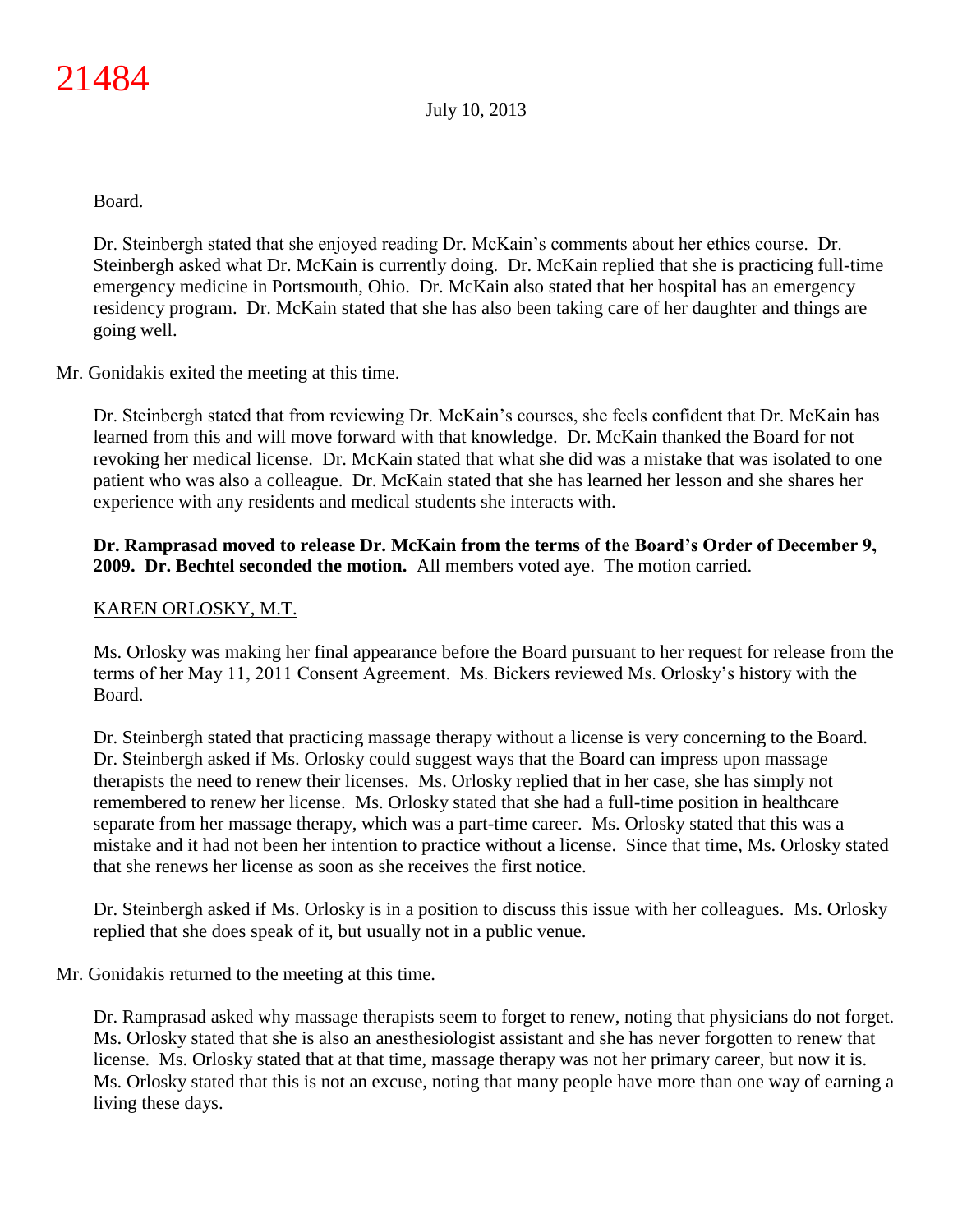Board.

Dr. Steinbergh stated that she enjoyed reading Dr. McKain's comments about her ethics course. Dr. Steinbergh asked what Dr. McKain is currently doing. Dr. McKain replied that she is practicing full-time emergency medicine in Portsmouth, Ohio. Dr. McKain also stated that her hospital has an emergency residency program. Dr. McKain stated that she has also been taking care of her daughter and things are going well.

Mr. Gonidakis exited the meeting at this time.

Dr. Steinbergh stated that from reviewing Dr. McKain's courses, she feels confident that Dr. McKain has learned from this and will move forward with that knowledge. Dr. McKain thanked the Board for not revoking her medical license. Dr. McKain stated that what she did was a mistake that was isolated to one patient who was also a colleague. Dr. McKain stated that she has learned her lesson and she shares her experience with any residents and medical students she interacts with.

**Dr. Ramprasad moved to release Dr. McKain from the terms of the Board's Order of December 9, 2009. Dr. Bechtel seconded the motion.** All members voted aye. The motion carried.

KAREN ORLOSKY, M.T.

Ms. Orlosky was making her final appearance before the Board pursuant to her request for release from the terms of her May 11, 2011 Consent Agreement. Ms. Bickers reviewed Ms. Orlosky's history with the Board.

Dr. Steinbergh stated that practicing massage therapy without a license is very concerning to the Board. Dr. Steinbergh asked if Ms. Orlosky could suggest ways that the Board can impress upon massage therapists the need to renew their licenses. Ms. Orlosky replied that in her case, she has simply not remembered to renew her license. Ms. Orlosky stated that she had a full-time position in healthcare separate from her massage therapy, which was a part-time career. Ms. Orlosky stated that this was a mistake and it had not been her intention to practice without a license. Since that time, Ms. Orlosky stated that she renews her license as soon as she receives the first notice.

Dr. Steinbergh asked if Ms. Orlosky is in a position to discuss this issue with her colleagues. Ms. Orlosky replied that she does speak of it, but usually not in a public venue.

Mr. Gonidakis returned to the meeting at this time.

Dr. Ramprasad asked why massage therapists seem to forget to renew, noting that physicians do not forget. Ms. Orlosky stated that she is also an anesthesiologist assistant and she has never forgotten to renew that license. Ms. Orlosky stated that at that time, massage therapy was not her primary career, but now it is. Ms. Orlosky stated that this is not an excuse, noting that many people have more than one way of earning a living these days.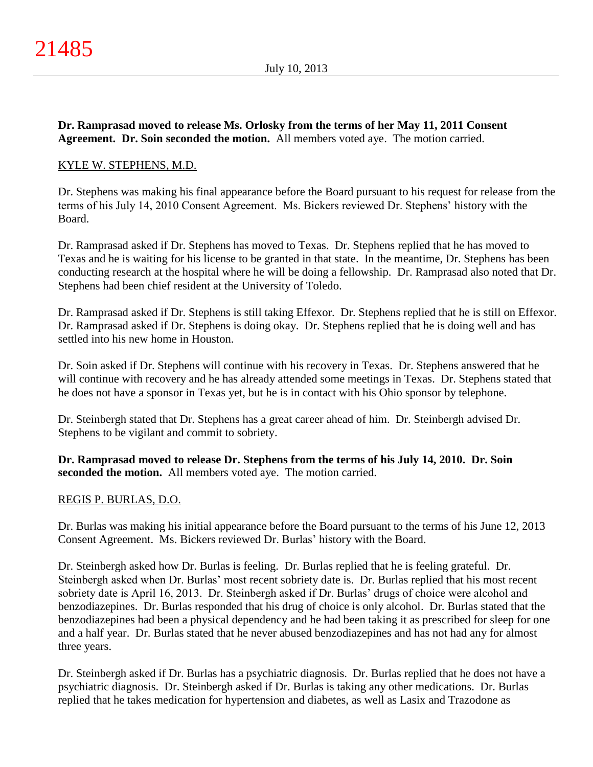**Dr. Ramprasad moved to release Ms. Orlosky from the terms of her May 11, 2011 Consent Agreement. Dr. Soin seconded the motion.** All members voted aye. The motion carried.

KYLE W. STEPHENS, M.D.

Dr. Stephens was making his final appearance before the Board pursuant to his request for release from the terms of his July 14, 2010 Consent Agreement. Ms. Bickers reviewed Dr. Stephens' history with the Board.

Dr. Ramprasad asked if Dr. Stephens has moved to Texas. Dr. Stephens replied that he has moved to Texas and he is waiting for his license to be granted in that state. In the meantime, Dr. Stephens has been conducting research at the hospital where he will be doing a fellowship. Dr. Ramprasad also noted that Dr. Stephens had been chief resident at the University of Toledo.

Dr. Ramprasad asked if Dr. Stephens is still taking Effexor. Dr. Stephens replied that he is still on Effexor. Dr. Ramprasad asked if Dr. Stephens is doing okay. Dr. Stephens replied that he is doing well and has settled into his new home in Houston.

Dr. Soin asked if Dr. Stephens will continue with his recovery in Texas. Dr. Stephens answered that he will continue with recovery and he has already attended some meetings in Texas. Dr. Stephens stated that he does not have a sponsor in Texas yet, but he is in contact with his Ohio sponsor by telephone.

Dr. Steinbergh stated that Dr. Stephens has a great career ahead of him. Dr. Steinbergh advised Dr. Stephens to be vigilant and commit to sobriety.

**Dr. Ramprasad moved to release Dr. Stephens from the terms of his July 14, 2010. Dr. Soin seconded the motion.** All members voted aye. The motion carried.

REGIS P. BURLAS, D.O.

Dr. Burlas was making his initial appearance before the Board pursuant to the terms of his June 12, 2013 Consent Agreement. Ms. Bickers reviewed Dr. Burlas' history with the Board.

Dr. Steinbergh asked how Dr. Burlas is feeling. Dr. Burlas replied that he is feeling grateful. Dr. Steinbergh asked when Dr. Burlas' most recent sobriety date is. Dr. Burlas replied that his most recent sobriety date is April 16, 2013. Dr. Steinbergh asked if Dr. Burlas' drugs of choice were alcohol and benzodiazepines. Dr. Burlas responded that his drug of choice is only alcohol. Dr. Burlas stated that the benzodiazepines had been a physical dependency and he had been taking it as prescribed for sleep for one and a half year. Dr. Burlas stated that he never abused benzodiazepines and has not had any for almost three years.

Dr. Steinbergh asked if Dr. Burlas has a psychiatric diagnosis. Dr. Burlas replied that he does not have a psychiatric diagnosis. Dr. Steinbergh asked if Dr. Burlas is taking any other medications. Dr. Burlas replied that he takes medication for hypertension and diabetes, as well as Lasix and Trazodone as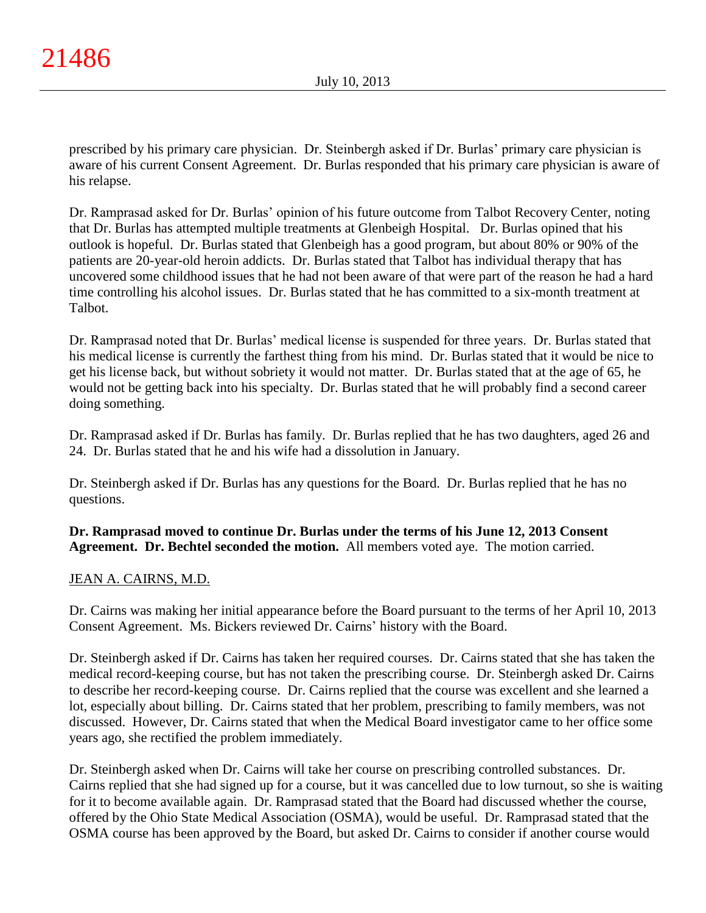prescribed by his primary care physician. Dr. Steinbergh asked if Dr. Burlas' primary care physician is aware of his current Consent Agreement. Dr. Burlas responded that his primary care physician is aware of his relapse.

Dr. Ramprasad asked for Dr. Burlas' opinion of his future outcome from Talbot Recovery Center, noting that Dr. Burlas has attempted multiple treatments at Glenbeigh Hospital. Dr. Burlas opined that his outlook is hopeful. Dr. Burlas stated that Glenbeigh has a good program, but about 80% or 90% of the patients are 20-year-old heroin addicts. Dr. Burlas stated that Talbot has individual therapy that has uncovered some childhood issues that he had not been aware of that were part of the reason he had a hard time controlling his alcohol issues. Dr. Burlas stated that he has committed to a six-month treatment at Talbot.

Dr. Ramprasad noted that Dr. Burlas' medical license is suspended for three years. Dr. Burlas stated that his medical license is currently the farthest thing from his mind. Dr. Burlas stated that it would be nice to get his license back, but without sobriety it would not matter. Dr. Burlas stated that at the age of 65, he would not be getting back into his specialty. Dr. Burlas stated that he will probably find a second career doing something.

Dr. Ramprasad asked if Dr. Burlas has family. Dr. Burlas replied that he has two daughters, aged 26 and 24. Dr. Burlas stated that he and his wife had a dissolution in January.

Dr. Steinbergh asked if Dr. Burlas has any questions for the Board. Dr. Burlas replied that he has no questions.

**Dr. Ramprasad moved to continue Dr. Burlas under the terms of his June 12, 2013 Consent Agreement. Dr. Bechtel seconded the motion.** All members voted aye. The motion carried.

JEAN A. CAIRNS, M.D.

Dr. Cairns was making her initial appearance before the Board pursuant to the terms of her April 10, 2013 Consent Agreement. Ms. Bickers reviewed Dr. Cairns' history with the Board.

Dr. Steinbergh asked if Dr. Cairns has taken her required courses. Dr. Cairns stated that she has taken the medical record-keeping course, but has not taken the prescribing course. Dr. Steinbergh asked Dr. Cairns to describe her record-keeping course. Dr. Cairns replied that the course was excellent and she learned a lot, especially about billing. Dr. Cairns stated that her problem, prescribing to family members, was not discussed. However, Dr. Cairns stated that when the Medical Board investigator came to her office some years ago, she rectified the problem immediately.

Dr. Steinbergh asked when Dr. Cairns will take her course on prescribing controlled substances. Dr. Cairns replied that she had signed up for a course, but it was cancelled due to low turnout, so she is waiting for it to become available again. Dr. Ramprasad stated that the Board had discussed whether the course, offered by the Ohio State Medical Association (OSMA), would be useful. Dr. Ramprasad stated that the OSMA course has been approved by the Board, but asked Dr. Cairns to consider if another course would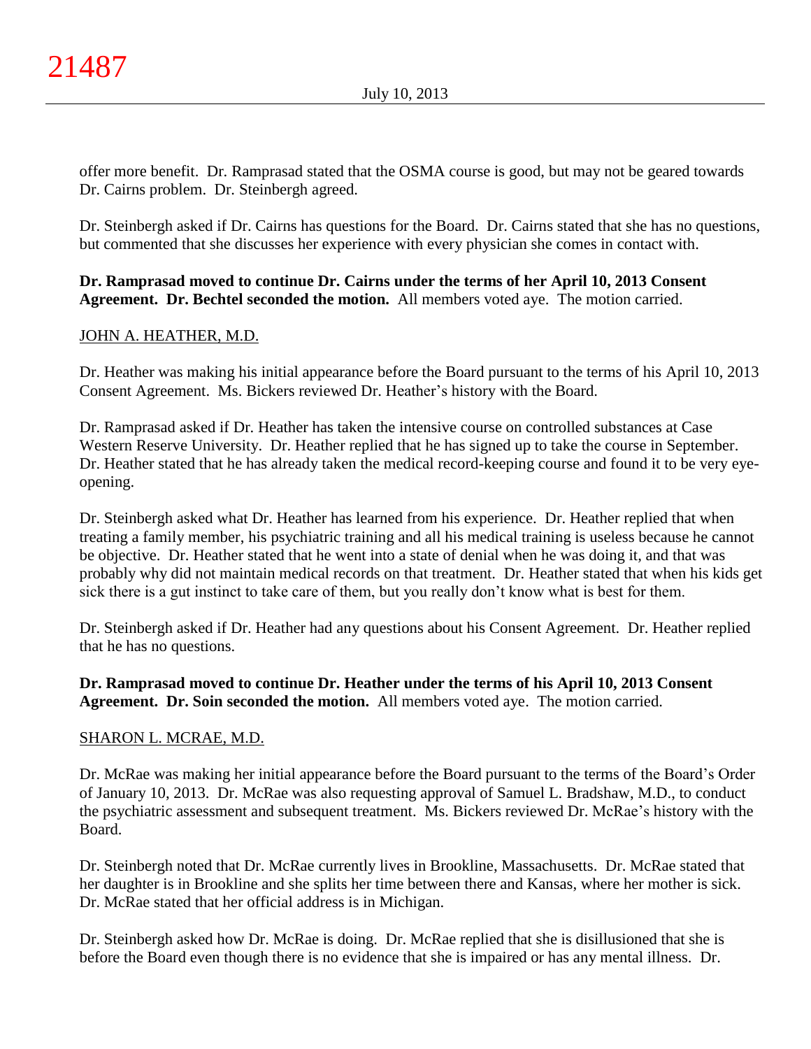offer more benefit. Dr. Ramprasad stated that the OSMA course is good, but may not be geared towards Dr. Cairns problem. Dr. Steinbergh agreed.

Dr. Steinbergh asked if Dr. Cairns has questions for the Board. Dr. Cairns stated that she has no questions, but commented that she discusses her experience with every physician she comes in contact with.

**Dr. Ramprasad moved to continue Dr. Cairns under the terms of her April 10, 2013 Consent Agreement. Dr. Bechtel seconded the motion.** All members voted aye. The motion carried.

<u>JOHN A. HEATHER, M.D.</u>

Dr. Heather was making his initial appearance before the Board pursuant to the terms of his April 10, 2013 Consent Agreement. Ms. Bickers reviewed Dr. Heather's history with the Board.

Dr. Ramprasad asked if Dr. Heather has taken the intensive course on controlled substances at Case Western Reserve University. Dr. Heather replied that he has signed up to take the course in September. Dr. Heather stated that he has already taken the medical record-keeping course and found it to be very eye-opening.

Dr. Steinbergh asked what Dr. Heather has learned from his experience. Dr. Heather replied that when treating a family member, his psychiatric training and all his medical training is useless because he cannot be objective. Dr. Heather stated that he went into a state of denial when he was doing it, and that was probably why did not maintain medical records on that treatment. Dr. Heather stated that when his kids get sick there is a gut instinct to take care of them, but you really don't know what is best for them.

Dr. Steinbergh asked if Dr. Heather had any questions about his Consent Agreement. Dr. Heather replied that he has no questions.

**Dr. Ramprasad moved to continue Dr. Heather under the terms of his April 10, 2013 Consent Agreement. Dr. Soin seconded the motion.** All members voted aye. The motion carried.

<u>SHARON L. MCRAE, M.D.</u>

Dr. McRae was making her initial appearance before the Board pursuant to the terms of the Board's Order of January 10, 2013. Dr. McRae was also requesting approval of Samuel L. Bradshaw, M.D., to conduct the psychiatric assessment and subsequent treatment. Ms. Bickers reviewed Dr. McRae's history with the Board.

Dr. Steinbergh noted that Dr. McRae currently lives in Brookline, Massachusetts. Dr. McRae stated that her daughter is in Brookline and she splits her time between there and Kansas, where her mother is sick. Dr. McRae stated that her official address is in Michigan.

Dr. Steinbergh asked how Dr. McRae is doing. Dr. McRae replied that she is disillusioned that she is before the Board even though there is no evidence that she is impaired or has any mental illness. Dr.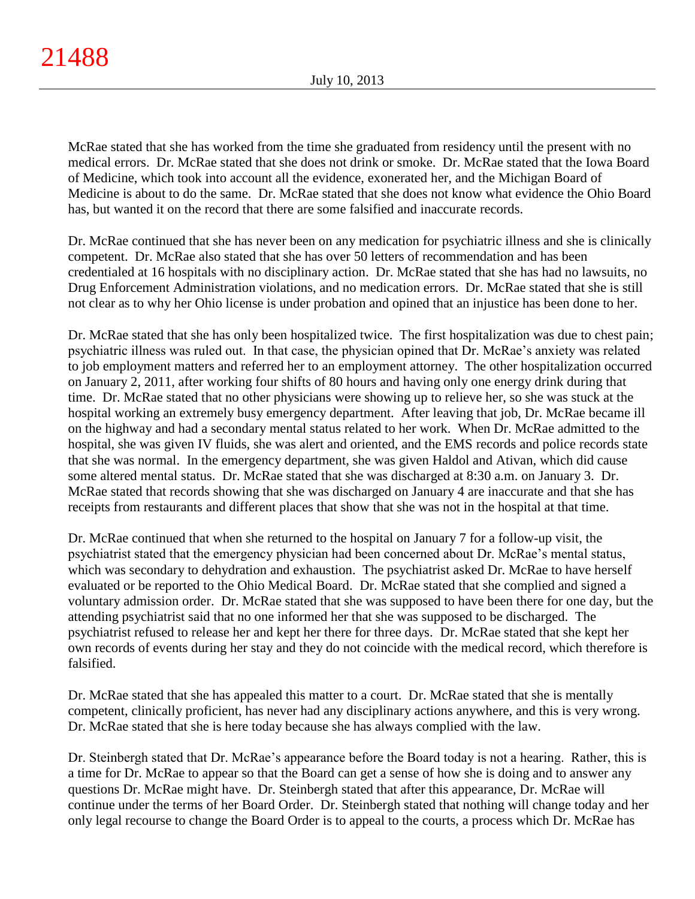McRae stated that she has worked from the time she graduated from residency until the present with no medical errors. Dr. McRae stated that she does not drink or smoke. Dr. McRae stated that the Iowa Board of Medicine, which took into account all the evidence, exonerated her, and the Michigan Board of Medicine is about to do the same. Dr. McRae stated that she does not know what evidence the Ohio Board has, but wanted it on the record that there are some falsified and inaccurate records.

Dr. McRae continued that she has never been on any medication for psychiatric illness and she is clinically competent. Dr. McRae also stated that she has over 50 letters of recommendation and has been credentialed at 16 hospitals with no disciplinary action. Dr. McRae stated that she has had no lawsuits, no Drug Enforcement Administration violations, and no medication errors. Dr. McRae stated that she is still not clear as to why her Ohio license is under probation and opined that an injustice has been done to her.

Dr. McRae stated that she has only been hospitalized twice. The first hospitalization was due to chest pain; psychiatric illness was ruled out. In that case, the physician opined that Dr. McRae's anxiety was related to job employment matters and referred her to an employment attorney. The other hospitalization occurred on January 2, 2011, after working four shifts of 80 hours and having only one energy drink during that time. Dr. McRae stated that no other physicians were showing up to relieve her, so she was stuck at the hospital working an extremely busy emergency department. After leaving that job, Dr. McRae became ill on the highway and had a secondary mental status related to her work. When Dr. McRae admitted to the hospital, she was given IV fluids, she was alert and oriented, and the EMS records and police records state that she was normal. In the emergency department, she was given Haldol and Ativan, which did cause some altered mental status. Dr. McRae stated that she was discharged at 8:30 a.m. on January 3. Dr. McRae stated that records showing that she was discharged on January 4 are inaccurate and that she has receipts from restaurants and different places that show that she was not in the hospital at that time.

Dr. McRae continued that when she returned to the hospital on January 7 for a follow-up visit, the psychiatrist stated that the emergency physician had been concerned about Dr. McRae's mental status, which was secondary to dehydration and exhaustion. The psychiatrist asked Dr. McRae to have herself evaluated or be reported to the Ohio Medical Board. Dr. McRae stated that she complied and signed a voluntary admission order. Dr. McRae stated that she was supposed to have been there for one day, but the attending psychiatrist said that no one informed her that she was supposed to be discharged. The psychiatrist refused to release her and kept her there for three days. Dr. McRae stated that she kept her own records of events during her stay and they do not coincide with the medical record, which therefore is falsified.

Dr. McRae stated that she has appealed this matter to a court. Dr. McRae stated that she is mentally competent, clinically proficient, has never had any disciplinary actions anywhere, and this is very wrong. Dr. McRae stated that she is here today because she has always complied with the law.

Dr. Steinbergh stated that Dr. McRae's appearance before the Board today is not a hearing. Rather, this is a time for Dr. McRae to appear so that the Board can get a sense of how she is doing and to answer any questions Dr. McRae might have. Dr. Steinbergh stated that after this appearance, Dr. McRae will continue under the terms of her Board Order. Dr. Steinbergh stated that nothing will change today and her only legal recourse to change the Board Order is to appeal to the courts, a process which Dr. McRae has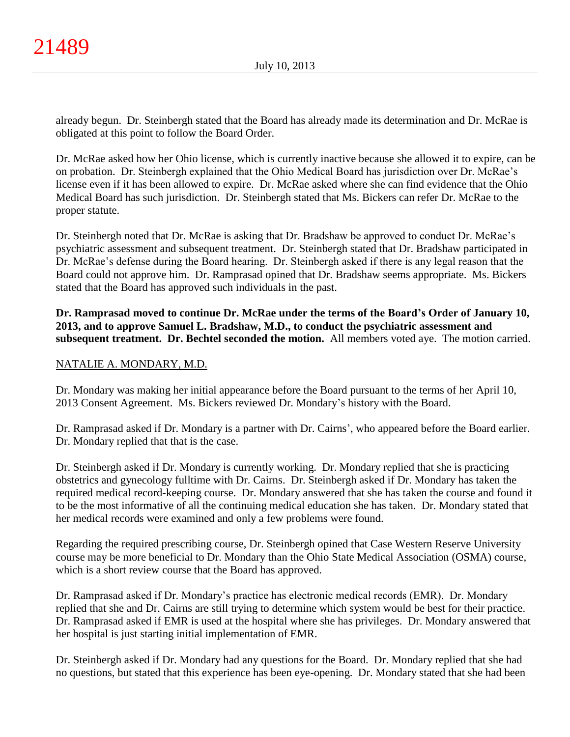already begun. Dr. Steinbergh stated that the Board has already made its determination and Dr. McRae is obligated at this point to follow the Board Order.

Dr. McRae asked how her Ohio license, which is currently inactive because she allowed it to expire, can be on probation. Dr. Steinbergh explained that the Ohio Medical Board has jurisdiction over Dr. McRae's license even if it has been allowed to expire. Dr. McRae asked where she can find evidence that the Ohio Medical Board has such jurisdiction. Dr. Steinbergh stated that Ms. Bickers can refer Dr. McRae to the proper statute.

Dr. Steinbergh noted that Dr. McRae is asking that Dr. Bradshaw be approved to conduct Dr. McRae's psychiatric assessment and subsequent treatment. Dr. Steinbergh stated that Dr. Bradshaw participated in Dr. McRae's defense during the Board hearing. Dr. Steinbergh asked if there is any legal reason that the Board could not approve him. Dr. Ramprasad opined that Dr. Bradshaw seems appropriate. Ms. Bickers stated that the Board has approved such individuals in the past.

**Dr. Ramprasad moved to continue Dr. McRae under the terms of the Board's Order of January 10, 2013, and to approve Samuel L. Bradshaw, M.D., to conduct the psychiatric assessment and subsequent treatment. Dr. Bechtel seconded the motion.** All members voted aye. The motion carried.

NATALIE A. MONDARY, M.D.

Dr. Mondary was making her initial appearance before the Board pursuant to the terms of her April 10, 2013 Consent Agreement. Ms. Bickers reviewed Dr. Mondary's history with the Board.

Dr. Ramprasad asked if Dr. Mondary is a partner with Dr. Cairns', who appeared before the Board earlier. Dr. Mondary replied that that is the case.

Dr. Steinbergh asked if Dr. Mondary is currently working. Dr. Mondary replied that she is practicing obstetrics and gynecology fulltime with Dr. Cairns. Dr. Steinbergh asked if Dr. Mondary has taken the required medical record-keeping course. Dr. Mondary answered that she has taken the course and found it to be the most informative of all the continuing medical education she has taken. Dr. Mondary stated that her medical records were examined and only a few problems were found.

Regarding the required prescribing course, Dr. Steinbergh opined that Case Western Reserve University course may be more beneficial to Dr. Mondary than the Ohio State Medical Association (OSMA) course, which is a short review course that the Board has approved.

Dr. Ramprasad asked if Dr. Mondary's practice has electronic medical records (EMR). Dr. Mondary replied that she and Dr. Cairns are still trying to determine which system would be best for their practice. Dr. Ramprasad asked if EMR is used at the hospital where she has privileges. Dr. Mondary answered that her hospital is just starting initial implementation of EMR.

Dr. Steinbergh asked if Dr. Mondary had any questions for the Board. Dr. Mondary replied that she had no questions, but stated that this experience has been eye-opening. Dr. Mondary stated that she had been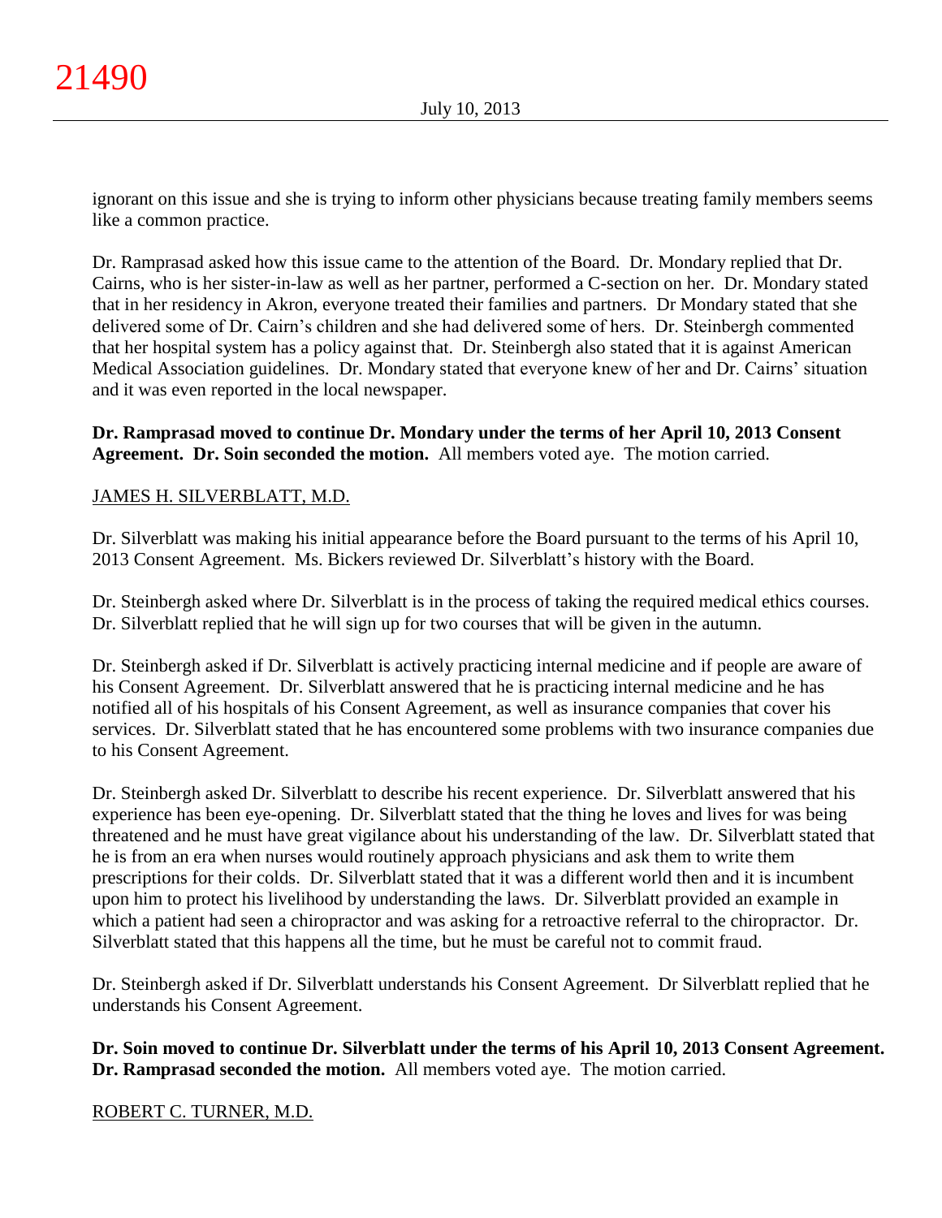ignorant on this issue and she is trying to inform other physicians because treating family members seems like a common practice.

Dr. Ramprasad asked how this issue came to the attention of the Board. Dr. Mondary replied that Dr. Cairns, who is her sister-in-law as well as her partner, performed a C-section on her. Dr. Mondary stated that in her residency in Akron, everyone treated their families and partners. Dr Mondary stated that she delivered some of Dr. Cairn's children and she had delivered some of hers. Dr. Steinbergh commented that her hospital system has a policy against that. Dr. Steinbergh also stated that it is against American Medical Association guidelines. Dr. Mondary stated that everyone knew of her and Dr. Cairns' situation and it was even reported in the local newspaper.

**Dr. Ramprasad moved to continue Dr. Mondary under the terms of her April 10, 2013 Consent Agreement. Dr. Soin seconded the motion.** All members voted aye. The motion carried.

JAMES H. SILVERBLATT, M.D.

Dr. Silverblatt was making his initial appearance before the Board pursuant to the terms of his April 10, 2013 Consent Agreement. Ms. Bickers reviewed Dr. Silverblatt's history with the Board.

Dr. Steinbergh asked where Dr. Silverblatt is in the process of taking the required medical ethics courses. Dr. Silverblatt replied that he will sign up for two courses that will be given in the autumn.

Dr. Steinbergh asked if Dr. Silverblatt is actively practicing internal medicine and if people are aware of his Consent Agreement. Dr. Silverblatt answered that he is practicing internal medicine and he has notified all of his hospitals of his Consent Agreement, as well as insurance companies that cover his services. Dr. Silverblatt stated that he has encountered some problems with two insurance companies due to his Consent Agreement.

Dr. Steinbergh asked Dr. Silverblatt to describe his recent experience. Dr. Silverblatt answered that his experience has been eye-opening. Dr. Silverblatt stated that the thing he loves and lives for was being threatened and he must have great vigilance about his understanding of the law. Dr. Silverblatt stated that he is from an era when nurses would routinely approach physicians and ask them to write them prescriptions for their colds. Dr. Silverblatt stated that it was a different world then and it is incumbent upon him to protect his livelihood by understanding the laws. Dr. Silverblatt provided an example in which a patient had seen a chiropractor and was asking for a retroactive referral to the chiropractor. Dr. Silverblatt stated that this happens all the time, but he must be careful not to commit fraud.

Dr. Steinbergh asked if Dr. Silverblatt understands his Consent Agreement. Dr Silverblatt replied that he understands his Consent Agreement.

**Dr. Soin moved to continue Dr. Silverblatt under the terms of his April 10, 2013 Consent Agreement. Dr. Ramprasad seconded the motion.** All members voted aye. The motion carried.

ROBERT C. TURNER, M.D.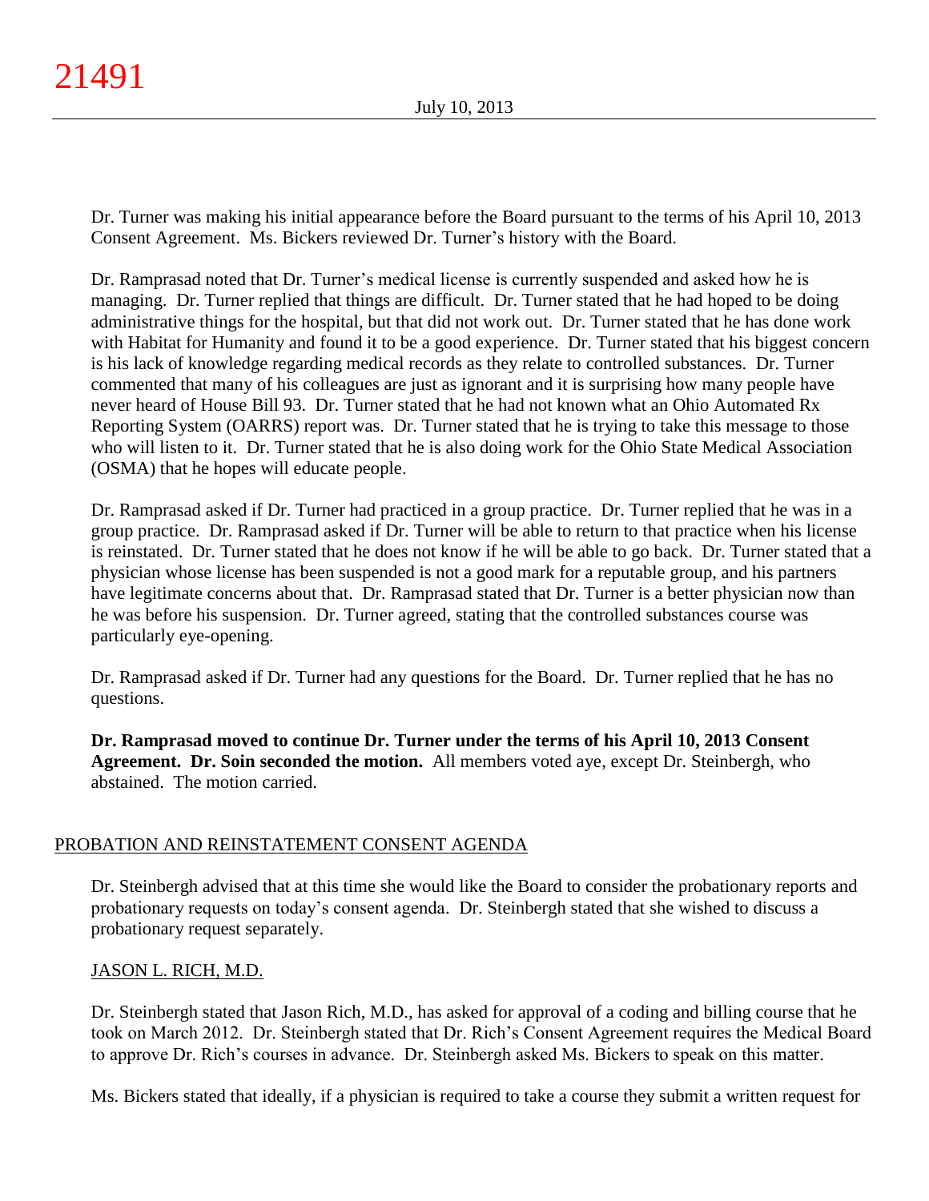Dr. Turner was making his initial appearance before the Board pursuant to the terms of his April 10, 2013 Consent Agreement. Ms. Bickers reviewed Dr. Turner's history with the Board.

Dr. Ramprasad noted that Dr. Turner's medical license is currently suspended and asked how he is managing. Dr. Turner replied that things are difficult. Dr. Turner stated that he had hoped to be doing administrative things for the hospital, but that did not work out. Dr. Turner stated that he has done work with Habitat for Humanity and found it to be a good experience. Dr. Turner stated that his biggest concern is his lack of knowledge regarding medical records as they relate to controlled substances. Dr. Turner commented that many of his colleagues are just as ignorant and it is surprising how many people have never heard of House Bill 93. Dr. Turner stated that he had not known what an Ohio Automated Rx Reporting System (OARRS) report was. Dr. Turner stated that he is trying to take this message to those who will listen to it. Dr. Turner stated that he is also doing work for the Ohio State Medical Association (OSMA) that he hopes will educate people.

Dr. Ramprasad asked if Dr. Turner had practiced in a group practice. Dr. Turner replied that he was in a group practice. Dr. Ramprasad asked if Dr. Turner will be able to return to that practice when his license is reinstated. Dr. Turner stated that he does not know if he will be able to go back. Dr. Turner stated that a physician whose license has been suspended is not a good mark for a reputable group, and his partners have legitimate concerns about that. Dr. Ramprasad stated that Dr. Turner is a better physician now than he was before his suspension. Dr. Turner agreed, stating that the controlled substances course was particularly eye-opening.

Dr. Ramprasad asked if Dr. Turner had any questions for the Board. Dr. Turner replied that he has no questions.

**Dr. Ramprasad moved to continue Dr. Turner under the terms of his April 10, 2013 Consent Agreement. Dr. Soin seconded the motion.** All members voted aye, except Dr. Steinbergh, who abstained. The motion carried.

## PROBATION AND REINSTATEMENT CONSENT AGENDA

Dr. Steinbergh advised that at this time she would like the Board to consider the probationary reports and probationary requests on today's consent agenda. Dr. Steinbergh stated that she wished to discuss a probationary request separately.

### JASON L. RICH, M.D.

Dr. Steinbergh stated that Jason Rich, M.D., has asked for approval of a coding and billing course that he took on March 2012. Dr. Steinbergh stated that Dr. Rich's Consent Agreement requires the Medical Board to approve Dr. Rich's courses in advance. Dr. Steinbergh asked Ms. Bickers to speak on this matter.

Ms. Bickers stated that ideally, if a physician is required to take a course they submit a written request for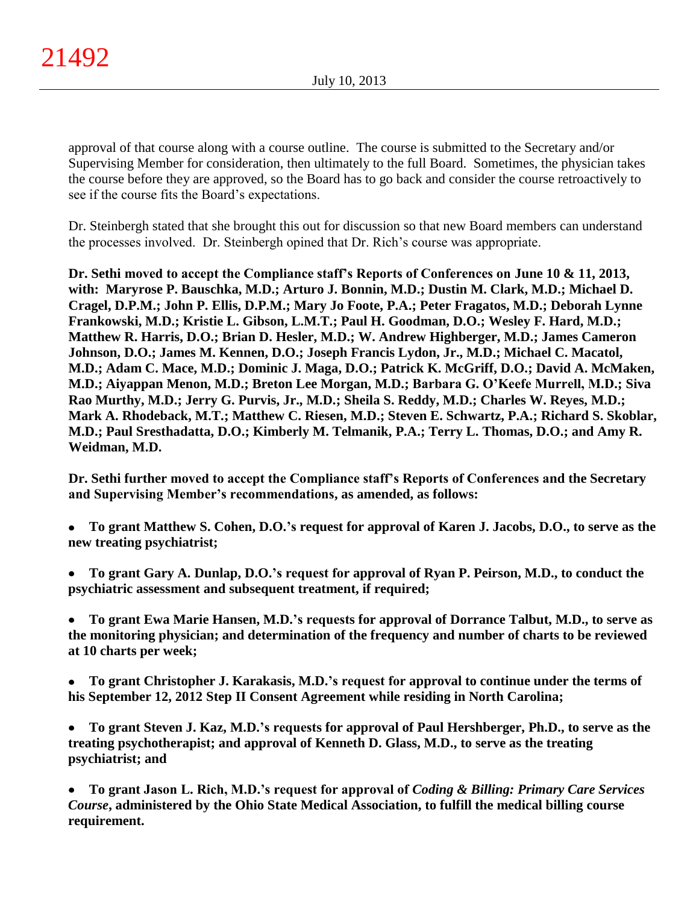approval of that course along with a course outline. The course is submitted to the Secretary and/or Supervising Member for consideration, then ultimately to the full Board. Sometimes, the physician takes the course before they are approved, so the Board has to go back and consider the course retroactively to see if the course fits the Board's expectations.

Dr. Steinbergh stated that she brought this out for discussion so that new Board members can understand the processes involved. Dr. Steinbergh opined that Dr. Rich's course was appropriate.

**Dr. Sethi moved to accept the Compliance staff's Reports of Conferences on June 10 & 11, 2013, with: Maryrose P. Bauschka, M.D.; Arturo J. Bonnin, M.D.; Dustin M. Clark, M.D.; Michael D. Cragel, D.P.M.; John P. Ellis, D.P.M.; Mary Jo Foote, P.A.; Peter Fragatos, M.D.; Deborah Lynne Frankowski, M.D.; Kristie L. Gibson, L.M.T.; Paul H. Goodman, D.O.; Wesley F. Hard, M.D.; Matthew R. Harris, D.O.; Brian D. Hesler, M.D.; W. Andrew Highberger, M.D.; James Cameron Johnson, D.O.; James M. Kennen, D.O.; Joseph Francis Lydon, Jr., M.D.; Michael C. Macatol, M.D.; Adam C. Mace, M.D.; Dominic J. Maga, D.O.; Patrick K. McGriff, D.O.; David A. McMaken, M.D.; Aiyappan Menon, M.D.; Breton Lee Morgan, M.D.; Barbara G. O'Keefe Murrell, M.D.; Siva Rao Murthy, M.D.; Jerry G. Purvis, Jr., M.D.; Sheila S. Reddy, M.D.; Charles W. Reyes, M.D.; Mark A. Rhodeback, M.T.; Matthew C. Riesen, M.D.; Steven E. Schwartz, P.A.; Richard S. Skoblar, M.D.; Paul Sresthadatta, D.O.; Kimberly M. Telmanik, P.A.; Terry L. Thomas, D.O.; and Amy R. Weidman, M.D.**

**Dr. Sethi further moved to accept the Compliance staff's Reports of Conferences and the Secretary and Supervising Member's recommendations, as amended, as follows:**

- **To grant Matthew S. Cohen, D.O.'s request for approval of Karen J. Jacobs, D.O., to serve as the new treating psychiatrist;**

- **To grant Gary A. Dunlap, D.O.'s request for approval of Ryan P. Peirson, M.D., to conduct the psychiatric assessment and subsequent treatment, if required;**

- **To grant Ewa Marie Hansen, M.D.'s requests for approval of Dorrance Talbut, M.D., to serve as the monitoring physician; and determination of the frequency and number of charts to be reviewed at 10 charts per week;**

- **To grant Christopher J. Karakasis, M.D.'s request for approval to continue under the terms of his September 12, 2012 Step II Consent Agreement while residing in North Carolina;**

- **To grant Steven J. Kaz, M.D.'s requests for approval of Paul Hershberger, Ph.D., to serve as the treating psychotherapist; and approval of Kenneth D. Glass, M.D., to serve as the treating psychiatrist; and**

- **To grant Jason L. Rich, M.D.'s request for approval of *Coding & Billing: Primary Care Services Course*, administered by the Ohio State Medical Association, to fulfill the medical billing course requirement.**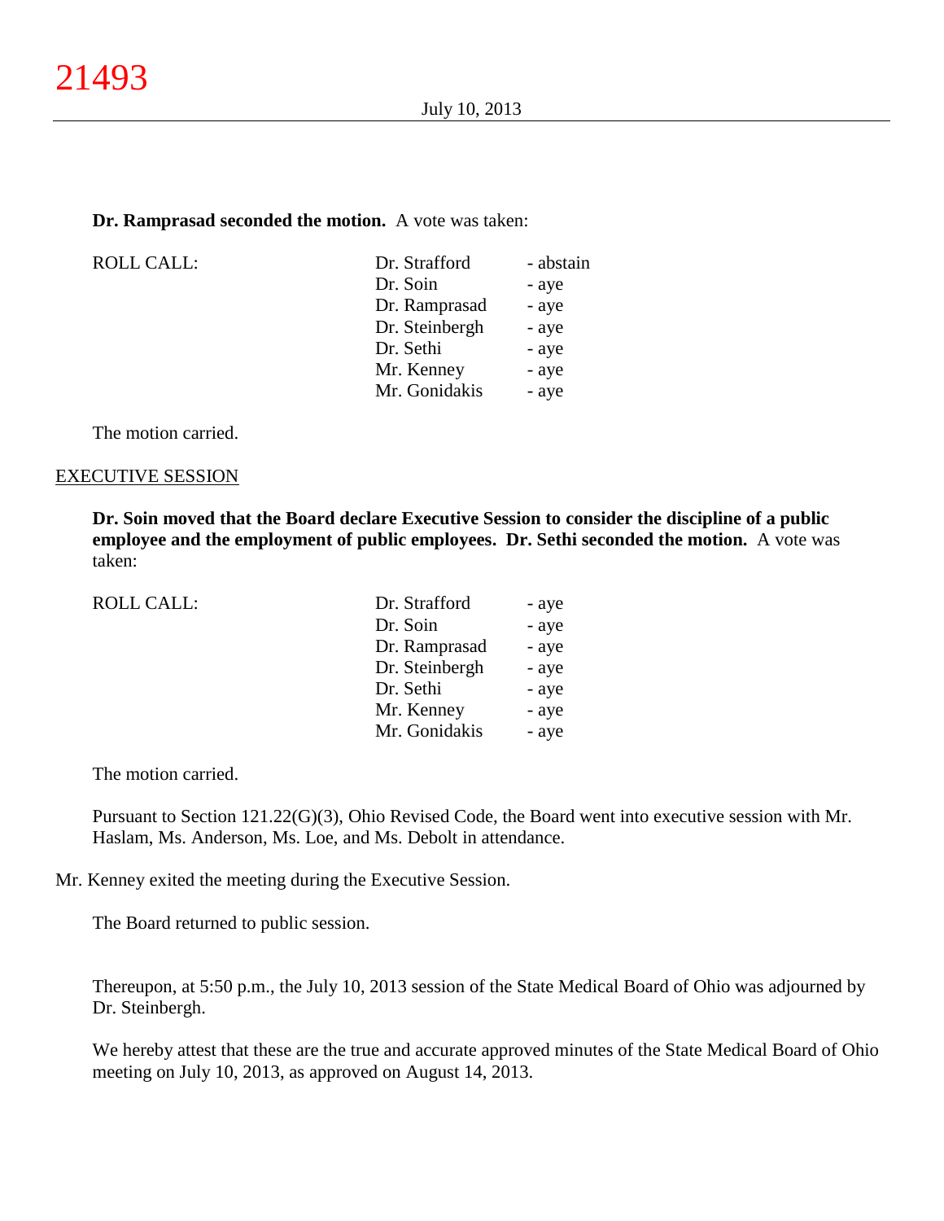**Dr. Ramprasad seconded the motion.** A vote was taken:

| ROLL CALL: | Dr. Strafford | - abstain |
|---|---|---|
| | Dr. Soin | - aye |
| | Dr. Ramprasad | - aye |
| | Dr. Steinbergh | - aye |
| | Dr. Sethi | - aye |
| | Mr. Kenney | - aye |
| | Mr. Gonidakis | - aye |

The motion carried.

EXECUTIVE SESSION

**Dr. Soin moved that the Board declare Executive Session to consider the discipline of a public employee and the employment of public employees. Dr. Sethi seconded the motion.** A vote was taken:

| ROLL CALL: | Dr. Strafford | - aye |
|---|---|---|
| | Dr. Soin | - aye |
| | Dr. Ramprasad | - aye |
| | Dr. Steinbergh | - aye |
| | Dr. Sethi | - aye |
| | Mr. Kenney | - aye |
| | Mr. Gonidakis | - aye |

The motion carried.

Pursuant to Section 121.22(G)(3), Ohio Revised Code, the Board went into executive session with Mr. Haslam, Ms. Anderson, Ms. Loe, and Ms. Debolt in attendance.

Mr. Kenney exited the meeting during the Executive Session.

The Board returned to public session.

Thereupon, at 5:50 p.m., the July 10, 2013 session of the State Medical Board of Ohio was adjourned by Dr. Steinbergh.

We hereby attest that these are the true and accurate approved minutes of the State Medical Board of Ohio meeting on July 10, 2013, as approved on August 14, 2013.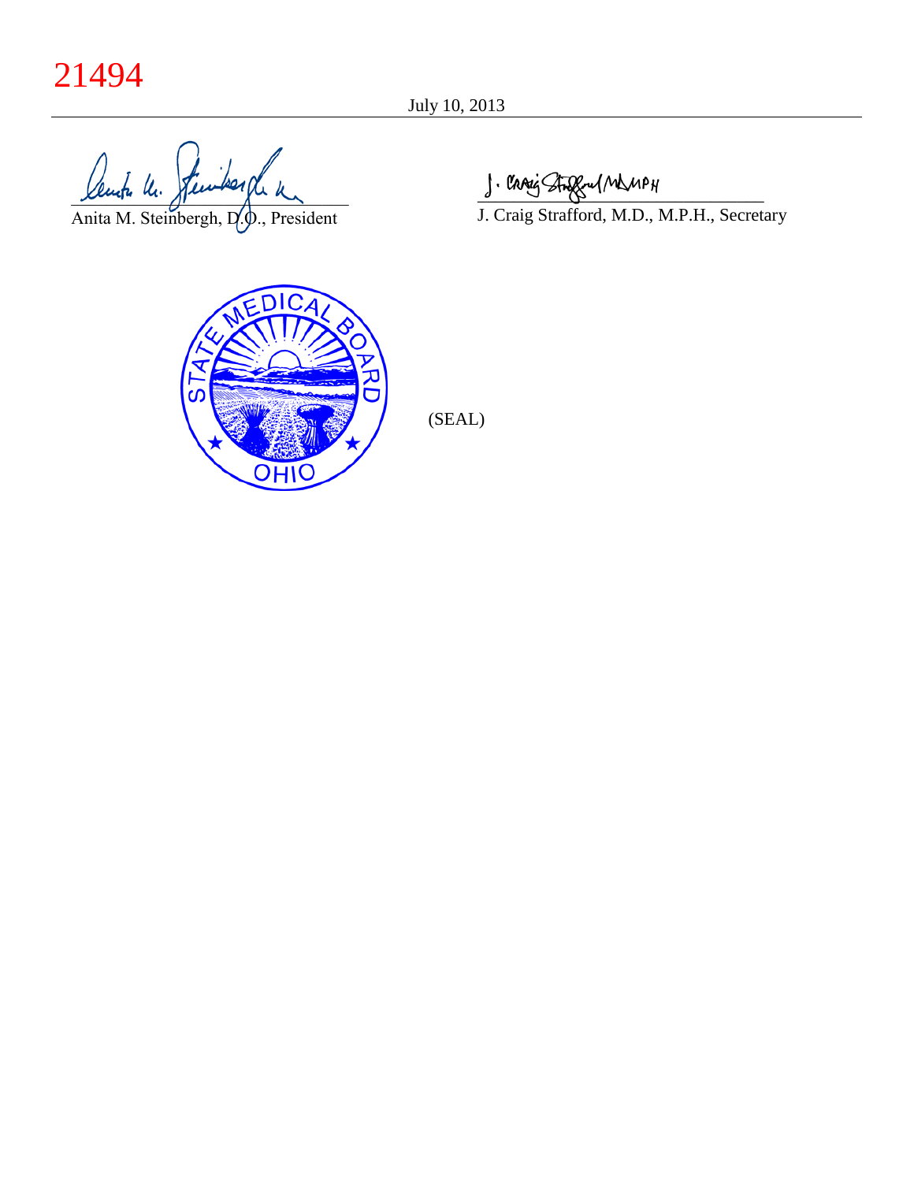21494

July 10, 2013

Anita M. Steinbergh, D.O., President

J. Craig Strafford, M.D., M.P.H., Secretary

(SEAL)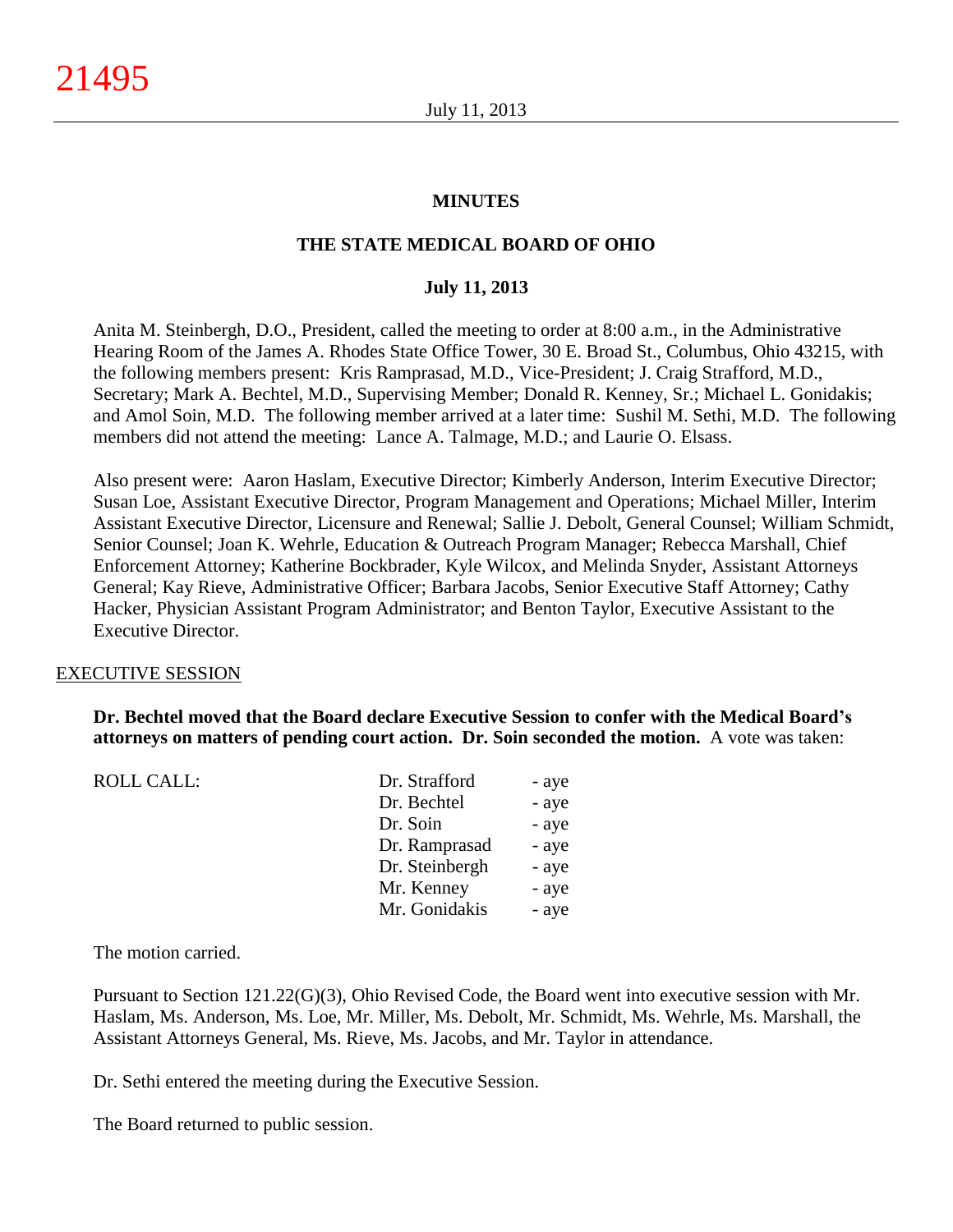# MINUTES

## THE STATE MEDICAL BOARD OF OHIO

### July 11, 2013

Anita M. Steinbergh, D.O., President, called the meeting to order at 8:00 a.m., in the Administrative Hearing Room of the James A. Rhodes State Office Tower, 30 E. Broad St., Columbus, Ohio 43215, with the following members present: Kris Ramprasad, M.D., Vice-President; J. Craig Strafford, M.D., Secretary; Mark A. Bechtel, M.D., Supervising Member; Donald R. Kenney, Sr.; Michael L. Gonidakis; and Amol Soin, M.D. The following member arrived at a later time: Sushil M. Sethi, M.D. The following members did not attend the meeting: Lance A. Talmage, M.D.; and Laurie O. Elsass.

Also present were: Aaron Haslam, Executive Director; Kimberly Anderson, Interim Executive Director; Susan Loe, Assistant Executive Director, Program Management and Operations; Michael Miller, Interim Assistant Executive Director, Licensure and Renewal; Sallie J. Debolt, General Counsel; William Schmidt, Senior Counsel; Joan K. Wehrle, Education & Outreach Program Manager; Rebecca Marshall, Chief Enforcement Attorney; Katherine Bockbrader, Kyle Wilcox, and Melinda Snyder, Assistant Attorneys General; Kay Rieve, Administrative Officer; Barbara Jacobs, Senior Executive Staff Attorney; Cathy Hacker, Physician Assistant Program Administrator; and Benton Taylor, Executive Assistant to the Executive Director.

EXECUTIVE SESSION

**Dr. Bechtel moved that the Board declare Executive Session to confer with the Medical Board's attorneys on matters of pending court action. Dr. Soin seconded the motion.** A vote was taken:

| ROLL CALL: | Dr. Strafford | - aye |
|---|---|---|
| | Dr. Bechtel | - aye |
| | Dr. Soin | - aye |
| | Dr. Ramprasad | - aye |
| | Dr. Steinbergh | - aye |
| | Mr. Kenney | - aye |
| | Mr. Gonidakis | - aye |

The motion carried.

Pursuant to Section 121.22(G)(3), Ohio Revised Code, the Board went into executive session with Mr. Haslam, Ms. Anderson, Ms. Loe, Mr. Miller, Ms. Debolt, Mr. Schmidt, Ms. Wehrle, Ms. Marshall, the Assistant Attorneys General, Ms. Rieve, Ms. Jacobs, and Mr. Taylor in attendance.

Dr. Sethi entered the meeting during the Executive Session.

The Board returned to public session.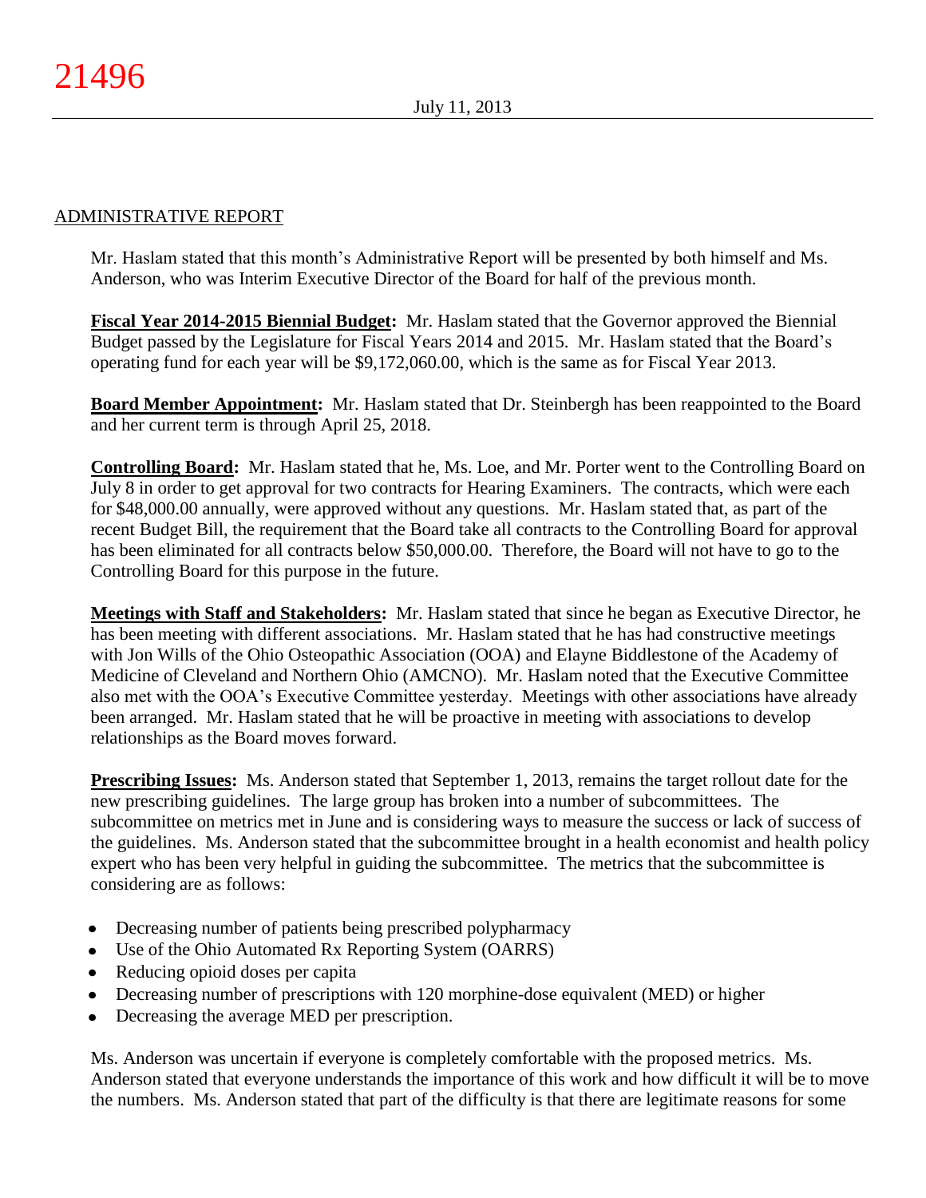## ADMINISTRATIVE REPORT

Mr. Haslam stated that this month's Administrative Report will be presented by both himself and Ms. Anderson, who was Interim Executive Director of the Board for half of the previous month.

**Fiscal Year 2014-2015 Biennial Budget:** Mr. Haslam stated that the Governor approved the Biennial Budget passed by the Legislature for Fiscal Years 2014 and 2015. Mr. Haslam stated that the Board's operating fund for each year will be $9,172,060.00, which is the same as for Fiscal Year 2013.

**Board Member Appointment:** Mr. Haslam stated that Dr. Steinbergh has been reappointed to the Board and her current term is through April 25, 2018.

**Controlling Board:** Mr. Haslam stated that he, Ms. Loe, and Mr. Porter went to the Controlling Board on July 8 in order to get approval for two contracts for Hearing Examiners. The contracts, which were each for $48,000.00 annually, were approved without any questions. Mr. Haslam stated that, as part of the recent Budget Bill, the requirement that the Board take all contracts to the Controlling Board for approval has been eliminated for all contracts below $50,000.00. Therefore, the Board will not have to go to the Controlling Board for this purpose in the future.

**Meetings with Staff and Stakeholders:** Mr. Haslam stated that since he began as Executive Director, he has been meeting with different associations. Mr. Haslam stated that he has had constructive meetings with Jon Wills of the Ohio Osteopathic Association (OOA) and Elayne Biddlestone of the Academy of Medicine of Cleveland and Northern Ohio (AMCNO). Mr. Haslam noted that the Executive Committee also met with the OOA's Executive Committee yesterday. Meetings with other associations have already been arranged. Mr. Haslam stated that he will be proactive in meeting with associations to develop relationships as the Board moves forward.

**Prescribing Issues:** Ms. Anderson stated that September 1, 2013, remains the target rollout date for the new prescribing guidelines. The large group has broken into a number of subcommittees. The subcommittee on metrics met in June and is considering ways to measure the success or lack of success of the guidelines. Ms. Anderson stated that the subcommittee brought in a health economist and health policy expert who has been very helpful in guiding the subcommittee. The metrics that the subcommittee is considering are as follows:

- Decreasing number of patients being prescribed polypharmacy
- Use of the Ohio Automated Rx Reporting System (OARRS)
- Reducing opioid doses per capita
- Decreasing number of prescriptions with 120 morphine-dose equivalent (MED) or higher
- Decreasing the average MED per prescription.

Ms. Anderson was uncertain if everyone is completely comfortable with the proposed metrics. Ms. Anderson stated that everyone understands the importance of this work and how difficult it will be to move the numbers. Ms. Anderson stated that part of the difficulty is that there are legitimate reasons for some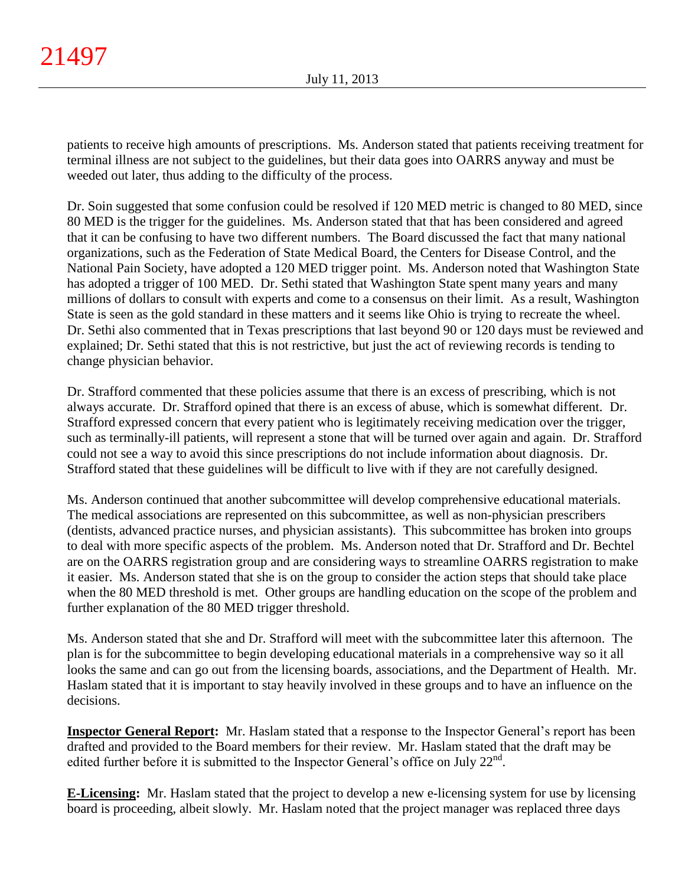patients to receive high amounts of prescriptions. Ms. Anderson stated that patients receiving treatment for terminal illness are not subject to the guidelines, but their data goes into OARRS anyway and must be weeded out later, thus adding to the difficulty of the process.

Dr. Soin suggested that some confusion could be resolved if 120 MED metric is changed to 80 MED, since 80 MED is the trigger for the guidelines. Ms. Anderson stated that that has been considered and agreed that it can be confusing to have two different numbers. The Board discussed the fact that many national organizations, such as the Federation of State Medical Board, the Centers for Disease Control, and the National Pain Society, have adopted a 120 MED trigger point. Ms. Anderson noted that Washington State has adopted a trigger of 100 MED. Dr. Sethi stated that Washington State spent many years and many millions of dollars to consult with experts and come to a consensus on their limit. As a result, Washington State is seen as the gold standard in these matters and it seems like Ohio is trying to recreate the wheel. Dr. Sethi also commented that in Texas prescriptions that last beyond 90 or 120 days must be reviewed and explained; Dr. Sethi stated that this is not restrictive, but just the act of reviewing records is tending to change physician behavior.

Dr. Strafford commented that these policies assume that there is an excess of prescribing, which is not always accurate. Dr. Strafford opined that there is an excess of abuse, which is somewhat different. Dr. Strafford expressed concern that every patient who is legitimately receiving medication over the trigger, such as terminally-ill patients, will represent a stone that will be turned over again and again. Dr. Strafford could not see a way to avoid this since prescriptions do not include information about diagnosis. Dr. Strafford stated that these guidelines will be difficult to live with if they are not carefully designed.

Ms. Anderson continued that another subcommittee will develop comprehensive educational materials. The medical associations are represented on this subcommittee, as well as non-physician prescribers (dentists, advanced practice nurses, and physician assistants). This subcommittee has broken into groups to deal with more specific aspects of the problem. Ms. Anderson noted that Dr. Strafford and Dr. Bechtel are on the OARRS registration group and are considering ways to streamline OARRS registration to make it easier. Ms. Anderson stated that she is on the group to consider the action steps that should take place when the 80 MED threshold is met. Other groups are handling education on the scope of the problem and further explanation of the 80 MED trigger threshold.

Ms. Anderson stated that she and Dr. Strafford will meet with the subcommittee later this afternoon. The plan is for the subcommittee to begin developing educational materials in a comprehensive way so it all looks the same and can go out from the licensing boards, associations, and the Department of Health. Mr. Haslam stated that it is important to stay heavily involved in these groups and to have an influence on the decisions.

**Inspector General Report:** Mr. Haslam stated that a response to the Inspector General's report has been drafted and provided to the Board members for their review. Mr. Haslam stated that the draft may be edited further before it is submitted to the Inspector General's office on July 22nd.

**E-Licensing:** Mr. Haslam stated that the project to develop a new e-licensing system for use by licensing board is proceeding, albeit slowly. Mr. Haslam noted that the project manager was replaced three days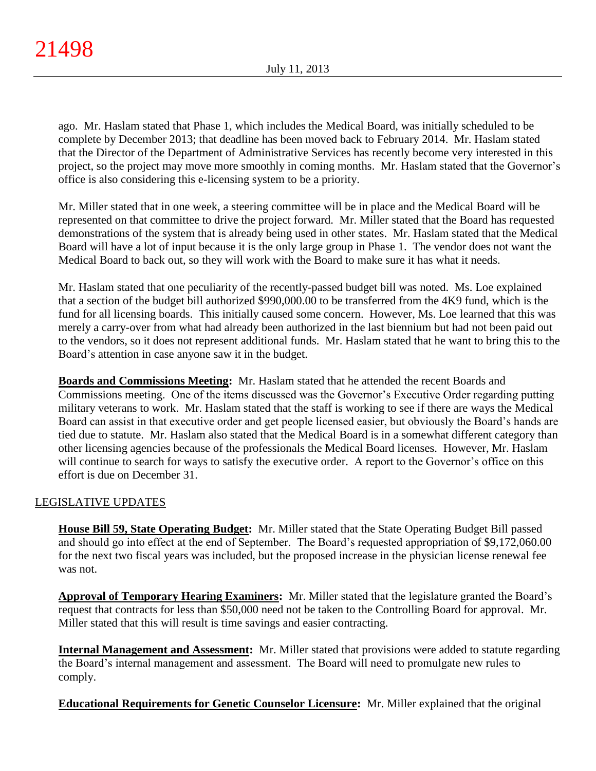ago. Mr. Haslam stated that Phase 1, which includes the Medical Board, was initially scheduled to be complete by December 2013; that deadline has been moved back to February 2014. Mr. Haslam stated that the Director of the Department of Administrative Services has recently become very interested in this project, so the project may move more smoothly in coming months. Mr. Haslam stated that the Governor's office is also considering this e-licensing system to be a priority.

Mr. Miller stated that in one week, a steering committee will be in place and the Medical Board will be represented on that committee to drive the project forward. Mr. Miller stated that the Board has requested demonstrations of the system that is already being used in other states. Mr. Haslam stated that the Medical Board will have a lot of input because it is the only large group in Phase 1. The vendor does not want the Medical Board to back out, so they will work with the Board to make sure it has what it needs.

Mr. Haslam stated that one peculiarity of the recently-passed budget bill was noted. Ms. Loe explained that a section of the budget bill authorized $990,000.00 to be transferred from the 4K9 fund, which is the fund for all licensing boards. This initially caused some concern. However, Ms. Loe learned that this was merely a carry-over from what had already been authorized in the last biennium but had not been paid out to the vendors, so it does not represent additional funds. Mr. Haslam stated that he want to bring this to the Board's attention in case anyone saw it in the budget.

**Boards and Commissions Meeting:** Mr. Haslam stated that he attended the recent Boards and Commissions meeting. One of the items discussed was the Governor's Executive Order regarding putting military veterans to work. Mr. Haslam stated that the staff is working to see if there are ways the Medical Board can assist in that executive order and get people licensed easier, but obviously the Board's hands are tied due to statute. Mr. Haslam also stated that the Medical Board is in a somewhat different category than other licensing agencies because of the professionals the Medical Board licenses. However, Mr. Haslam will continue to search for ways to satisfy the executive order. A report to the Governor's office on this effort is due on December 31.

## LEGISLATIVE UPDATES

**House Bill 59, State Operating Budget:** Mr. Miller stated that the State Operating Budget Bill passed and should go into effect at the end of September. The Board's requested appropriation of $9,172,060.00 for the next two fiscal years was included, but the proposed increase in the physician license renewal fee was not.

**Approval of Temporary Hearing Examiners:** Mr. Miller stated that the legislature granted the Board's request that contracts for less than $50,000 need not be taken to the Controlling Board for approval. Mr. Miller stated that this will result is time savings and easier contracting.

**Internal Management and Assessment:** Mr. Miller stated that provisions were added to statute regarding the Board's internal management and assessment. The Board will need to promulgate new rules to comply.

**Educational Requirements for Genetic Counselor Licensure:** Mr. Miller explained that the original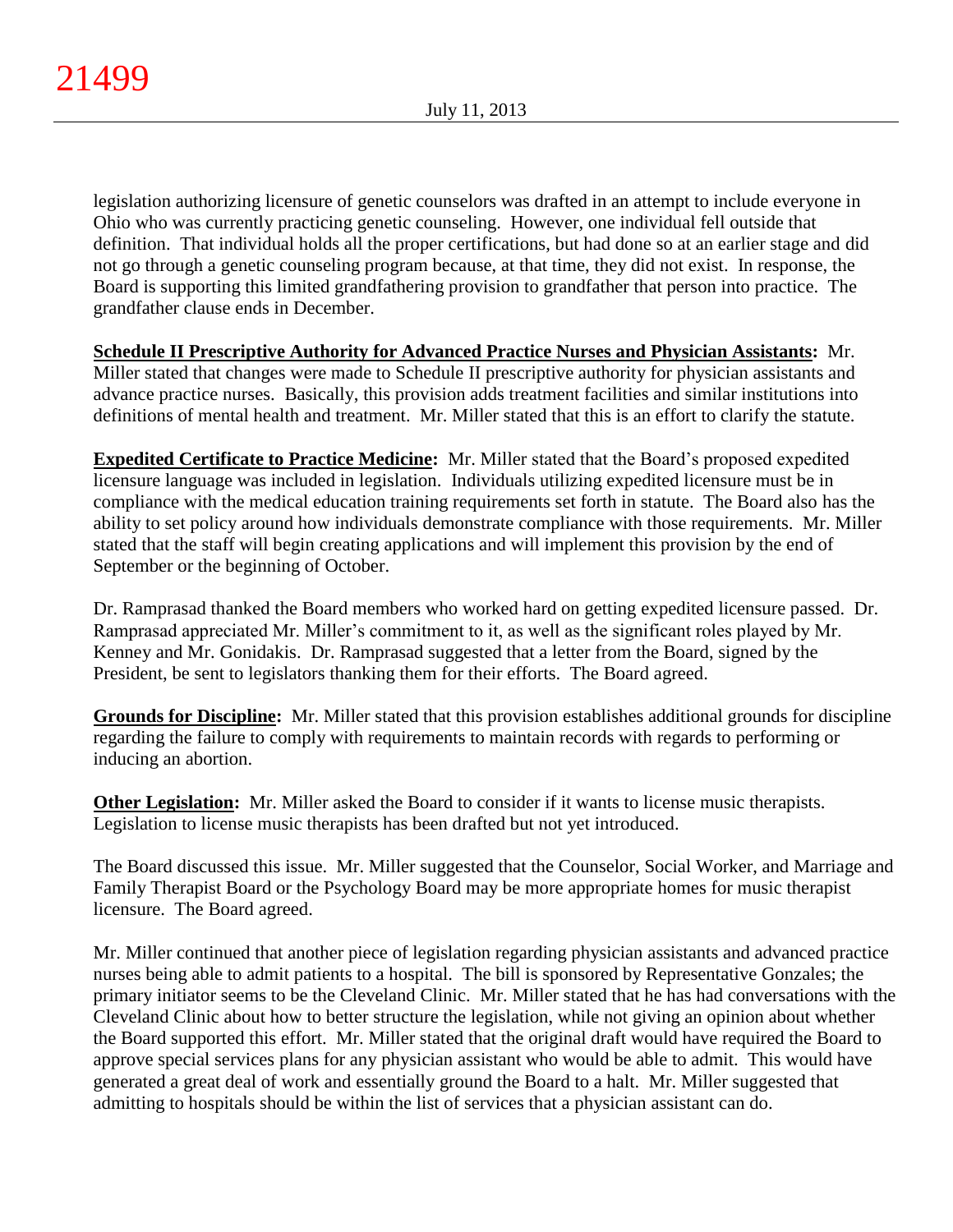legislation authorizing licensure of genetic counselors was drafted in an attempt to include everyone in Ohio who was currently practicing genetic counseling. However, one individual fell outside that definition. That individual holds all the proper certifications, but had done so at an earlier stage and did not go through a genetic counseling program because, at that time, they did not exist. In response, the Board is supporting this limited grandfathering provision to grandfather that person into practice. The grandfather clause ends in December.

**Schedule II Prescriptive Authority for Advanced Practice Nurses and Physician Assistants:** Mr. Miller stated that changes were made to Schedule II prescriptive authority for physician assistants and advance practice nurses. Basically, this provision adds treatment facilities and similar institutions into definitions of mental health and treatment. Mr. Miller stated that this is an effort to clarify the statute.

**Expedited Certificate to Practice Medicine:** Mr. Miller stated that the Board's proposed expedited licensure language was included in legislation. Individuals utilizing expedited licensure must be in compliance with the medical education training requirements set forth in statute. The Board also has the ability to set policy around how individuals demonstrate compliance with those requirements. Mr. Miller stated that the staff will begin creating applications and will implement this provision by the end of September or the beginning of October.

Dr. Ramprasad thanked the Board members who worked hard on getting expedited licensure passed. Dr. Ramprasad appreciated Mr. Miller's commitment to it, as well as the significant roles played by Mr. Kenney and Mr. Gonidakis. Dr. Ramprasad suggested that a letter from the Board, signed by the President, be sent to legislators thanking them for their efforts. The Board agreed.

**Grounds for Discipline:** Mr. Miller stated that this provision establishes additional grounds for discipline regarding the failure to comply with requirements to maintain records with regards to performing or inducing an abortion.

**Other Legislation:** Mr. Miller asked the Board to consider if it wants to license music therapists. Legislation to license music therapists has been drafted but not yet introduced.

The Board discussed this issue. Mr. Miller suggested that the Counselor, Social Worker, and Marriage and Family Therapist Board or the Psychology Board may be more appropriate homes for music therapist licensure. The Board agreed.

Mr. Miller continued that another piece of legislation regarding physician assistants and advanced practice nurses being able to admit patients to a hospital. The bill is sponsored by Representative Gonzales; the primary initiator seems to be the Cleveland Clinic. Mr. Miller stated that he has had conversations with the Cleveland Clinic about how to better structure the legislation, while not giving an opinion about whether the Board supported this effort. Mr. Miller stated that the original draft would have required the Board to approve special services plans for any physician assistant who would be able to admit. This would have generated a great deal of work and essentially ground the Board to a halt. Mr. Miller suggested that admitting to hospitals should be within the list of services that a physician assistant can do.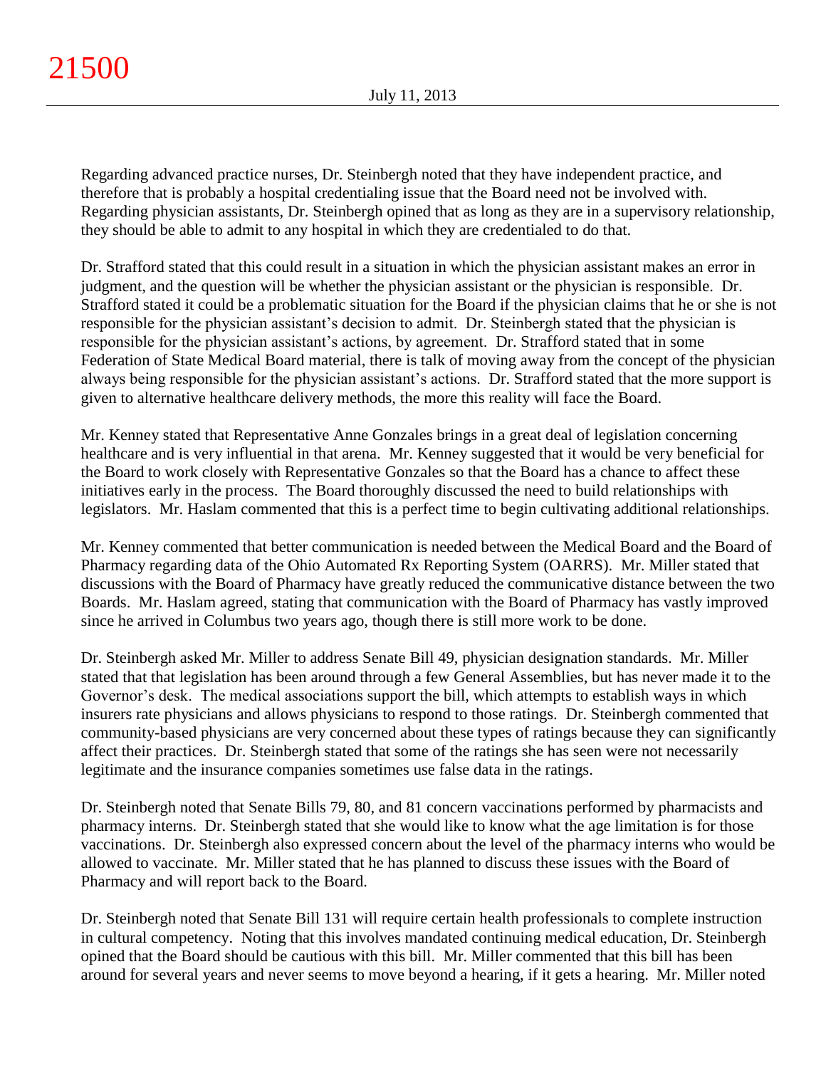Regarding advanced practice nurses, Dr. Steinbergh noted that they have independent practice, and therefore that is probably a hospital credentialing issue that the Board need not be involved with. Regarding physician assistants, Dr. Steinbergh opined that as long as they are in a supervisory relationship, they should be able to admit to any hospital in which they are credentialed to do that.

Dr. Strafford stated that this could result in a situation in which the physician assistant makes an error in judgment, and the question will be whether the physician assistant or the physician is responsible. Dr. Strafford stated it could be a problematic situation for the Board if the physician claims that he or she is not responsible for the physician assistant's decision to admit. Dr. Steinbergh stated that the physician is responsible for the physician assistant's actions, by agreement. Dr. Strafford stated that in some Federation of State Medical Board material, there is talk of moving away from the concept of the physician always being responsible for the physician assistant's actions. Dr. Strafford stated that the more support is given to alternative healthcare delivery methods, the more this reality will face the Board.

Mr. Kenney stated that Representative Anne Gonzales brings in a great deal of legislation concerning healthcare and is very influential in that arena. Mr. Kenney suggested that it would be very beneficial for the Board to work closely with Representative Gonzales so that the Board has a chance to affect these initiatives early in the process. The Board thoroughly discussed the need to build relationships with legislators. Mr. Haslam commented that this is a perfect time to begin cultivating additional relationships.

Mr. Kenney commented that better communication is needed between the Medical Board and the Board of Pharmacy regarding data of the Ohio Automated Rx Reporting System (OARRS). Mr. Miller stated that discussions with the Board of Pharmacy have greatly reduced the communicative distance between the two Boards. Mr. Haslam agreed, stating that communication with the Board of Pharmacy has vastly improved since he arrived in Columbus two years ago, though there is still more work to be done.

Dr. Steinbergh asked Mr. Miller to address Senate Bill 49, physician designation standards. Mr. Miller stated that that legislation has been around through a few General Assemblies, but has never made it to the Governor's desk. The medical associations support the bill, which attempts to establish ways in which insurers rate physicians and allows physicians to respond to those ratings. Dr. Steinbergh commented that community-based physicians are very concerned about these types of ratings because they can significantly affect their practices. Dr. Steinbergh stated that some of the ratings she has seen were not necessarily legitimate and the insurance companies sometimes use false data in the ratings.

Dr. Steinbergh noted that Senate Bills 79, 80, and 81 concern vaccinations performed by pharmacists and pharmacy interns. Dr. Steinbergh stated that she would like to know what the age limitation is for those vaccinations. Dr. Steinbergh also expressed concern about the level of the pharmacy interns who would be allowed to vaccinate. Mr. Miller stated that he has planned to discuss these issues with the Board of Pharmacy and will report back to the Board.

Dr. Steinbergh noted that Senate Bill 131 will require certain health professionals to complete instruction in cultural competency. Noting that this involves mandated continuing medical education, Dr. Steinbergh opined that the Board should be cautious with this bill. Mr. Miller commented that this bill has been around for several years and never seems to move beyond a hearing, if it gets a hearing. Mr. Miller noted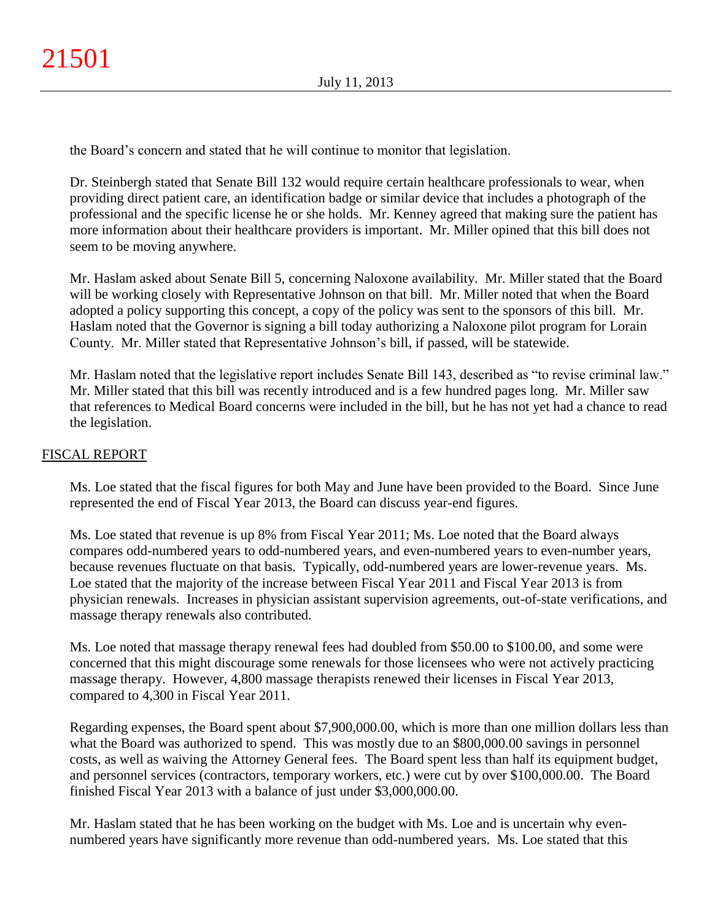the Board's concern and stated that he will continue to monitor that legislation.

Dr. Steinbergh stated that Senate Bill 132 would require certain healthcare professionals to wear, when providing direct patient care, an identification badge or similar device that includes a photograph of the professional and the specific license he or she holds. Mr. Kenney agreed that making sure the patient has more information about their healthcare providers is important. Mr. Miller opined that this bill does not seem to be moving anywhere.

Mr. Haslam asked about Senate Bill 5, concerning Naloxone availability. Mr. Miller stated that the Board will be working closely with Representative Johnson on that bill. Mr. Miller noted that when the Board adopted a policy supporting this concept, a copy of the policy was sent to the sponsors of this bill. Mr. Haslam noted that the Governor is signing a bill today authorizing a Naloxone pilot program for Lorain County. Mr. Miller stated that Representative Johnson's bill, if passed, will be statewide.

Mr. Haslam noted that the legislative report includes Senate Bill 143, described as "to revise criminal law." Mr. Miller stated that this bill was recently introduced and is a few hundred pages long. Mr. Miller saw that references to Medical Board concerns were included in the bill, but he has not yet had a chance to read the legislation.

## FISCAL REPORT

Ms. Loe stated that the fiscal figures for both May and June have been provided to the Board. Since June represented the end of Fiscal Year 2013, the Board can discuss year-end figures.

Ms. Loe stated that revenue is up 8% from Fiscal Year 2011; Ms. Loe noted that the Board always compares odd-numbered years to odd-numbered years, and even-numbered years to even-number years, because revenues fluctuate on that basis. Typically, odd-numbered years are lower-revenue years. Ms. Loe stated that the majority of the increase between Fiscal Year 2011 and Fiscal Year 2013 is from physician renewals. Increases in physician assistant supervision agreements, out-of-state verifications, and massage therapy renewals also contributed.

Ms. Loe noted that massage therapy renewal fees had doubled from $50.00 to $100.00, and some were concerned that this might discourage some renewals for those licensees who were not actively practicing massage therapy. However, 4,800 massage therapists renewed their licenses in Fiscal Year 2013, compared to 4,300 in Fiscal Year 2011.

Regarding expenses, the Board spent about $7,900,000.00, which is more than one million dollars less than what the Board was authorized to spend. This was mostly due to an $800,000.00 savings in personnel costs, as well as waiving the Attorney General fees. The Board spent less than half its equipment budget, and personnel services (contractors, temporary workers, etc.) were cut by over $100,000.00. The Board finished Fiscal Year 2013 with a balance of just under $3,000,000.00.

Mr. Haslam stated that he has been working on the budget with Ms. Loe and is uncertain why even-numbered years have significantly more revenue than odd-numbered years. Ms. Loe stated that this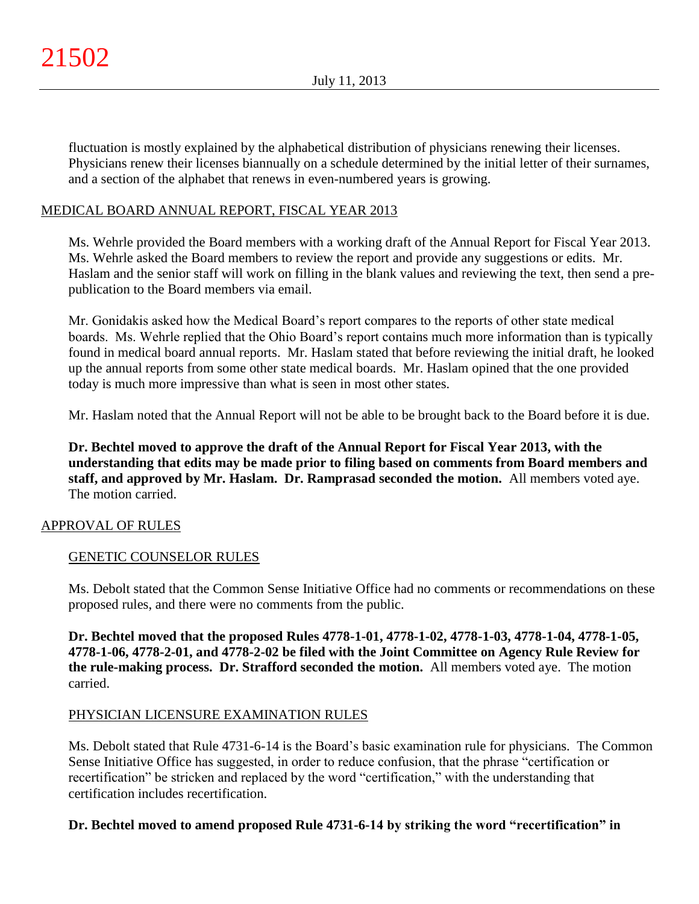fluctuation is mostly explained by the alphabetical distribution of physicians renewing their licenses. Physicians renew their licenses biannually on a schedule determined by the initial letter of their surnames, and a section of the alphabet that renews in even-numbered years is growing.

## MEDICAL BOARD ANNUAL REPORT, FISCAL YEAR 2013

Ms. Wehrle provided the Board members with a working draft of the Annual Report for Fiscal Year 2013. Ms. Wehrle asked the Board members to review the report and provide any suggestions or edits. Mr. Haslam and the senior staff will work on filling in the blank values and reviewing the text, then send a pre-publication to the Board members via email.

Mr. Gonidakis asked how the Medical Board's report compares to the reports of other state medical boards. Ms. Wehrle replied that the Ohio Board's report contains much more information than is typically found in medical board annual reports. Mr. Haslam stated that before reviewing the initial draft, he looked up the annual reports from some other state medical boards. Mr. Haslam opined that the one provided today is much more impressive than what is seen in most other states.

Mr. Haslam noted that the Annual Report will not be able to be brought back to the Board before it is due.

**Dr. Bechtel moved to approve the draft of the Annual Report for Fiscal Year 2013, with the understanding that edits may be made prior to filing based on comments from Board members and staff, and approved by Mr. Haslam. Dr. Ramprasad seconded the motion.** All members voted aye. The motion carried.

## APPROVAL OF RULES

### GENETIC COUNSELOR RULES

Ms. Debolt stated that the Common Sense Initiative Office had no comments or recommendations on these proposed rules, and there were no comments from the public.

**Dr. Bechtel moved that the proposed Rules 4778-1-01, 4778-1-02, 4778-1-03, 4778-1-04, 4778-1-05, 4778-1-06, 4778-2-01, and 4778-2-02 be filed with the Joint Committee on Agency Rule Review for the rule-making process. Dr. Strafford seconded the motion.** All members voted aye. The motion carried.

### PHYSICIAN LICENSURE EXAMINATION RULES

Ms. Debolt stated that Rule 4731-6-14 is the Board's basic examination rule for physicians. The Common Sense Initiative Office has suggested, in order to reduce confusion, that the phrase "certification or recertification" be stricken and replaced by the word "certification," with the understanding that certification includes recertification.

**Dr. Bechtel moved to amend proposed Rule 4731-6-14 by striking the word "recertification" in**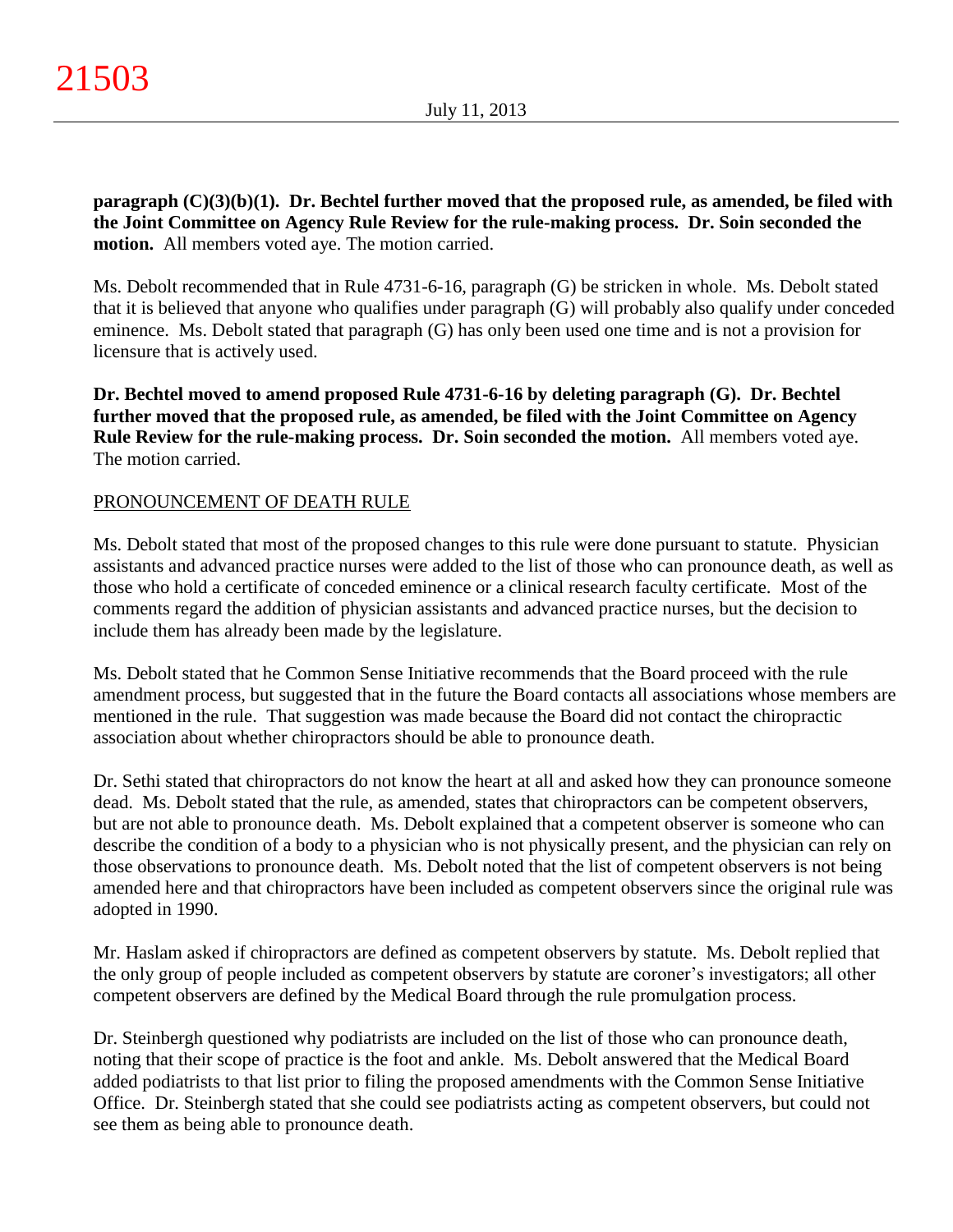**paragraph (C)(3)(b)(1). Dr. Bechtel further moved that the proposed rule, as amended, be filed with the Joint Committee on Agency Rule Review for the rule-making process. Dr. Soin seconded the motion.** All members voted aye. The motion carried.

Ms. Debolt recommended that in Rule 4731-6-16, paragraph (G) be stricken in whole. Ms. Debolt stated that it is believed that anyone who qualifies under paragraph (G) will probably also qualify under conceded eminence. Ms. Debolt stated that paragraph (G) has only been used one time and is not a provision for licensure that is actively used.

**Dr. Bechtel moved to amend proposed Rule 4731-6-16 by deleting paragraph (G). Dr. Bechtel further moved that the proposed rule, as amended, be filed with the Joint Committee on Agency Rule Review for the rule-making process. Dr. Soin seconded the motion.** All members voted aye. The motion carried.

PRONOUNCEMENT OF DEATH RULE

Ms. Debolt stated that most of the proposed changes to this rule were done pursuant to statute. Physician assistants and advanced practice nurses were added to the list of those who can pronounce death, as well as those who hold a certificate of conceded eminence or a clinical research faculty certificate. Most of the comments regard the addition of physician assistants and advanced practice nurses, but the decision to include them has already been made by the legislature.

Ms. Debolt stated that he Common Sense Initiative recommends that the Board proceed with the rule amendment process, but suggested that in the future the Board contacts all associations whose members are mentioned in the rule. That suggestion was made because the Board did not contact the chiropractic association about whether chiropractors should be able to pronounce death.

Dr. Sethi stated that chiropractors do not know the heart at all and asked how they can pronounce someone dead. Ms. Debolt stated that the rule, as amended, states that chiropractors can be competent observers, but are not able to pronounce death. Ms. Debolt explained that a competent observer is someone who can describe the condition of a body to a physician who is not physically present, and the physician can rely on those observations to pronounce death. Ms. Debolt noted that the list of competent observers is not being amended here and that chiropractors have been included as competent observers since the original rule was adopted in 1990.

Mr. Haslam asked if chiropractors are defined as competent observers by statute. Ms. Debolt replied that the only group of people included as competent observers by statute are coroner's investigators; all other competent observers are defined by the Medical Board through the rule promulgation process.

Dr. Steinbergh questioned why podiatrists are included on the list of those who can pronounce death, noting that their scope of practice is the foot and ankle. Ms. Debolt answered that the Medical Board added podiatrists to that list prior to filing the proposed amendments with the Common Sense Initiative Office. Dr. Steinbergh stated that she could see podiatrists acting as competent observers, but could not see them as being able to pronounce death.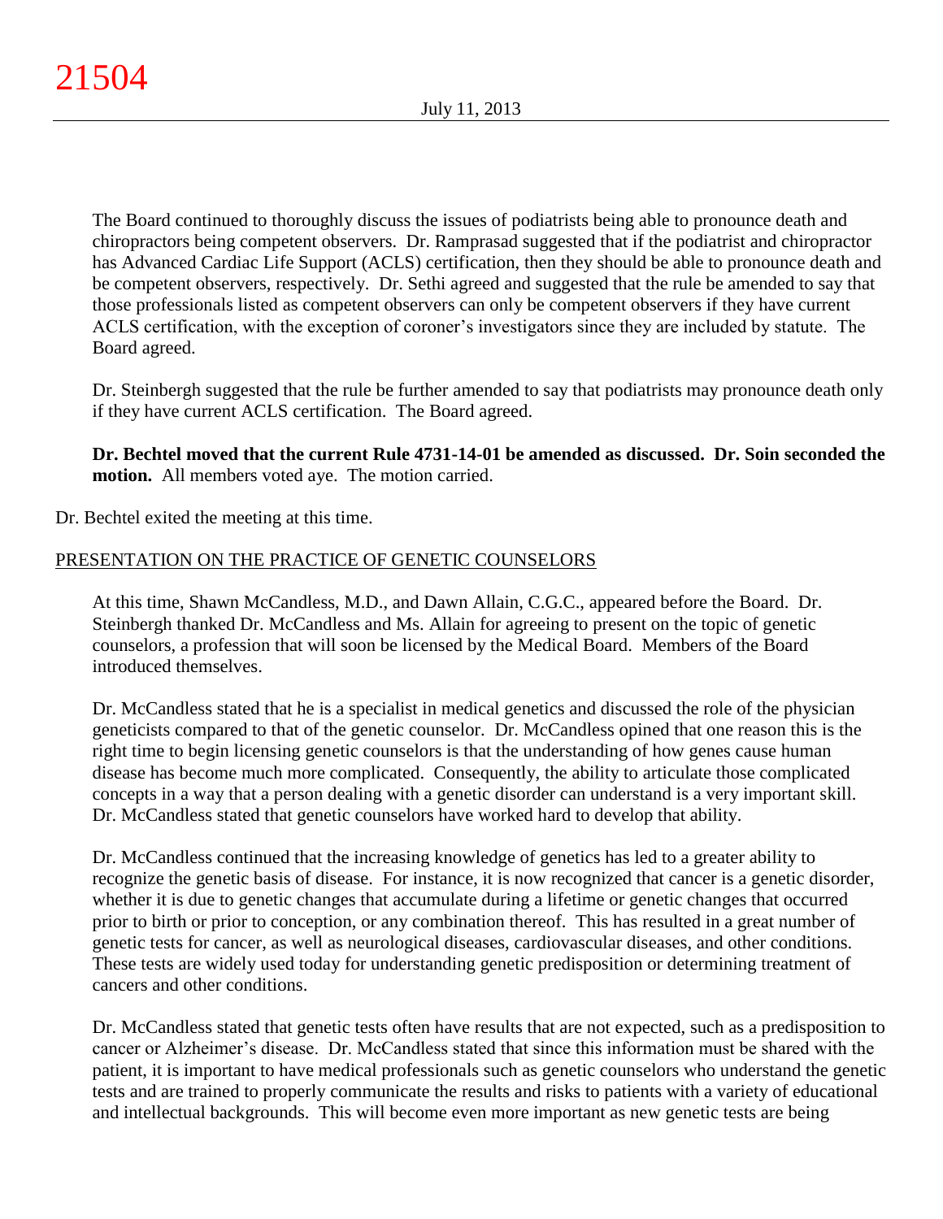The Board continued to thoroughly discuss the issues of podiatrists being able to pronounce death and chiropractors being competent observers. Dr. Ramprasad suggested that if the podiatrist and chiropractor has Advanced Cardiac Life Support (ACLS) certification, then they should be able to pronounce death and be competent observers, respectively. Dr. Sethi agreed and suggested that the rule be amended to say that those professionals listed as competent observers can only be competent observers if they have current ACLS certification, with the exception of coroner's investigators since they are included by statute. The Board agreed.

Dr. Steinbergh suggested that the rule be further amended to say that podiatrists may pronounce death only if they have current ACLS certification. The Board agreed.

**Dr. Bechtel moved that the current Rule 4731-14-01 be amended as discussed. Dr. Soin seconded the motion.** All members voted aye. The motion carried.

Dr. Bechtel exited the meeting at this time.

PRESENTATION ON THE PRACTICE OF GENETIC COUNSELORS

At this time, Shawn McCandless, M.D., and Dawn Allain, C.G.C., appeared before the Board. Dr. Steinbergh thanked Dr. McCandless and Ms. Allain for agreeing to present on the topic of genetic counselors, a profession that will soon be licensed by the Medical Board. Members of the Board introduced themselves.

Dr. McCandless stated that he is a specialist in medical genetics and discussed the role of the physician geneticists compared to that of the genetic counselor. Dr. McCandless opined that one reason this is the right time to begin licensing genetic counselors is that the understanding of how genes cause human disease has become much more complicated. Consequently, the ability to articulate those complicated concepts in a way that a person dealing with a genetic disorder can understand is a very important skill. Dr. McCandless stated that genetic counselors have worked hard to develop that ability.

Dr. McCandless continued that the increasing knowledge of genetics has led to a greater ability to recognize the genetic basis of disease. For instance, it is now recognized that cancer is a genetic disorder, whether it is due to genetic changes that accumulate during a lifetime or genetic changes that occurred prior to birth or prior to conception, or any combination thereof. This has resulted in a great number of genetic tests for cancer, as well as neurological diseases, cardiovascular diseases, and other conditions. These tests are widely used today for understanding genetic predisposition or determining treatment of cancers and other conditions.

Dr. McCandless stated that genetic tests often have results that are not expected, such as a predisposition to cancer or Alzheimer's disease. Dr. McCandless stated that since this information must be shared with the patient, it is important to have medical professionals such as genetic counselors who understand the genetic tests and are trained to properly communicate the results and risks to patients with a variety of educational and intellectual backgrounds. This will become even more important as new genetic tests are being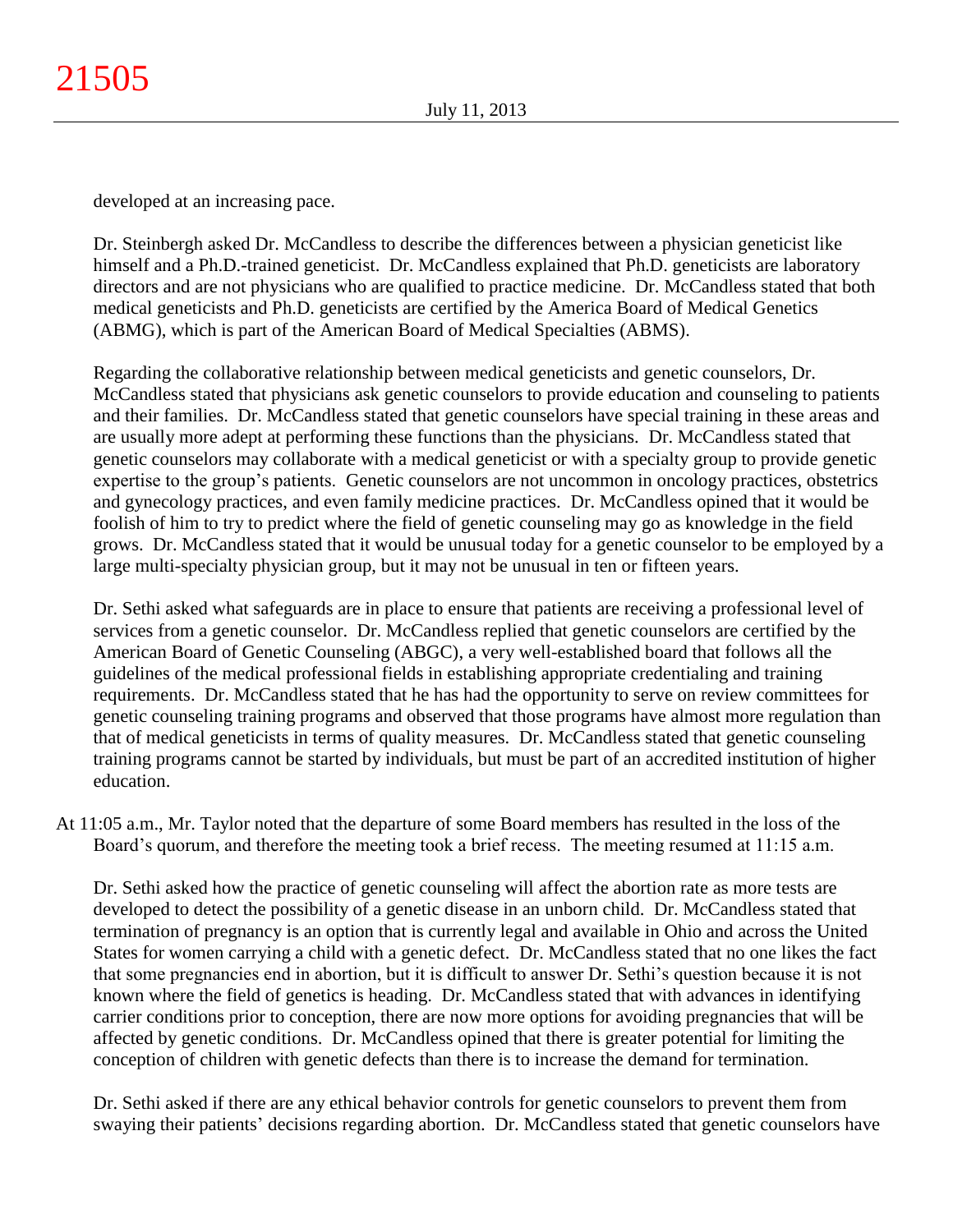developed at an increasing pace.

Dr. Steinbergh asked Dr. McCandless to describe the differences between a physician geneticist like himself and a Ph.D.-trained geneticist. Dr. McCandless explained that Ph.D. geneticists are laboratory directors and are not physicians who are qualified to practice medicine. Dr. McCandless stated that both medical geneticists and Ph.D. geneticists are certified by the America Board of Medical Genetics (ABMG), which is part of the American Board of Medical Specialties (ABMS).

Regarding the collaborative relationship between medical geneticists and genetic counselors, Dr. McCandless stated that physicians ask genetic counselors to provide education and counseling to patients and their families. Dr. McCandless stated that genetic counselors have special training in these areas and are usually more adept at performing these functions than the physicians. Dr. McCandless stated that genetic counselors may collaborate with a medical geneticist or with a specialty group to provide genetic expertise to the group's patients. Genetic counselors are not uncommon in oncology practices, obstetrics and gynecology practices, and even family medicine practices. Dr. McCandless opined that it would be foolish of him to try to predict where the field of genetic counseling may go as knowledge in the field grows. Dr. McCandless stated that it would be unusual today for a genetic counselor to be employed by a large multi-specialty physician group, but it may not be unusual in ten or fifteen years.

Dr. Sethi asked what safeguards are in place to ensure that patients are receiving a professional level of services from a genetic counselor. Dr. McCandless replied that genetic counselors are certified by the American Board of Genetic Counseling (ABGC), a very well-established board that follows all the guidelines of the medical professional fields in establishing appropriate credentialing and training requirements. Dr. McCandless stated that he has had the opportunity to serve on review committees for genetic counseling training programs and observed that those programs have almost more regulation than that of medical geneticists in terms of quality measures. Dr. McCandless stated that genetic counseling training programs cannot be started by individuals, but must be part of an accredited institution of higher education.

At 11:05 a.m., Mr. Taylor noted that the departure of some Board members has resulted in the loss of the Board's quorum, and therefore the meeting took a brief recess. The meeting resumed at 11:15 a.m.

Dr. Sethi asked how the practice of genetic counseling will affect the abortion rate as more tests are developed to detect the possibility of a genetic disease in an unborn child. Dr. McCandless stated that termination of pregnancy is an option that is currently legal and available in Ohio and across the United States for women carrying a child with a genetic defect. Dr. McCandless stated that no one likes the fact that some pregnancies end in abortion, but it is difficult to answer Dr. Sethi's question because it is not known where the field of genetics is heading. Dr. McCandless stated that with advances in identifying carrier conditions prior to conception, there are now more options for avoiding pregnancies that will be affected by genetic conditions. Dr. McCandless opined that there is greater potential for limiting the conception of children with genetic defects than there is to increase the demand for termination.

Dr. Sethi asked if there are any ethical behavior controls for genetic counselors to prevent them from swaying their patients' decisions regarding abortion. Dr. McCandless stated that genetic counselors have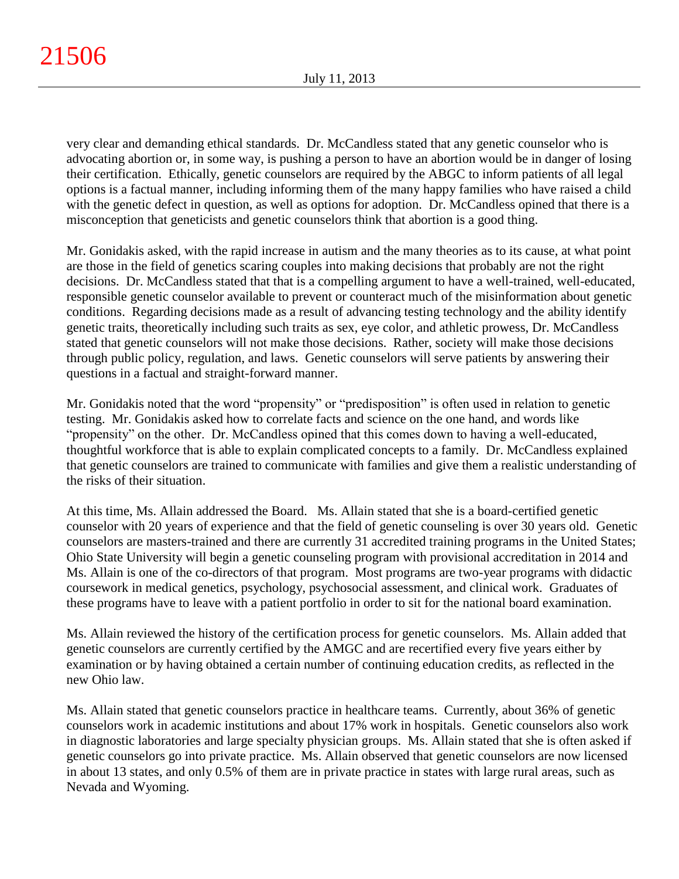very clear and demanding ethical standards. Dr. McCandless stated that any genetic counselor who is advocating abortion or, in some way, is pushing a person to have an abortion would be in danger of losing their certification. Ethically, genetic counselors are required by the ABGC to inform patients of all legal options is a factual manner, including informing them of the many happy families who have raised a child with the genetic defect in question, as well as options for adoption. Dr. McCandless opined that there is a misconception that geneticists and genetic counselors think that abortion is a good thing.

Mr. Gonidakis asked, with the rapid increase in autism and the many theories as to its cause, at what point are those in the field of genetics scaring couples into making decisions that probably are not the right decisions. Dr. McCandless stated that that is a compelling argument to have a well-trained, well-educated, responsible genetic counselor available to prevent or counteract much of the misinformation about genetic conditions. Regarding decisions made as a result of advancing testing technology and the ability identify genetic traits, theoretically including such traits as sex, eye color, and athletic prowess, Dr. McCandless stated that genetic counselors will not make those decisions. Rather, society will make those decisions through public policy, regulation, and laws. Genetic counselors will serve patients by answering their questions in a factual and straight-forward manner.

Mr. Gonidakis noted that the word "propensity" or "predisposition" is often used in relation to genetic testing. Mr. Gonidakis asked how to correlate facts and science on the one hand, and words like "propensity" on the other. Dr. McCandless opined that this comes down to having a well-educated, thoughtful workforce that is able to explain complicated concepts to a family. Dr. McCandless explained that genetic counselors are trained to communicate with families and give them a realistic understanding of the risks of their situation.

At this time, Ms. Allain addressed the Board. Ms. Allain stated that she is a board-certified genetic counselor with 20 years of experience and that the field of genetic counseling is over 30 years old. Genetic counselors are masters-trained and there are currently 31 accredited training programs in the United States; Ohio State University will begin a genetic counseling program with provisional accreditation in 2014 and Ms. Allain is one of the co-directors of that program. Most programs are two-year programs with didactic coursework in medical genetics, psychology, psychosocial assessment, and clinical work. Graduates of these programs have to leave with a patient portfolio in order to sit for the national board examination.

Ms. Allain reviewed the history of the certification process for genetic counselors. Ms. Allain added that genetic counselors are currently certified by the AMGC and are recertified every five years either by examination or by having obtained a certain number of continuing education credits, as reflected in the new Ohio law.

Ms. Allain stated that genetic counselors practice in healthcare teams. Currently, about 36% of genetic counselors work in academic institutions and about 17% work in hospitals. Genetic counselors also work in diagnostic laboratories and large specialty physician groups. Ms. Allain stated that she is often asked if genetic counselors go into private practice. Ms. Allain observed that genetic counselors are now licensed in about 13 states, and only 0.5% of them are in private practice in states with large rural areas, such as Nevada and Wyoming.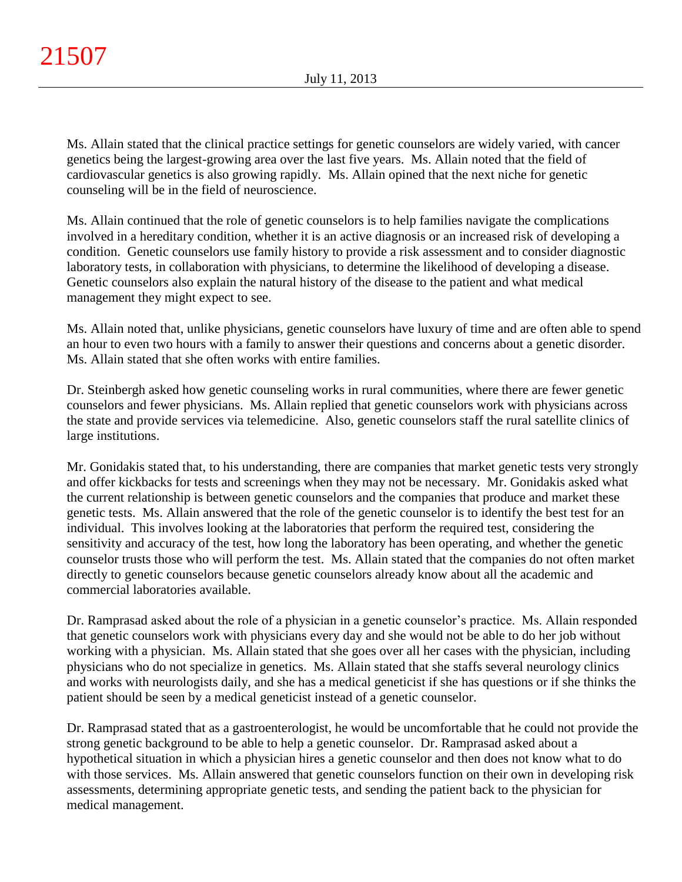Ms. Allain stated that the clinical practice settings for genetic counselors are widely varied, with cancer genetics being the largest-growing area over the last five years. Ms. Allain noted that the field of cardiovascular genetics is also growing rapidly. Ms. Allain opined that the next niche for genetic counseling will be in the field of neuroscience.

Ms. Allain continued that the role of genetic counselors is to help families navigate the complications involved in a hereditary condition, whether it is an active diagnosis or an increased risk of developing a condition. Genetic counselors use family history to provide a risk assessment and to consider diagnostic laboratory tests, in collaboration with physicians, to determine the likelihood of developing a disease. Genetic counselors also explain the natural history of the disease to the patient and what medical management they might expect to see.

Ms. Allain noted that, unlike physicians, genetic counselors have luxury of time and are often able to spend an hour to even two hours with a family to answer their questions and concerns about a genetic disorder. Ms. Allain stated that she often works with entire families.

Dr. Steinbergh asked how genetic counseling works in rural communities, where there are fewer genetic counselors and fewer physicians. Ms. Allain replied that genetic counselors work with physicians across the state and provide services via telemedicine. Also, genetic counselors staff the rural satellite clinics of large institutions.

Mr. Gonidakis stated that, to his understanding, there are companies that market genetic tests very strongly and offer kickbacks for tests and screenings when they may not be necessary. Mr. Gonidakis asked what the current relationship is between genetic counselors and the companies that produce and market these genetic tests. Ms. Allain answered that the role of the genetic counselor is to identify the best test for an individual. This involves looking at the laboratories that perform the required test, considering the sensitivity and accuracy of the test, how long the laboratory has been operating, and whether the genetic counselor trusts those who will perform the test. Ms. Allain stated that the companies do not often market directly to genetic counselors because genetic counselors already know about all the academic and commercial laboratories available.

Dr. Ramprasad asked about the role of a physician in a genetic counselor's practice. Ms. Allain responded that genetic counselors work with physicians every day and she would not be able to do her job without working with a physician. Ms. Allain stated that she goes over all her cases with the physician, including physicians who do not specialize in genetics. Ms. Allain stated that she staffs several neurology clinics and works with neurologists daily, and she has a medical geneticist if she has questions or if she thinks the patient should be seen by a medical geneticist instead of a genetic counselor.

Dr. Ramprasad stated that as a gastroenterologist, he would be uncomfortable that he could not provide the strong genetic background to be able to help a genetic counselor. Dr. Ramprasad asked about a hypothetical situation in which a physician hires a genetic counselor and then does not know what to do with those services. Ms. Allain answered that genetic counselors function on their own in developing risk assessments, determining appropriate genetic tests, and sending the patient back to the physician for medical management.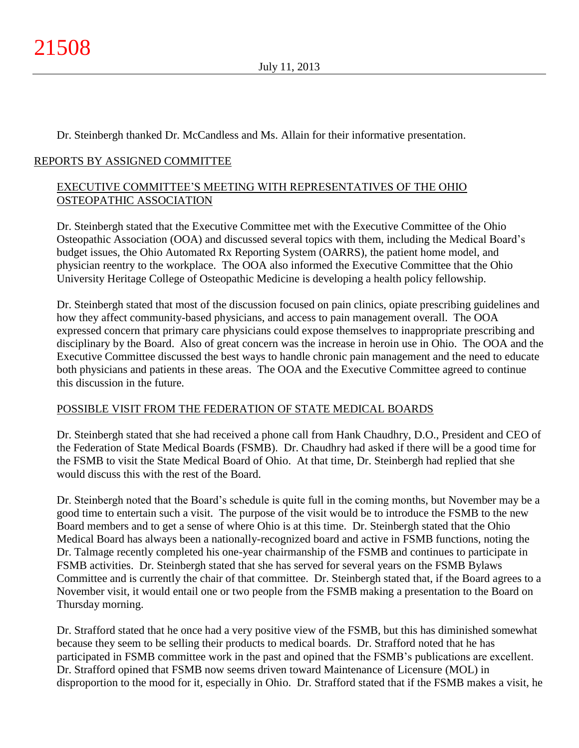Dr. Steinbergh thanked Dr. McCandless and Ms. Allain for their informative presentation.

## REPORTS BY ASSIGNED COMMITTEE

### EXECUTIVE COMMITTEE'S MEETING WITH REPRESENTATIVES OF THE OHIO OSTEOPATHIC ASSOCIATION

Dr. Steinbergh stated that the Executive Committee met with the Executive Committee of the Ohio Osteopathic Association (OOA) and discussed several topics with them, including the Medical Board's budget issues, the Ohio Automated Rx Reporting System (OARRS), the patient home model, and physician reentry to the workplace. The OOA also informed the Executive Committee that the Ohio University Heritage College of Osteopathic Medicine is developing a health policy fellowship.

Dr. Steinbergh stated that most of the discussion focused on pain clinics, opiate prescribing guidelines and how they affect community-based physicians, and access to pain management overall. The OOA expressed concern that primary care physicians could expose themselves to inappropriate prescribing and disciplinary by the Board. Also of great concern was the increase in heroin use in Ohio. The OOA and the Executive Committee discussed the best ways to handle chronic pain management and the need to educate both physicians and patients in these areas. The OOA and the Executive Committee agreed to continue this discussion in the future.

### POSSIBLE VISIT FROM THE FEDERATION OF STATE MEDICAL BOARDS

Dr. Steinbergh stated that she had received a phone call from Hank Chaudhry, D.O., President and CEO of the Federation of State Medical Boards (FSMB). Dr. Chaudhry had asked if there will be a good time for the FSMB to visit the State Medical Board of Ohio. At that time, Dr. Steinbergh had replied that she would discuss this with the rest of the Board.

Dr. Steinbergh noted that the Board's schedule is quite full in the coming months, but November may be a good time to entertain such a visit. The purpose of the visit would be to introduce the FSMB to the new Board members and to get a sense of where Ohio is at this time. Dr. Steinbergh stated that the Ohio Medical Board has always been a nationally-recognized board and active in FSMB functions, noting the Dr. Talmage recently completed his one-year chairmanship of the FSMB and continues to participate in FSMB activities. Dr. Steinbergh stated that she has served for several years on the FSMB Bylaws Committee and is currently the chair of that committee. Dr. Steinbergh stated that, if the Board agrees to a November visit, it would entail one or two people from the FSMB making a presentation to the Board on Thursday morning.

Dr. Strafford stated that he once had a very positive view of the FSMB, but this has diminished somewhat because they seem to be selling their products to medical boards. Dr. Strafford noted that he has participated in FSMB committee work in the past and opined that the FSMB's publications are excellent. Dr. Strafford opined that FSMB now seems driven toward Maintenance of Licensure (MOL) in disproportion to the mood for it, especially in Ohio. Dr. Strafford stated that if the FSMB makes a visit, he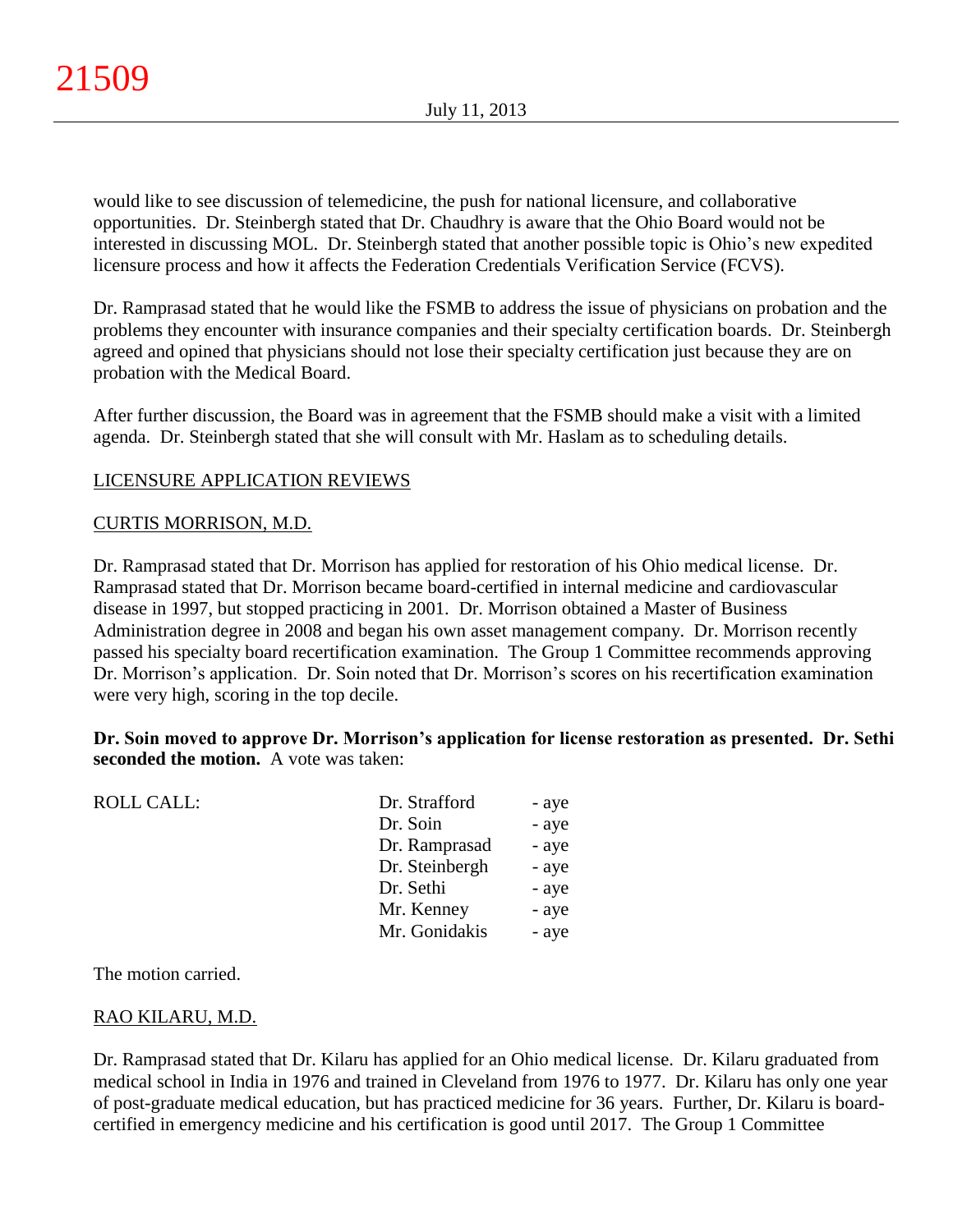would like to see discussion of telemedicine, the push for national licensure, and collaborative opportunities. Dr. Steinbergh stated that Dr. Chaudhry is aware that the Ohio Board would not be interested in discussing MOL. Dr. Steinbergh stated that another possible topic is Ohio's new expedited licensure process and how it affects the Federation Credentials Verification Service (FCVS).

Dr. Ramprasad stated that he would like the FSMB to address the issue of physicians on probation and the problems they encounter with insurance companies and their specialty certification boards. Dr. Steinbergh agreed and opined that physicians should not lose their specialty certification just because they are on probation with the Medical Board.

After further discussion, the Board was in agreement that the FSMB should make a visit with a limited agenda. Dr. Steinbergh stated that she will consult with Mr. Haslam as to scheduling details.

LICENSURE APPLICATION REVIEWS

CURTIS MORRISON, M.D.

Dr. Ramprasad stated that Dr. Morrison has applied for restoration of his Ohio medical license. Dr. Ramprasad stated that Dr. Morrison became board-certified in internal medicine and cardiovascular disease in 1997, but stopped practicing in 2001. Dr. Morrison obtained a Master of Business Administration degree in 2008 and began his own asset management company. Dr. Morrison recently passed his specialty board recertification examination. The Group 1 Committee recommends approving Dr. Morrison's application. Dr. Soin noted that Dr. Morrison's scores on his recertification examination were very high, scoring in the top decile.

**Dr. Soin moved to approve Dr. Morrison's application for license restoration as presented. Dr. Sethi seconded the motion.** A vote was taken:

| ROLL CALL: | Dr. Strafford | - aye |
|---|---|---|
| | Dr. Soin | - aye |
| | Dr. Ramprasad | - aye |
| | Dr. Steinbergh | - aye |
| | Dr. Sethi | - aye |
| | Mr. Kenney | - aye |
| | Mr. Gonidakis | - aye |

The motion carried.

RAO KILARU, M.D.

Dr. Ramprasad stated that Dr. Kilaru has applied for an Ohio medical license. Dr. Kilaru graduated from medical school in India in 1976 and trained in Cleveland from 1976 to 1977. Dr. Kilaru has only one year of post-graduate medical education, but has practiced medicine for 36 years. Further, Dr. Kilaru is board-certified in emergency medicine and his certification is good until 2017. The Group 1 Committee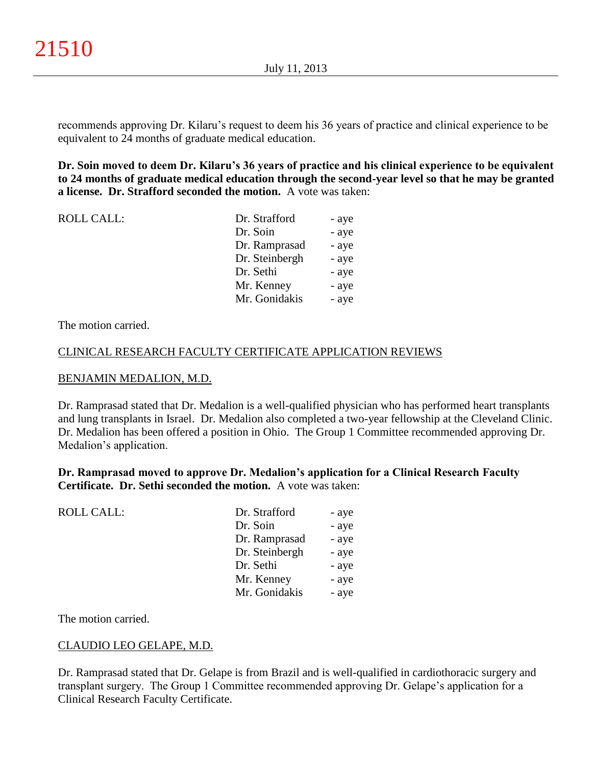recommends approving Dr. Kilaru's request to deem his 36 years of practice and clinical experience to be equivalent to 24 months of graduate medical education.

**Dr. Soin moved to deem Dr. Kilaru's 36 years of practice and his clinical experience to be equivalent to 24 months of graduate medical education through the second-year level so that he may be granted a license. Dr. Strafford seconded the motion.** A vote was taken:

| ROLL CALL: | Dr. Strafford | - aye |
|---|---|---|
| | Dr. Soin | - aye |
| | Dr. Ramprasad | - aye |
| | Dr. Steinbergh | - aye |
| | Dr. Sethi | - aye |
| | Mr. Kenney | - aye |
| | Mr. Gonidakis | - aye |

The motion carried.

CLINICAL RESEARCH FACULTY CERTIFICATE APPLICATION REVIEWS

BENJAMIN MEDALION, M.D.

Dr. Ramprasad stated that Dr. Medalion is a well-qualified physician who has performed heart transplants and lung transplants in Israel. Dr. Medalion also completed a two-year fellowship at the Cleveland Clinic. Dr. Medalion has been offered a position in Ohio. The Group 1 Committee recommended approving Dr. Medalion's application.

**Dr. Ramprasad moved to approve Dr. Medalion's application for a Clinical Research Faculty Certificate. Dr. Sethi seconded the motion.** A vote was taken:

| ROLL CALL: | Dr. Strafford | - aye |
|---|---|---|
| | Dr. Soin | - aye |
| | Dr. Ramprasad | - aye |
| | Dr. Steinbergh | - aye |
| | Dr. Sethi | - aye |
| | Mr. Kenney | - aye |
| | Mr. Gonidakis | - aye |

The motion carried.

CLAUDIO LEO GELAPE, M.D.

Dr. Ramprasad stated that Dr. Gelape is from Brazil and is well-qualified in cardiothoracic surgery and transplant surgery. The Group 1 Committee recommended approving Dr. Gelape's application for a Clinical Research Faculty Certificate.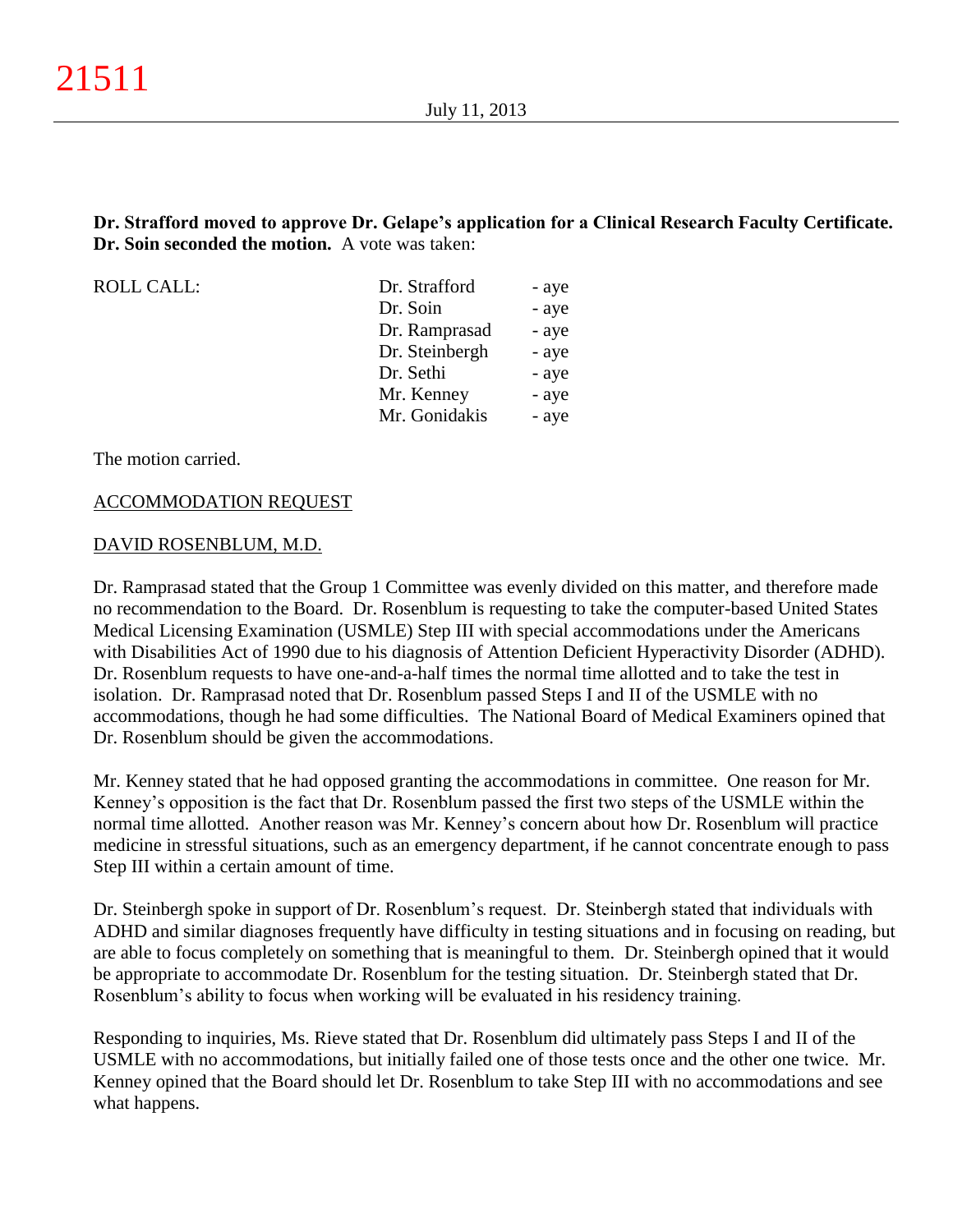**Dr. Strafford moved to approve Dr. Gelape's application for a Clinical Research Faculty Certificate. Dr. Soin seconded the motion.** A vote was taken:

| ROLL CALL: | | |
|---|---|---|
| | Dr. Strafford | - aye |
| | Dr. Soin | - aye |
| | Dr. Ramprasad | - aye |
| | Dr. Steinbergh | - aye |
| | Dr. Sethi | - aye |
| | Mr. Kenney | - aye |
| | Mr. Gonidakis | - aye |

The motion carried.

ACCOMMODATION REQUEST

DAVID ROSENBLUM, M.D.

Dr. Ramprasad stated that the Group 1 Committee was evenly divided on this matter, and therefore made no recommendation to the Board. Dr. Rosenblum is requesting to take the computer-based United States Medical Licensing Examination (USMLE) Step III with special accommodations under the Americans with Disabilities Act of 1990 due to his diagnosis of Attention Deficient Hyperactivity Disorder (ADHD). Dr. Rosenblum requests to have one-and-a-half times the normal time allotted and to take the test in isolation. Dr. Ramprasad noted that Dr. Rosenblum passed Steps I and II of the USMLE with no accommodations, though he had some difficulties. The National Board of Medical Examiners opined that Dr. Rosenblum should be given the accommodations.

Mr. Kenney stated that he had opposed granting the accommodations in committee. One reason for Mr. Kenney's opposition is the fact that Dr. Rosenblum passed the first two steps of the USMLE within the normal time allotted. Another reason was Mr. Kenney's concern about how Dr. Rosenblum will practice medicine in stressful situations, such as an emergency department, if he cannot concentrate enough to pass Step III within a certain amount of time.

Dr. Steinbergh spoke in support of Dr. Rosenblum's request. Dr. Steinbergh stated that individuals with ADHD and similar diagnoses frequently have difficulty in testing situations and in focusing on reading, but are able to focus completely on something that is meaningful to them. Dr. Steinbergh opined that it would be appropriate to accommodate Dr. Rosenblum for the testing situation. Dr. Steinbergh stated that Dr. Rosenblum's ability to focus when working will be evaluated in his residency training.

Responding to inquiries, Ms. Rieve stated that Dr. Rosenblum did ultimately pass Steps I and II of the USMLE with no accommodations, but initially failed one of those tests once and the other one twice. Mr. Kenney opined that the Board should let Dr. Rosenblum to take Step III with no accommodations and see what happens.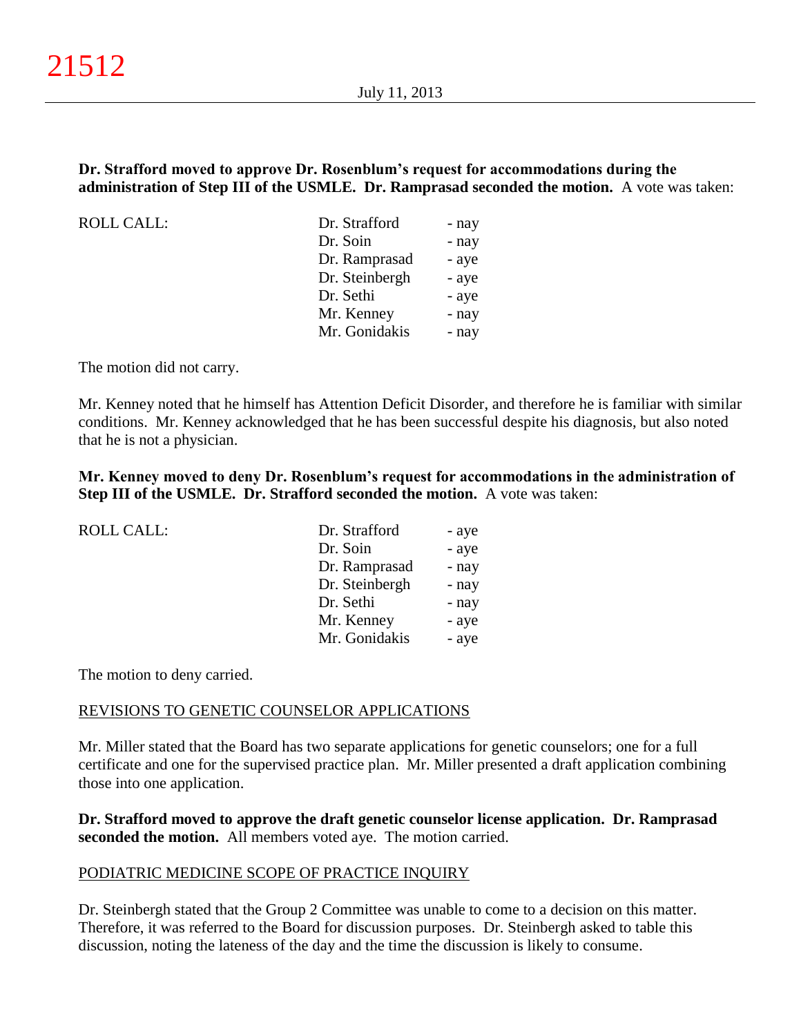**Dr. Strafford moved to approve Dr. Rosenblum's request for accommodations during the administration of Step III of the USMLE. Dr. Ramprasad seconded the motion.** A vote was taken:

| ROLL CALL: | | |
|---|---|---|
| | Dr. Strafford | - nay |
| | Dr. Soin | - nay |
| | Dr. Ramprasad | - aye |
| | Dr. Steinbergh | - aye |
| | Dr. Sethi | - aye |
| | Mr. Kenney | - nay |
| | Mr. Gonidakis | - nay |

The motion did not carry.

Mr. Kenney noted that he himself has Attention Deficit Disorder, and therefore he is familiar with similar conditions. Mr. Kenney acknowledged that he has been successful despite his diagnosis, but also noted that he is not a physician.

**Mr. Kenney moved to deny Dr. Rosenblum's request for accommodations in the administration of Step III of the USMLE. Dr. Strafford seconded the motion.** A vote was taken:

| ROLL CALL: | | |
|---|---|---|
| | Dr. Strafford | - aye |
| | Dr. Soin | - aye |
| | Dr. Ramprasad | - nay |
| | Dr. Steinbergh | - nay |
| | Dr. Sethi | - nay |
| | Mr. Kenney | - aye |
| | Mr. Gonidakis | - aye |

The motion to deny carried.

## REVISIONS TO GENETIC COUNSELOR APPLICATIONS

Mr. Miller stated that the Board has two separate applications for genetic counselors; one for a full certificate and one for the supervised practice plan. Mr. Miller presented a draft application combining those into one application.

**Dr. Strafford moved to approve the draft genetic counselor license application. Dr. Ramprasad seconded the motion.** All members voted aye. The motion carried.

## PODIATRIC MEDICINE SCOPE OF PRACTICE INQUIRY

Dr. Steinbergh stated that the Group 2 Committee was unable to come to a decision on this matter. Therefore, it was referred to the Board for discussion purposes. Dr. Steinbergh asked to table this discussion, noting the lateness of the day and the time the discussion is likely to consume.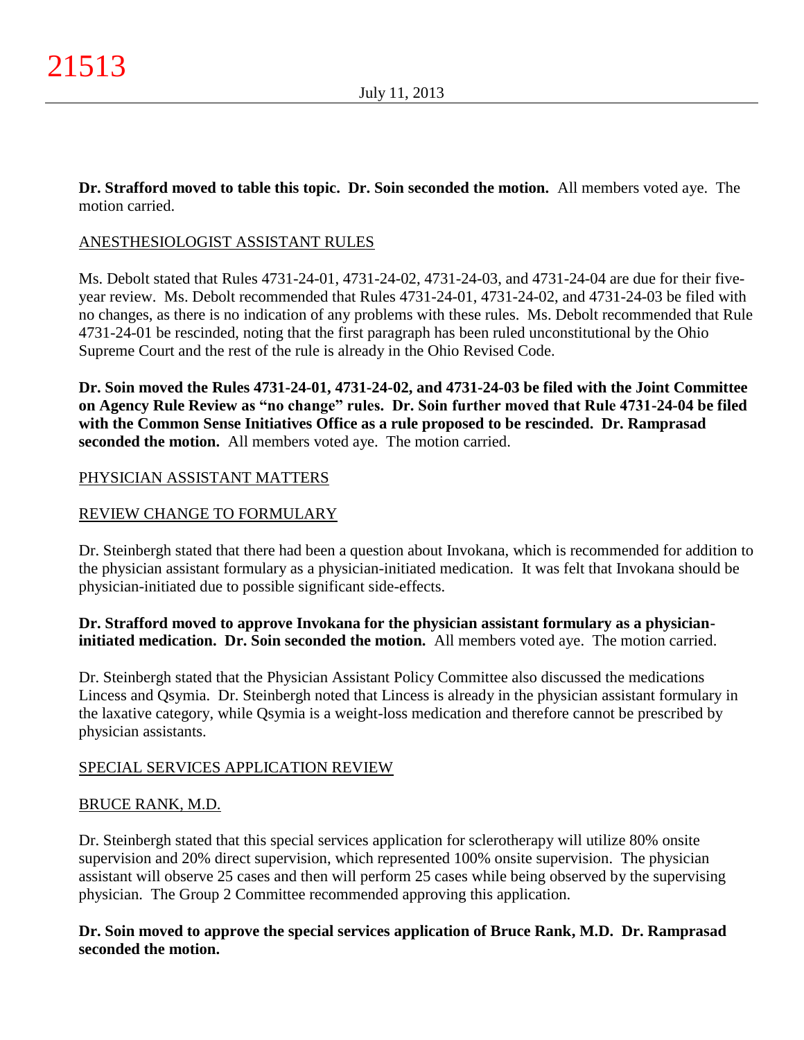**Dr. Strafford moved to table this topic. Dr. Soin seconded the motion.** All members voted aye. The motion carried.

ANESTHESIOLOGIST ASSISTANT RULES

Ms. Debolt stated that Rules 4731-24-01, 4731-24-02, 4731-24-03, and 4731-24-04 are due for their five-year review. Ms. Debolt recommended that Rules 4731-24-01, 4731-24-02, and 4731-24-03 be filed with no changes, as there is no indication of any problems with these rules. Ms. Debolt recommended that Rule 4731-24-01 be rescinded, noting that the first paragraph has been ruled unconstitutional by the Ohio Supreme Court and the rest of the rule is already in the Ohio Revised Code.

**Dr. Soin moved the Rules 4731-24-01, 4731-24-02, and 4731-24-03 be filed with the Joint Committee on Agency Rule Review as "no change" rules. Dr. Soin further moved that Rule 4731-24-04 be filed with the Common Sense Initiatives Office as a rule proposed to be rescinded. Dr. Ramprasad seconded the motion.** All members voted aye. The motion carried.

PHYSICIAN ASSISTANT MATTERS

REVIEW CHANGE TO FORMULARY

Dr. Steinbergh stated that there had been a question about Invokana, which is recommended for addition to the physician assistant formulary as a physician-initiated medication. It was felt that Invokana should be physician-initiated due to possible significant side-effects.

**Dr. Strafford moved to approve Invokana for the physician assistant formulary as a physician-initiated medication. Dr. Soin seconded the motion.** All members voted aye. The motion carried.

Dr. Steinbergh stated that the Physician Assistant Policy Committee also discussed the medications Lincess and Qsymia. Dr. Steinbergh noted that Lincess is already in the physician assistant formulary in the laxative category, while Qsymia is a weight-loss medication and therefore cannot be prescribed by physician assistants.

SPECIAL SERVICES APPLICATION REVIEW

BRUCE RANK, M.D.

Dr. Steinbergh stated that this special services application for sclerotherapy will utilize 80% onsite supervision and 20% direct supervision, which represented 100% onsite supervision. The physician assistant will observe 25 cases and then will perform 25 cases while being observed by the supervising physician. The Group 2 Committee recommended approving this application.

**Dr. Soin moved to approve the special services application of Bruce Rank, M.D. Dr. Ramprasad seconded the motion.**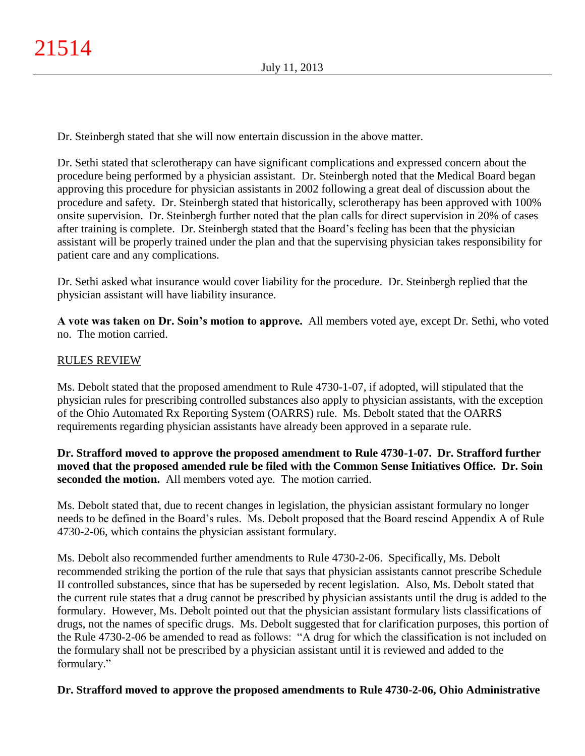Dr. Steinbergh stated that she will now entertain discussion in the above matter.

Dr. Sethi stated that sclerotherapy can have significant complications and expressed concern about the procedure being performed by a physician assistant. Dr. Steinbergh noted that the Medical Board began approving this procedure for physician assistants in 2002 following a great deal of discussion about the procedure and safety. Dr. Steinbergh stated that historically, sclerotherapy has been approved with 100% onsite supervision. Dr. Steinbergh further noted that the plan calls for direct supervision in 20% of cases after training is complete. Dr. Steinbergh stated that the Board's feeling has been that the physician assistant will be properly trained under the plan and that the supervising physician takes responsibility for patient care and any complications.

Dr. Sethi asked what insurance would cover liability for the procedure. Dr. Steinbergh replied that the physician assistant will have liability insurance.

**A vote was taken on Dr. Soin's motion to approve.** All members voted aye, except Dr. Sethi, who voted no. The motion carried.

## RULES REVIEW

Ms. Debolt stated that the proposed amendment to Rule 4730-1-07, if adopted, will stipulated that the physician rules for prescribing controlled substances also apply to physician assistants, with the exception of the Ohio Automated Rx Reporting System (OARRS) rule. Ms. Debolt stated that the OARRS requirements regarding physician assistants have already been approved in a separate rule.

**Dr. Strafford moved to approve the proposed amendment to Rule 4730-1-07. Dr. Strafford further moved that the proposed amended rule be filed with the Common Sense Initiatives Office. Dr. Soin seconded the motion.** All members voted aye. The motion carried.

Ms. Debolt stated that, due to recent changes in legislation, the physician assistant formulary no longer needs to be defined in the Board's rules. Ms. Debolt proposed that the Board rescind Appendix A of Rule 4730-2-06, which contains the physician assistant formulary.

Ms. Debolt also recommended further amendments to Rule 4730-2-06. Specifically, Ms. Debolt recommended striking the portion of the rule that says that physician assistants cannot prescribe Schedule II controlled substances, since that has be superseded by recent legislation. Also, Ms. Debolt stated that the current rule states that a drug cannot be prescribed by physician assistants until the drug is added to the formulary. However, Ms. Debolt pointed out that the physician assistant formulary lists classifications of drugs, not the names of specific drugs. Ms. Debolt suggested that for clarification purposes, this portion of the Rule 4730-2-06 be amended to read as follows: "A drug for which the classification is not included on the formulary shall not be prescribed by a physician assistant until it is reviewed and added to the formulary."

**Dr. Strafford moved to approve the proposed amendments to Rule 4730-2-06, Ohio Administrative**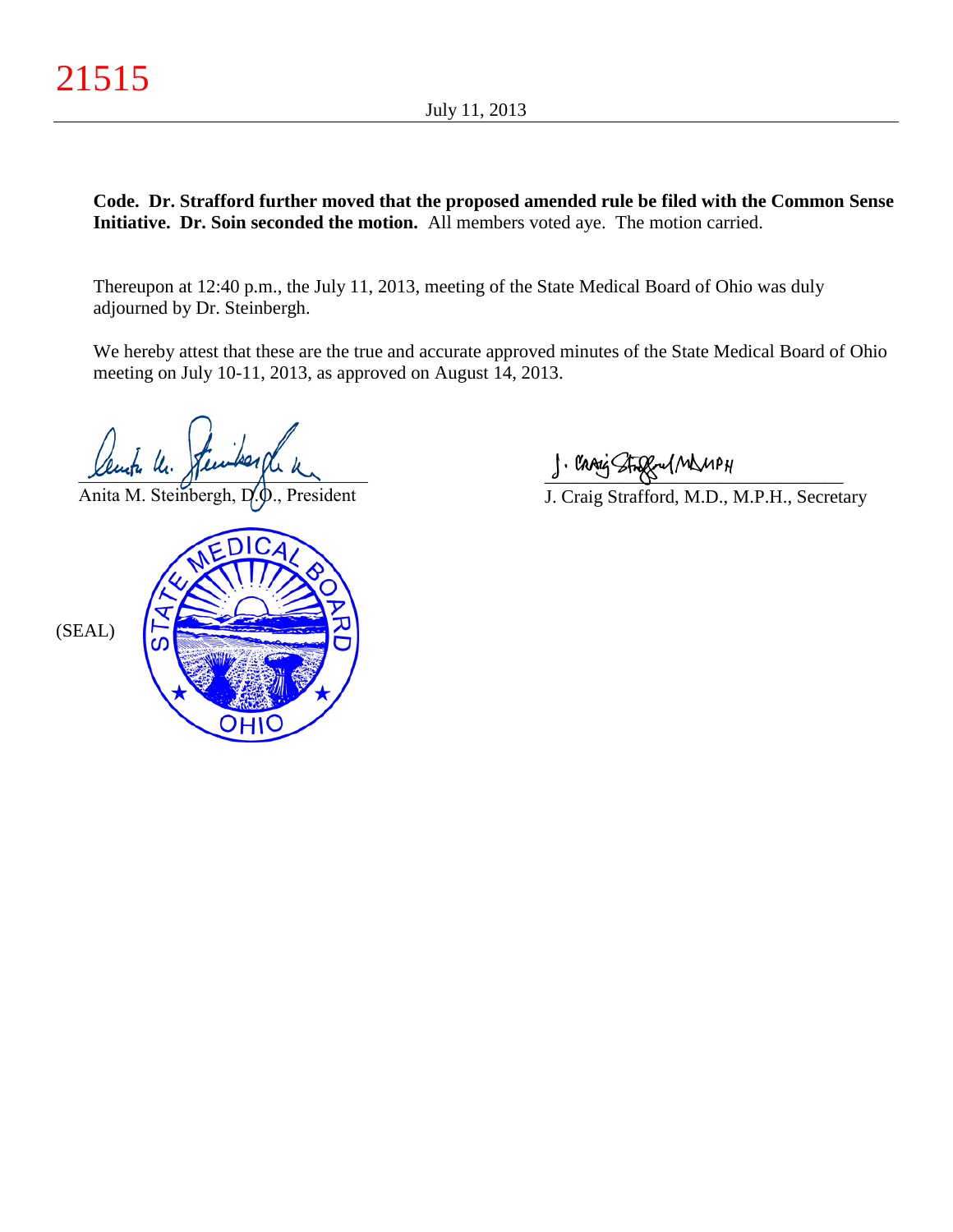**Code. Dr. Strafford further moved that the proposed amended rule be filed with the Common Sense Initiative. Dr. Soin seconded the motion.** All members voted aye. The motion carried.

Thereupon at 12:40 p.m., the July 11, 2013, meeting of the State Medical Board of Ohio was duly adjourned by Dr. Steinbergh.

We hereby attest that these are the true and accurate approved minutes of the State Medical Board of Ohio meeting on July 10-11, 2013, as approved on August 14, 2013.

Anita M. Steinbergh, D.O., President

J. Craig Strafford, M.D., M.P.H., Secretary

(SEAL)